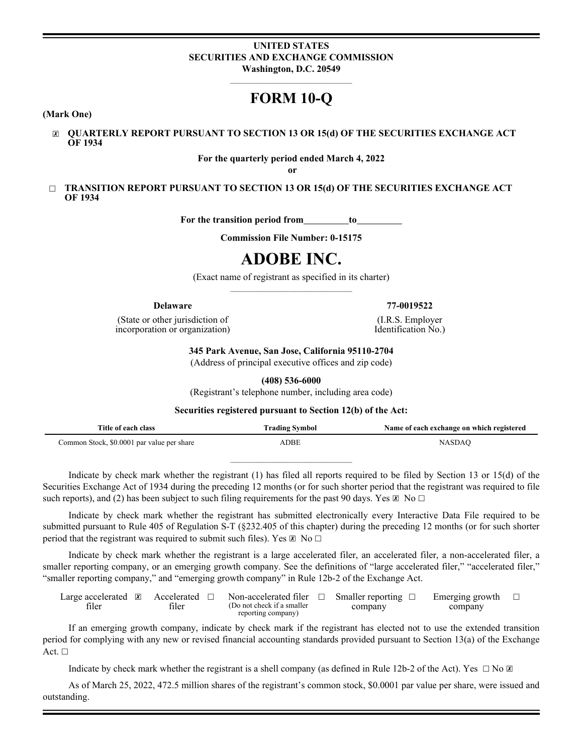**UNITED STATES**
**SECURITIES AND EXCHANGE COMMISSION**
**Washington, D.C. 20549**

# FORM 10-Q

**(Mark One)**

☒ **QUARTERLY REPORT PURSUANT TO SECTION 13 OR 15(d) OF THE SECURITIES EXCHANGE ACT OF 1934**

**For the quarterly period ended March 4, 2022**

**or**

☐ **TRANSITION REPORT PURSUANT TO SECTION 13 OR 15(d) OF THE SECURITIES EXCHANGE ACT OF 1934**

**For the transition period from\_\_\_\_\_\_\_\_\_to\_\_\_\_\_\_\_\_\_**

**Commission File Number: 0-15175**

# ADOBE INC.

(Exact name of registrant as specified in its charter)

| **Delaware** | **77-0019522** |
|---|---|
| (State or other jurisdiction of incorporation or organization) | (I.R.S. Employer Identification No.) |

**345 Park Avenue, San Jose, California 95110-2704**
(Address of principal executive offices and zip code)

**(408) 536-6000**
(Registrant's telephone number, including area code)

**Securities registered pursuant to Section 12(b) of the Act:**

| Title of each class | Trading Symbol | Name of each exchange on which registered |
|---|---|---|
| Common Stock, $0.0001 par value per share | ADBE | NASDAQ |

Indicate by check mark whether the registrant (1) has filed all reports required to be filed by Section 13 or 15(d) of the Securities Exchange Act of 1934 during the preceding 12 months (or for such shorter period that the registrant was required to file such reports), and (2) has been subject to such filing requirements for the past 90 days. Yes ☒ No ☐

Indicate by check mark whether the registrant has submitted electronically every Interactive Data File required to be submitted pursuant to Rule 405 of Regulation S-T (§232.405 of this chapter) during the preceding 12 months (or for such shorter period that the registrant was required to submit such files). Yes ☒ No ☐

Indicate by check mark whether the registrant is a large accelerated filer, an accelerated filer, a non-accelerated filer, a smaller reporting company, or an emerging growth company. See the definitions of "large accelerated filer," "accelerated filer," "smaller reporting company," and "emerging growth company" in Rule 12b-2 of the Exchange Act.

| Large accelerated filer ☒ | Accelerated filer ☐ | Non-accelerated filer ☐ (Do not check if a smaller reporting company) | Smaller reporting company ☐ | Emerging growth company ☐ |
|---|---|---|---|---|

If an emerging growth company, indicate by check mark if the registrant has elected not to use the extended transition period for complying with any new or revised financial accounting standards provided pursuant to Section 13(a) of the Exchange Act. ☐

Indicate by check mark whether the registrant is a shell company (as defined in Rule 12b-2 of the Act). Yes ☐ No ☒

As of March 25, 2022, 472.5 million shares of the registrant's common stock, $0.0001 par value per share, were issued and outstanding.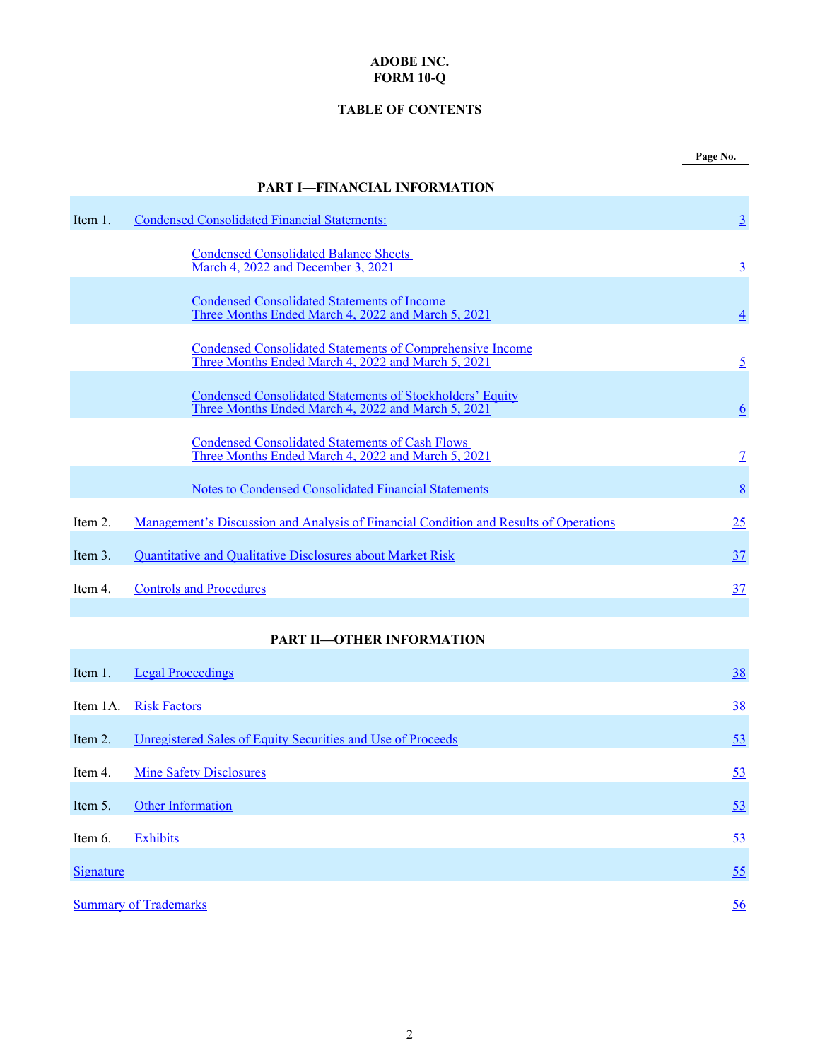**ADOBE INC.**
**FORM 10-Q**

**TABLE OF CONTENTS**

| | | Page No. |
|---|---|---|
| | **PART I—FINANCIAL INFORMATION** | |
| Item 1. | Condensed Consolidated Financial Statements: | 3 |
| | Condensed Consolidated Balance Sheets March 4, 2022 and December 3, 2021 | 3 |
| | Condensed Consolidated Statements of Income Three Months Ended March 4, 2022 and March 5, 2021 | 4 |
| | Condensed Consolidated Statements of Comprehensive Income Three Months Ended March 4, 2022 and March 5, 2021 | 5 |
| | Condensed Consolidated Statements of Stockholders' Equity Three Months Ended March 4, 2022 and March 5, 2021 | 6 |
| | Condensed Consolidated Statements of Cash Flows Three Months Ended March 4, 2022 and March 5, 2021 | 7 |
| | Notes to Condensed Consolidated Financial Statements | 8 |
| Item 2. | Management's Discussion and Analysis of Financial Condition and Results of Operations | 25 |
| Item 3. | Quantitative and Qualitative Disclosures about Market Risk | 37 |
| Item 4. | Controls and Procedures | 37 |
| | **PART II—OTHER INFORMATION** | |
| Item 1. | Legal Proceedings | 38 |
| Item 1A. | Risk Factors | 38 |
| Item 2. | Unregistered Sales of Equity Securities and Use of Proceeds | 53 |
| Item 4. | Mine Safety Disclosures | 53 |
| Item 5. | Other Information | 53 |
| Item 6. | Exhibits | 53 |
| Signature | | 55 |
| Summary of Trademarks | | 56 |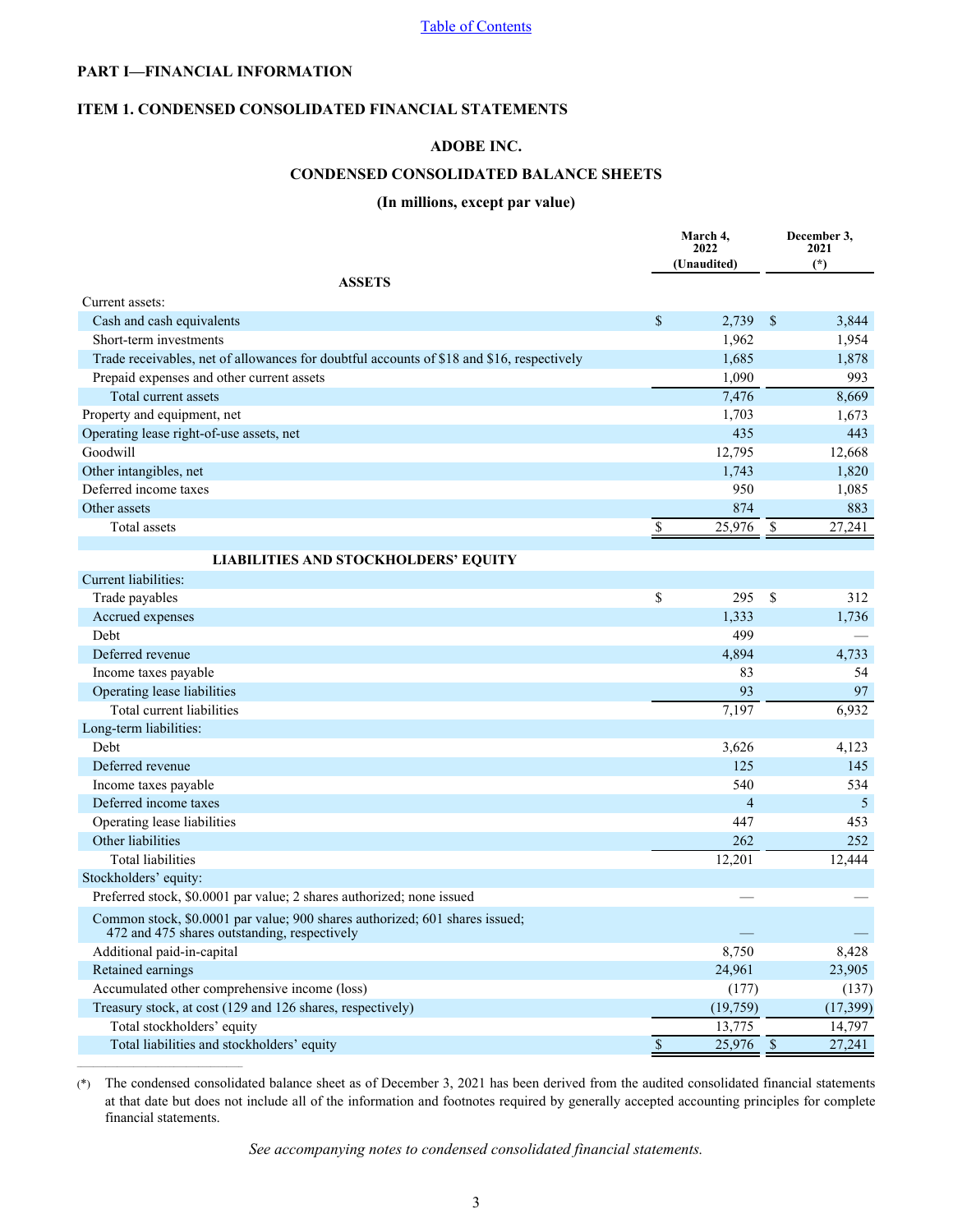Table of Contents

# PART I—FINANCIAL INFORMATION

## ITEM 1. CONDENSED CONSOLIDATED FINANCIAL STATEMENTS

### ADOBE INC.

### CONDENSED CONSOLIDATED BALANCE SHEETS

**(In millions, except par value)**

| | March 4, 2022 (Unaudited) | December 3, 2021 (*) |
|---|---|---|
| **ASSETS** | | |
| Current assets: | | |
| Cash and cash equivalents | $ 2,739 | $ 3,844 |
| Short-term investments | 1,962 | 1,954 |
| Trade receivables, net of allowances for doubtful accounts of $18 and $16, respectively | 1,685 | 1,878 |
| Prepaid expenses and other current assets | 1,090 | 993 |
| Total current assets | 7,476 | 8,669 |
| Property and equipment, net | 1,703 | 1,673 |
| Operating lease right-of-use assets, net | 435 | 443 |
| Goodwill | 12,795 | 12,668 |
| Other intangibles, net | 1,743 | 1,820 |
| Deferred income taxes | 950 | 1,085 |
| Other assets | 874 | 883 |
| Total assets | $ 25,976 | $ 27,241 |
| **LIABILITIES AND STOCKHOLDERS' EQUITY** | | |
| Current liabilities: | | |
| Trade payables | $ 295 | $ 312 |
| Accrued expenses | 1,333 | 1,736 |
| Debt | 499 | — |
| Deferred revenue | 4,894 | 4,733 |
| Income taxes payable | 83 | 54 |
| Operating lease liabilities | 93 | 97 |
| Total current liabilities | 7,197 | 6,932 |
| Long-term liabilities: | | |
| Debt | 3,626 | 4,123 |
| Deferred revenue | 125 | 145 |
| Income taxes payable | 540 | 534 |
| Deferred income taxes | 4 | 5 |
| Operating lease liabilities | 447 | 453 |
| Other liabilities | 262 | 252 |
| Total liabilities | 12,201 | 12,444 |
| Stockholders' equity: | | |
| Preferred stock, $0.0001 par value; 2 shares authorized; none issued | — | — |
| Common stock, $0.0001 par value; 900 shares authorized; 601 shares issued; 472 and 475 shares outstanding, respectively | — | — |
| Additional paid-in-capital | 8,750 | 8,428 |
| Retained earnings | 24,961 | 23,905 |
| Accumulated other comprehensive income (loss) | (177) | (137) |
| Treasury stock, at cost (129 and 126 shares, respectively) | (19,759) | (17,399) |
| Total stockholders' equity | 13,775 | 14,797 |
| Total liabilities and stockholders' equity | $ 25,976 | $ 27,241 |

(*) The condensed consolidated balance sheet as of December 3, 2021 has been derived from the audited consolidated financial statements at that date but does not include all of the information and footnotes required by generally accepted accounting principles for complete financial statements.

*See accompanying notes to condensed consolidated financial statements.*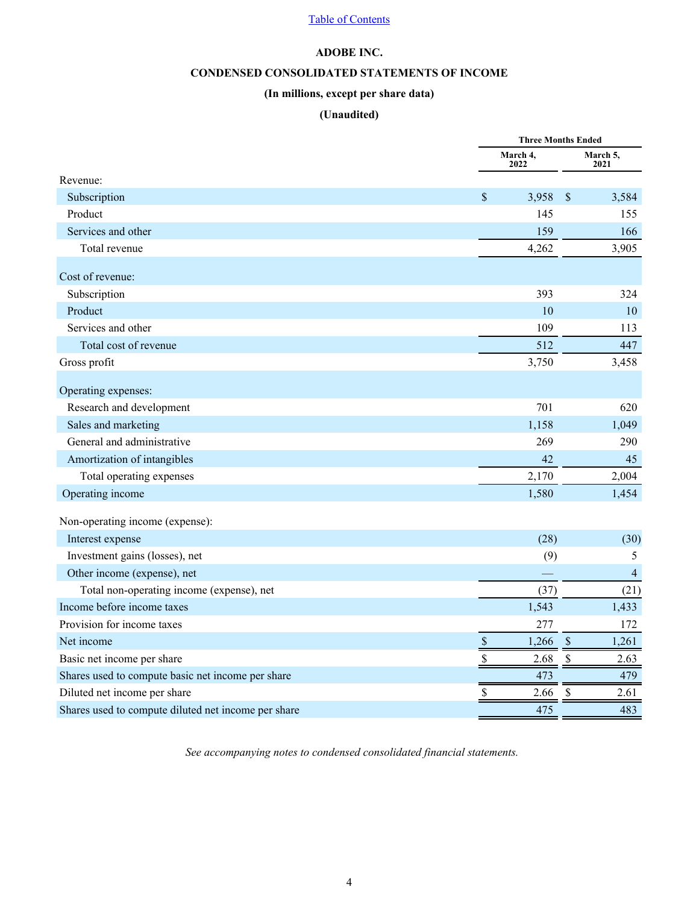Table of Contents

# ADOBE INC.

## CONDENSED CONSOLIDATED STATEMENTS OF INCOME

**(In millions, except per share data)**

**(Unaudited)**

| | Three Months Ended | |
|---|---|---|
| | March 4, 2022 | March 5, 2021 |
| Revenue: | | |
| Subscription | $ 3,958 | $ 3,584 |
| Product | 145 | 155 |
| Services and other | 159 | 166 |
| Total revenue | 4,262 | 3,905 |
| Cost of revenue: | | |
| Subscription | 393 | 324 |
| Product | 10 | 10 |
| Services and other | 109 | 113 |
| Total cost of revenue | 512 | 447 |
| Gross profit | 3,750 | 3,458 |
| Operating expenses: | | |
| Research and development | 701 | 620 |
| Sales and marketing | 1,158 | 1,049 |
| General and administrative | 269 | 290 |
| Amortization of intangibles | 42 | 45 |
| Total operating expenses | 2,170 | 2,004 |
| Operating income | 1,580 | 1,454 |
| Non-operating income (expense): | | |
| Interest expense | (28) | (30) |
| Investment gains (losses), net | (9) | 5 |
| Other income (expense), net | — | 4 |
| Total non-operating income (expense), net | (37) | (21) |
| Income before income taxes | 1,543 | 1,433 |
| Provision for income taxes | 277 | 172 |
| Net income | $ 1,266 | $ 1,261 |
| Basic net income per share | $ 2.68 | $ 2.63 |
| Shares used to compute basic net income per share | 473 | 479 |
| Diluted net income per share | $ 2.66 | $ 2.61 |
| Shares used to compute diluted net income per share | 475 | 483 |

*See accompanying notes to condensed consolidated financial statements.*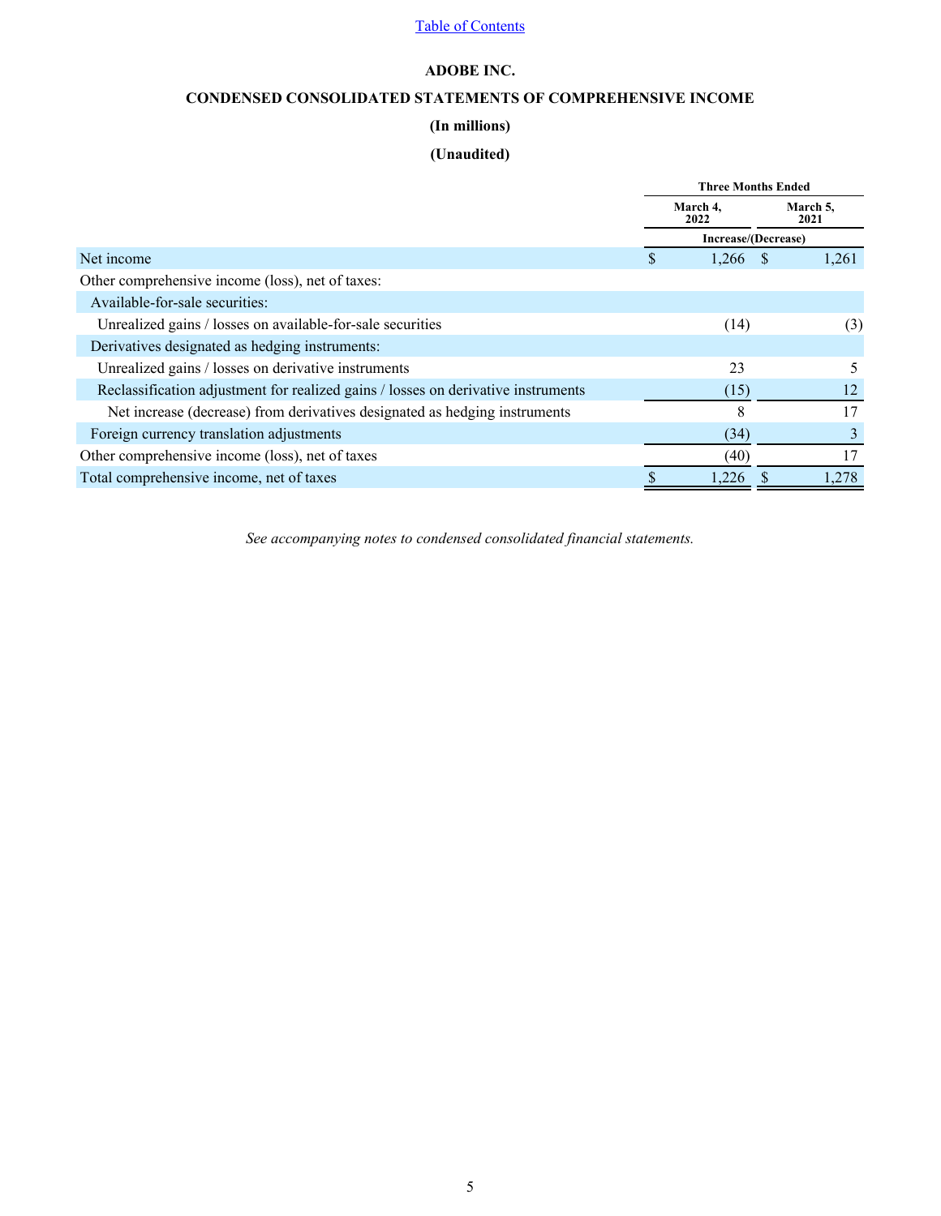[Table of Contents](#)

# ADOBE INC.

## CONDENSED CONSOLIDATED STATEMENTS OF COMPREHENSIVE INCOME

### (In millions)

### (Unaudited)

| | Three Months Ended | |
|---|---|---|
| | March 4, 2022 | March 5, 2021 |
| | Increase/(Decrease) | |
| Net income | $ 1,266 | $ 1,261 |
| Other comprehensive income (loss), net of taxes: | | |
| Available-for-sale securities: | | |
| Unrealized gains / losses on available-for-sale securities | (14) | (3) |
| Derivatives designated as hedging instruments: | | |
| Unrealized gains / losses on derivative instruments | 23 | 5 |
| Reclassification adjustment for realized gains / losses on derivative instruments | (15) | 12 |
| Net increase (decrease) from derivatives designated as hedging instruments | 8 | 17 |
| Foreign currency translation adjustments | (34) | 3 |
| Other comprehensive income (loss), net of taxes | (40) | 17 |
| Total comprehensive income, net of taxes | $ 1,226 | $ 1,278 |

*See accompanying notes to condensed consolidated financial statements.*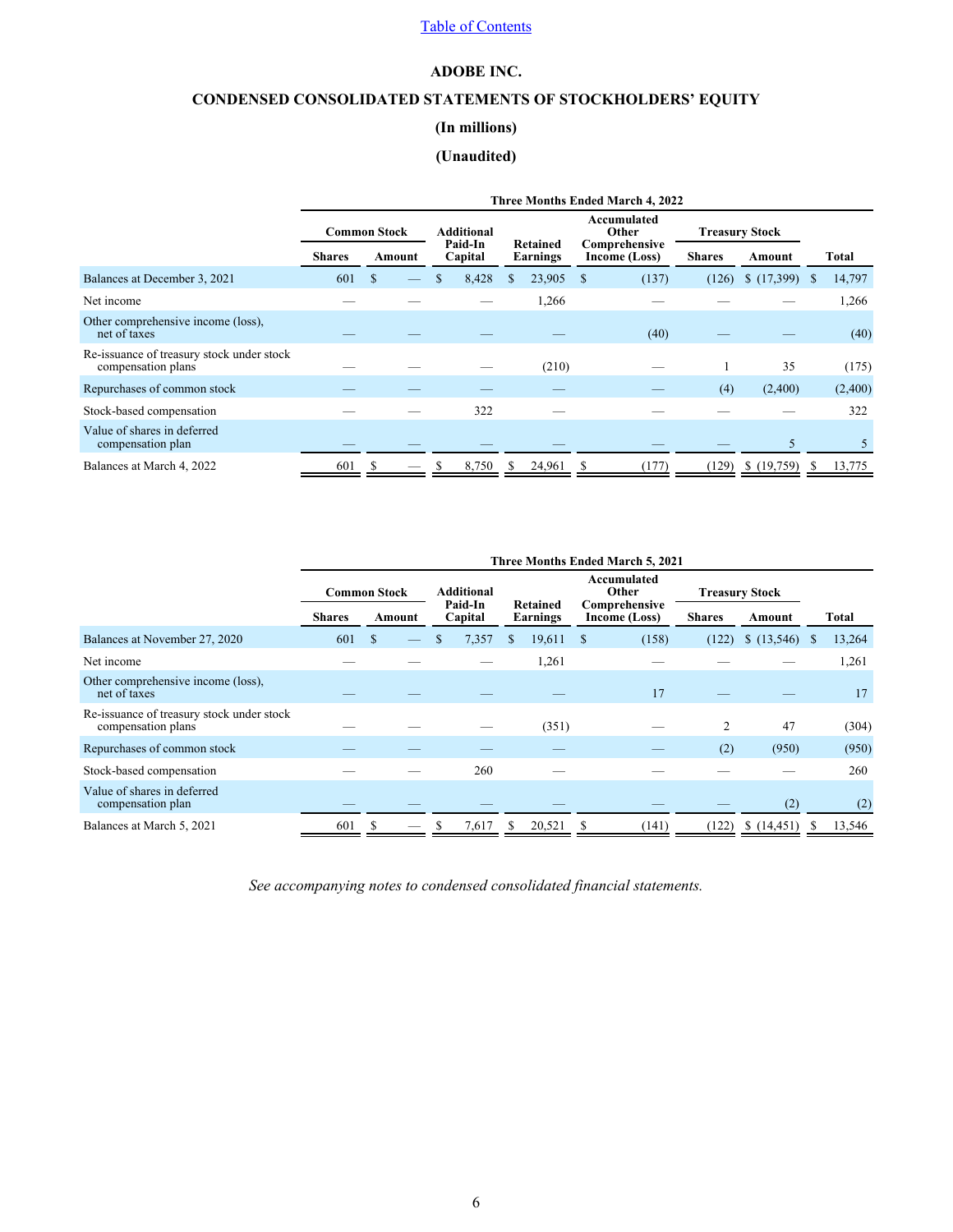# ADOBE INC.

## CONDENSED CONSOLIDATED STATEMENTS OF STOCKHOLDERS' EQUITY

### (In millions)

### (Unaudited)

| | Three Months Ended March 4, 2022 | | | | | | | |
|---|---|---|---|---|---|---|---|---|
| | Common Stock | | Additional Paid-In Capital | Retained Earnings | Accumulated Other Comprehensive Income (Loss) | Treasury Stock | | Total |
| | Shares | Amount | | | | Shares | Amount | |
| Balances at December 3, 2021 | 601 | $ — | $ 8,428 | $ 23,905 | $ (137) | (126) | $ (17,399) | $ 14,797 |
| Net income | — | — | — | 1,266 | — | — | — | 1,266 |
| Other comprehensive income (loss), net of taxes | — | — | — | — | (40) | — | — | (40) |
| Re-issuance of treasury stock under stock compensation plans | — | — | — | (210) | — | 1 | 35 | (175) |
| Repurchases of common stock | — | — | — | — | — | (4) | (2,400) | (2,400) |
| Stock-based compensation | — | — | 322 | — | — | — | — | 322 |
| Value of shares in deferred compensation plan | — | — | — | — | — | — | 5 | 5 |
| Balances at March 4, 2022 | 601 | $ — | $ 8,750 | $ 24,961 | $ (177) | (129) | $ (19,759) | $ 13,775 |

| | Three Months Ended March 5, 2021 | | | | | | | |
|---|---|---|---|---|---|---|---|---|
| | Common Stock | | Additional Paid-In Capital | Retained Earnings | Accumulated Other Comprehensive Income (Loss) | Treasury Stock | | Total |
| | Shares | Amount | | | | Shares | Amount | |
| Balances at November 27, 2020 | 601 | $ — | $ 7,357 | $ 19,611 | $ (158) | (122) | $ (13,546) | $ 13,264 |
| Net income | — | — | — | 1,261 | — | — | — | 1,261 |
| Other comprehensive income (loss), net of taxes | — | — | — | — | 17 | — | — | 17 |
| Re-issuance of treasury stock under stock compensation plans | — | — | — | (351) | — | 2 | 47 | (304) |
| Repurchases of common stock | — | — | — | — | — | (2) | (950) | (950) |
| Stock-based compensation | — | — | 260 | — | — | — | — | 260 |
| Value of shares in deferred compensation plan | — | — | — | — | — | — | (2) | (2) |
| Balances at March 5, 2021 | 601 | $ — | $ 7,617 | $ 20,521 | $ (141) | (122) | $ (14,451) | $ 13,546 |

*See accompanying notes to condensed consolidated financial statements.*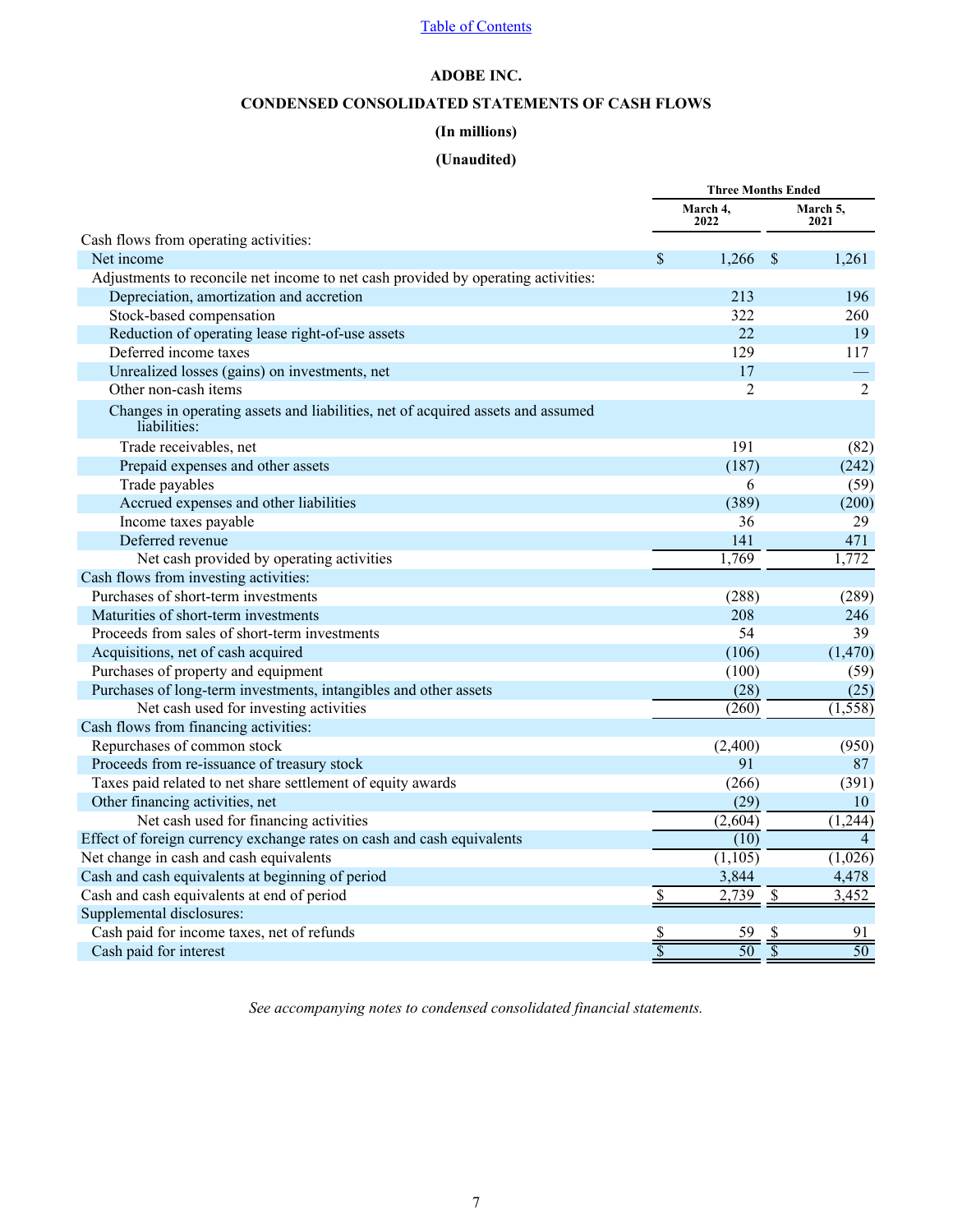Table of Contents

**ADOBE INC.**

**CONDENSED CONSOLIDATED STATEMENTS OF CASH FLOWS**

**(In millions)**

**(Unaudited)**

| | Three Months Ended | |
|---|---|---|
| | March 4, 2022 | March 5, 2021 |
| Cash flows from operating activities: | | |
| Net income | $ 1,266 | $ 1,261 |
| Adjustments to reconcile net income to net cash provided by operating activities: | | |
| Depreciation, amortization and accretion | 213 | 196 |
| Stock-based compensation | 322 | 260 |
| Reduction of operating lease right-of-use assets | 22 | 19 |
| Deferred income taxes | 129 | 117 |
| Unrealized losses (gains) on investments, net | 17 | — |
| Other non-cash items | 2 | 2 |
| Changes in operating assets and liabilities, net of acquired assets and assumed liabilities: | | |
| Trade receivables, net | 191 | (82) |
| Prepaid expenses and other assets | (187) | (242) |
| Trade payables | 6 | (59) |
| Accrued expenses and other liabilities | (389) | (200) |
| Income taxes payable | 36 | 29 |
| Deferred revenue | 141 | 471 |
| Net cash provided by operating activities | 1,769 | 1,772 |
| Cash flows from investing activities: | | |
| Purchases of short-term investments | (288) | (289) |
| Maturities of short-term investments | 208 | 246 |
| Proceeds from sales of short-term investments | 54 | 39 |
| Acquisitions, net of cash acquired | (106) | (1,470) |
| Purchases of property and equipment | (100) | (59) |
| Purchases of long-term investments, intangibles and other assets | (28) | (25) |
| Net cash used for investing activities | (260) | (1,558) |
| Cash flows from financing activities: | | |
| Repurchases of common stock | (2,400) | (950) |
| Proceeds from re-issuance of treasury stock | 91 | 87 |
| Taxes paid related to net share settlement of equity awards | (266) | (391) |
| Other financing activities, net | (29) | 10 |
| Net cash used for financing activities | (2,604) | (1,244) |
| Effect of foreign currency exchange rates on cash and cash equivalents | (10) | 4 |
| Net change in cash and cash equivalents | (1,105) | (1,026) |
| Cash and cash equivalents at beginning of period | 3,844 | 4,478 |
| Cash and cash equivalents at end of period | $ 2,739 | $ 3,452 |
| Supplemental disclosures: | | |
| Cash paid for income taxes, net of refunds | $ 59 | $ 91 |
| Cash paid for interest | $ 50 | $ 50 |

*See accompanying notes to condensed consolidated financial statements.*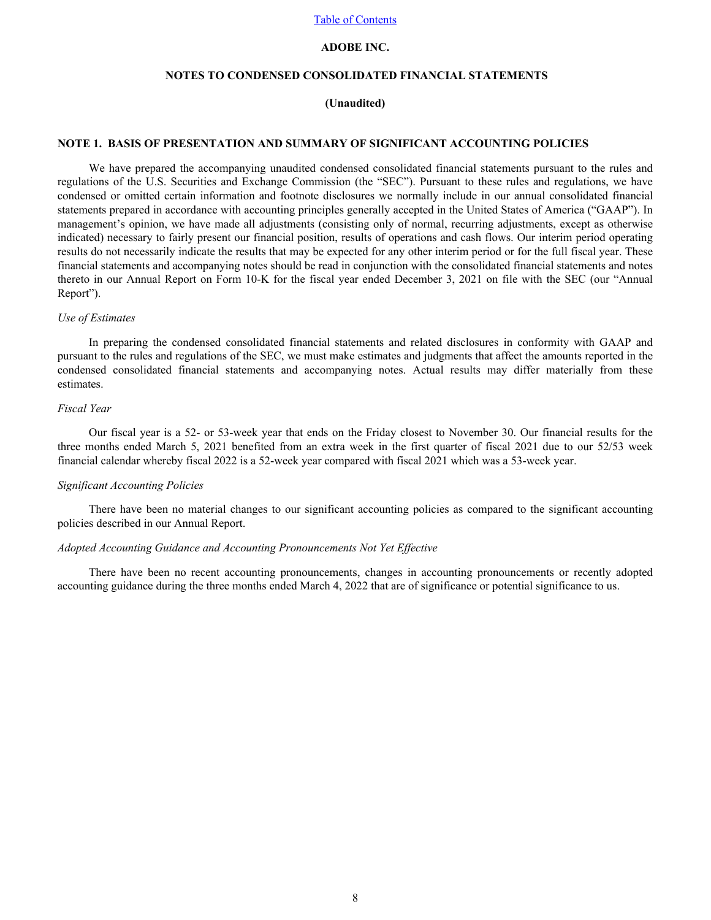**ADOBE INC.**

**NOTES TO CONDENSED CONSOLIDATED FINANCIAL STATEMENTS**

**(Unaudited)**

## NOTE 1. BASIS OF PRESENTATION AND SUMMARY OF SIGNIFICANT ACCOUNTING POLICIES

We have prepared the accompanying unaudited condensed consolidated financial statements pursuant to the rules and regulations of the U.S. Securities and Exchange Commission (the "SEC"). Pursuant to these rules and regulations, we have condensed or omitted certain information and footnote disclosures we normally include in our annual consolidated financial statements prepared in accordance with accounting principles generally accepted in the United States of America ("GAAP"). In management's opinion, we have made all adjustments (consisting only of normal, recurring adjustments, except as otherwise indicated) necessary to fairly present our financial position, results of operations and cash flows. Our interim period operating results do not necessarily indicate the results that may be expected for any other interim period or for the full fiscal year. These financial statements and accompanying notes should be read in conjunction with the consolidated financial statements and notes thereto in our Annual Report on Form 10-K for the fiscal year ended December 3, 2021 on file with the SEC (our "Annual Report").

*Use of Estimates*

In preparing the condensed consolidated financial statements and related disclosures in conformity with GAAP and pursuant to the rules and regulations of the SEC, we must make estimates and judgments that affect the amounts reported in the condensed consolidated financial statements and accompanying notes. Actual results may differ materially from these estimates.

*Fiscal Year*

Our fiscal year is a 52- or 53-week year that ends on the Friday closest to November 30. Our financial results for the three months ended March 5, 2021 benefited from an extra week in the first quarter of fiscal 2021 due to our 52/53 week financial calendar whereby fiscal 2022 is a 52-week year compared with fiscal 2021 which was a 53-week year.

*Significant Accounting Policies*

There have been no material changes to our significant accounting policies as compared to the significant accounting policies described in our Annual Report.

*Adopted Accounting Guidance and Accounting Pronouncements Not Yet Effective*

There have been no recent accounting pronouncements, changes in accounting pronouncements or recently adopted accounting guidance during the three months ended March 4, 2022 that are of significance or potential significance to us.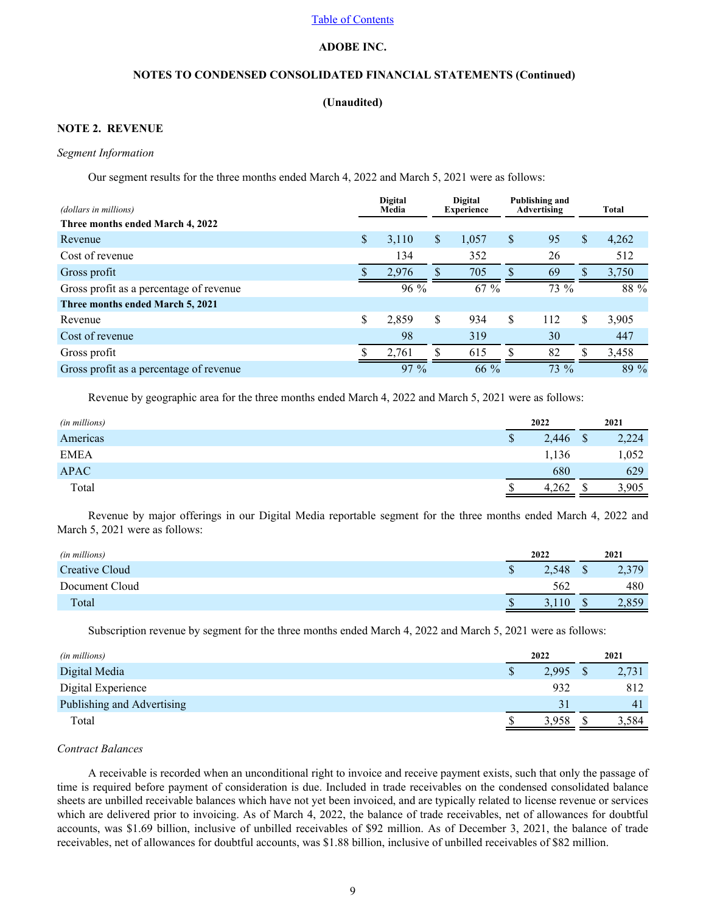ADOBE INC.

NOTES TO CONDENSED CONSOLIDATED FINANCIAL STATEMENTS (Continued)

(Unaudited)

### NOTE 2. REVENUE

*Segment Information*

Our segment results for the three months ended March 4, 2022 and March 5, 2021 were as follows:

| *(dollars in millions)* | Digital Media | Digital Experience | Publishing and Advertising | Total |
|---|---|---|---|---|
| **Three months ended March 4, 2022** | | | | |
| Revenue | $ 3,110 | $ 1,057 | $ 95 | $ 4,262 |
| Cost of revenue | 134 | 352 | 26 | 512 |
| Gross profit | $ 2,976 | $ 705 | $ 69 | $ 3,750 |
| Gross profit as a percentage of revenue | 96 % | 67 % | 73 % | 88 % |
| **Three months ended March 5, 2021** | | | | |
| Revenue | $ 2,859 | $ 934 | $ 112 | $ 3,905 |
| Cost of revenue | 98 | 319 | 30 | 447 |
| Gross profit | $ 2,761 | $ 615 | $ 82 | $ 3,458 |
| Gross profit as a percentage of revenue | 97 % | 66 % | 73 % | 89 % |

Revenue by geographic area for the three months ended March 4, 2022 and March 5, 2021 were as follows:

| *(in millions)* | 2022 | 2021 |
|---|---|---|
| Americas | $ 2,446 | $ 2,224 |
| EMEA | 1,136 | 1,052 |
| APAC | 680 | 629 |
| Total | $ 4,262 | $ 3,905 |

Revenue by major offerings in our Digital Media reportable segment for the three months ended March 4, 2022 and March 5, 2021 were as follows:

| *(in millions)* | 2022 | 2021 |
|---|---|---|
| Creative Cloud | $ 2,548 | $ 2,379 |
| Document Cloud | 562 | 480 |
| Total | $ 3,110 | $ 2,859 |

Subscription revenue by segment for the three months ended March 4, 2022 and March 5, 2021 were as follows:

| *(in millions)* | 2022 | 2021 |
|---|---|---|
| Digital Media | $ 2,995 | $ 2,731 |
| Digital Experience | 932 | 812 |
| Publishing and Advertising | 31 | 41 |
| Total | $ 3,958 | $ 3,584 |

*Contract Balances*

A receivable is recorded when an unconditional right to invoice and receive payment exists, such that only the passage of time is required before payment of consideration is due. Included in trade receivables on the condensed consolidated balance sheets are unbilled receivable balances which have not yet been invoiced, and are typically related to license revenue or services which are delivered prior to invoicing. As of March 4, 2022, the balance of trade receivables, net of allowances for doubtful accounts, was $1.69 billion, inclusive of unbilled receivables of $92 million. As of December 3, 2021, the balance of trade receivables, net of allowances for doubtful accounts, was $1.88 billion, inclusive of unbilled receivables of $82 million.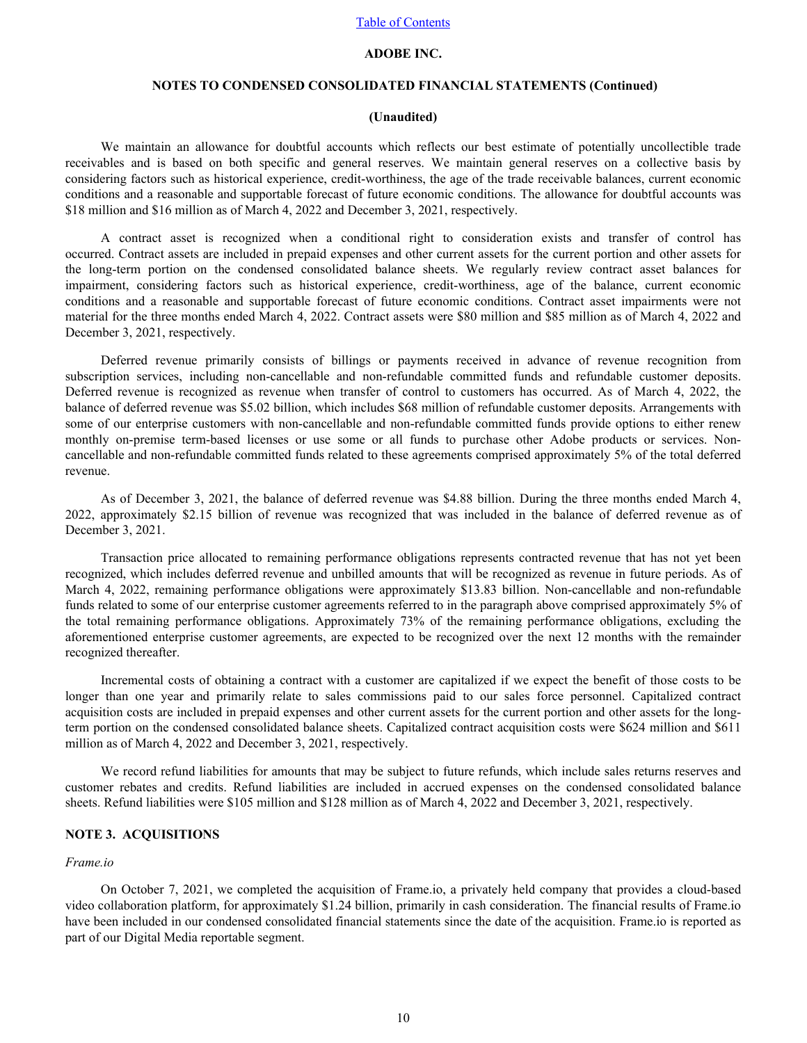We maintain an allowance for doubtful accounts which reflects our best estimate of potentially uncollectible trade receivables and is based on both specific and general reserves. We maintain general reserves on a collective basis by considering factors such as historical experience, credit-worthiness, the age of the trade receivable balances, current economic conditions and a reasonable and supportable forecast of future economic conditions. The allowance for doubtful accounts was $18 million and $16 million as of March 4, 2022 and December 3, 2021, respectively.

A contract asset is recognized when a conditional right to consideration exists and transfer of control has occurred. Contract assets are included in prepaid expenses and other current assets for the current portion and other assets for the long-term portion on the condensed consolidated balance sheets. We regularly review contract asset balances for impairment, considering factors such as historical experience, credit-worthiness, age of the balance, current economic conditions and a reasonable and supportable forecast of future economic conditions. Contract asset impairments were not material for the three months ended March 4, 2022. Contract assets were $80 million and $85 million as of March 4, 2022 and December 3, 2021, respectively.

Deferred revenue primarily consists of billings or payments received in advance of revenue recognition from subscription services, including non-cancellable and non-refundable committed funds and refundable customer deposits. Deferred revenue is recognized as revenue when transfer of control to customers has occurred. As of March 4, 2022, the balance of deferred revenue was $5.02 billion, which includes $68 million of refundable customer deposits. Arrangements with some of our enterprise customers with non-cancellable and non-refundable committed funds provide options to either renew monthly on-premise term-based licenses or use some or all funds to purchase other Adobe products or services. Non-cancellable and non-refundable committed funds related to these agreements comprised approximately 5% of the total deferred revenue.

As of December 3, 2021, the balance of deferred revenue was $4.88 billion. During the three months ended March 4, 2022, approximately $2.15 billion of revenue was recognized that was included in the balance of deferred revenue as of December 3, 2021.

Transaction price allocated to remaining performance obligations represents contracted revenue that has not yet been recognized, which includes deferred revenue and unbilled amounts that will be recognized as revenue in future periods. As of March 4, 2022, remaining performance obligations were approximately $13.83 billion. Non-cancellable and non-refundable funds related to some of our enterprise customer agreements referred to in the paragraph above comprised approximately 5% of the total remaining performance obligations. Approximately 73% of the remaining performance obligations, excluding the aforementioned enterprise customer agreements, are expected to be recognized over the next 12 months with the remainder recognized thereafter.

Incremental costs of obtaining a contract with a customer are capitalized if we expect the benefit of those costs to be longer than one year and primarily relate to sales commissions paid to our sales force personnel. Capitalized contract acquisition costs are included in prepaid expenses and other current assets for the current portion and other assets for the long-term portion on the condensed consolidated balance sheets. Capitalized contract acquisition costs were $624 million and $611 million as of March 4, 2022 and December 3, 2021, respectively.

We record refund liabilities for amounts that may be subject to future refunds, which include sales returns reserves and customer rebates and credits. Refund liabilities are included in accrued expenses on the condensed consolidated balance sheets. Refund liabilities were $105 million and $128 million as of March 4, 2022 and December 3, 2021, respectively.

## NOTE 3. ACQUISITIONS

*Frame.io*

On October 7, 2021, we completed the acquisition of Frame.io, a privately held company that provides a cloud-based video collaboration platform, for approximately $1.24 billion, primarily in cash consideration. The financial results of Frame.io have been included in our condensed consolidated financial statements since the date of the acquisition. Frame.io is reported as part of our Digital Media reportable segment.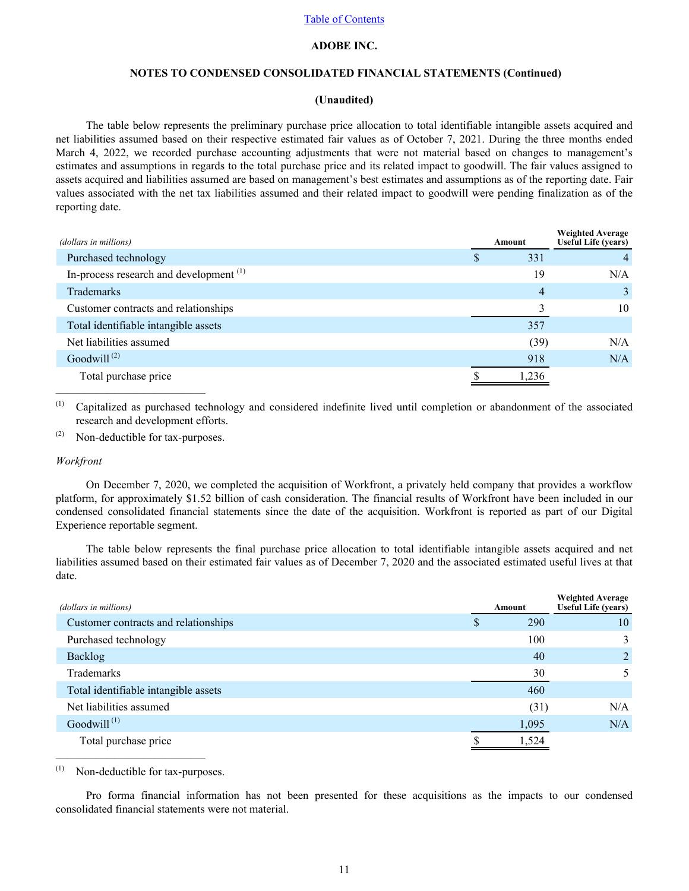**ADOBE INC.**

**NOTES TO CONDENSED CONSOLIDATED FINANCIAL STATEMENTS (Continued)**

**(Unaudited)**

The table below represents the preliminary purchase price allocation to total identifiable intangible assets acquired and net liabilities assumed based on their respective estimated fair values as of October 7, 2021. During the three months ended March 4, 2022, we recorded purchase accounting adjustments that were not material based on changes to management's estimates and assumptions in regards to the total purchase price and its related impact to goodwill. The fair values assigned to assets acquired and liabilities assumed are based on management's best estimates and assumptions as of the reporting date. Fair values associated with the net tax liabilities assumed and their related impact to goodwill were pending finalization as of the reporting date.

| *(dollars in millions)* | Amount | Weighted Average Useful Life (years) |
|---|---|---|
| Purchased technology | $ 331 | 4 |
| In-process research and development [1] | 19 | N/A |
| Trademarks | 4 | 3 |
| Customer contracts and relationships | 3 | 10 |
| Total identifiable intangible assets | 357 | |
| Net liabilities assumed | (39) | N/A |
| Goodwill [2] | 918 | N/A |
| Total purchase price | $ 1,236 | |

(1) Capitalized as purchased technology and considered indefinite lived until completion or abandonment of the associated research and development efforts.

(2) Non-deductible for tax-purposes.

*Workfront*

On December 7, 2020, we completed the acquisition of Workfront, a privately held company that provides a workflow platform, for approximately $1.52 billion of cash consideration. The financial results of Workfront have been included in our condensed consolidated financial statements since the date of the acquisition. Workfront is reported as part of our Digital Experience reportable segment.

The table below represents the final purchase price allocation to total identifiable intangible assets acquired and net liabilities assumed based on their estimated fair values as of December 7, 2020 and the associated estimated useful lives at that date.

| *(dollars in millions)* | Amount | Weighted Average Useful Life (years) |
|---|---|---|
| Customer contracts and relationships | $ 290 | 10 |
| Purchased technology | 100 | 3 |
| Backlog | 40 | 2 |
| Trademarks | 30 | 5 |
| Total identifiable intangible assets | 460 | |
| Net liabilities assumed | (31) | N/A |
| Goodwill [1] | 1,095 | N/A |
| Total purchase price | $ 1,524 | |

(1) Non-deductible for tax-purposes.

Pro forma financial information has not been presented for these acquisitions as the impacts to our condensed consolidated financial statements were not material.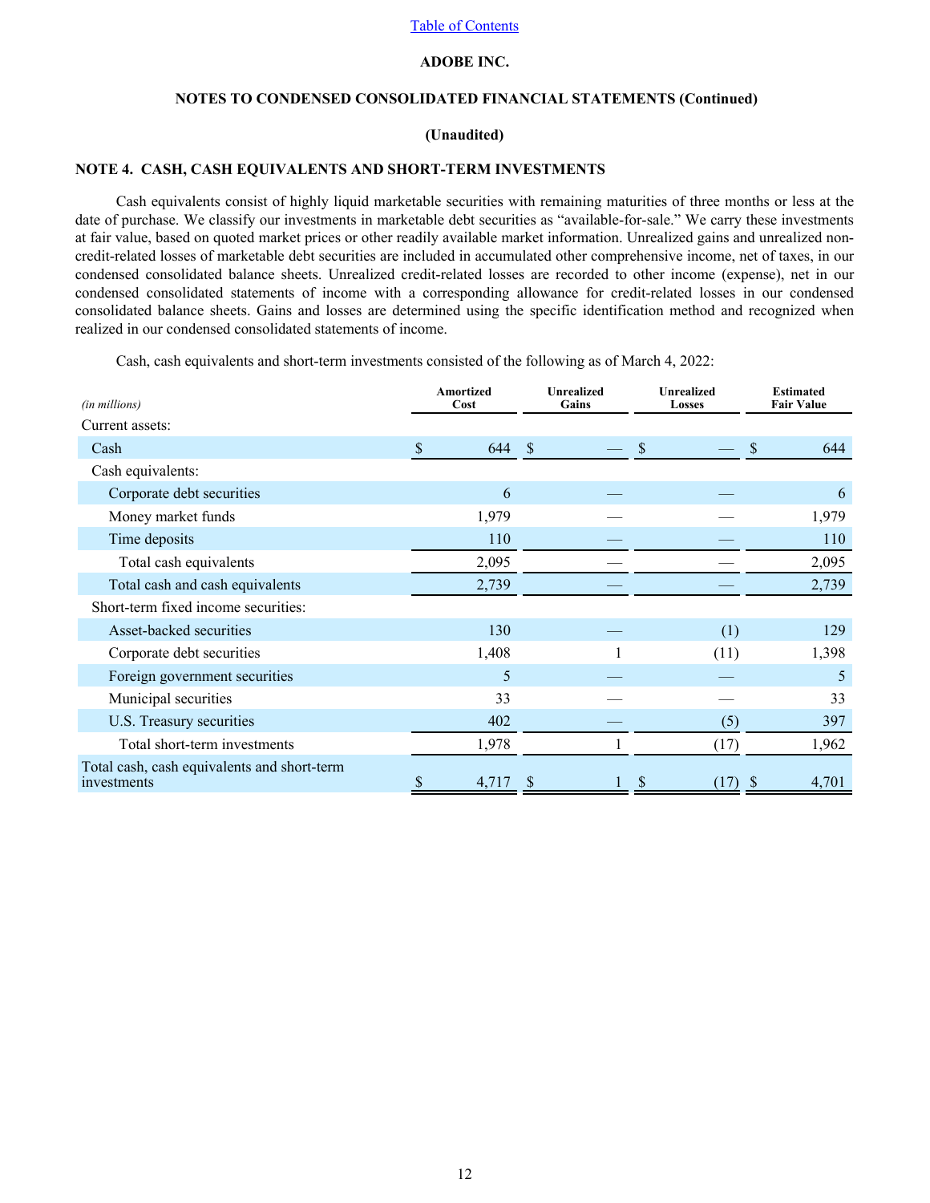**ADOBE INC.**

**NOTES TO CONDENSED CONSOLIDATED FINANCIAL STATEMENTS (Continued)**

**(Unaudited)**

## NOTE 4. CASH, CASH EQUIVALENTS AND SHORT-TERM INVESTMENTS

Cash equivalents consist of highly liquid marketable securities with remaining maturities of three months or less at the date of purchase. We classify our investments in marketable debt securities as "available-for-sale." We carry these investments at fair value, based on quoted market prices or other readily available market information. Unrealized gains and unrealized non-credit-related losses of marketable debt securities are included in accumulated other comprehensive income, net of taxes, in our condensed consolidated balance sheets. Unrealized credit-related losses are recorded to other income (expense), net in our condensed consolidated statements of income with a corresponding allowance for credit-related losses in our condensed consolidated balance sheets. Gains and losses are determined using the specific identification method and recognized when realized in our condensed consolidated statements of income.

Cash, cash equivalents and short-term investments consisted of the following as of March 4, 2022:

| *(in millions)* | Amortized Cost | Unrealized Gains | Unrealized Losses | Estimated Fair Value |
|---|---|---|---|---|
| Current assets: | | | | |
| Cash | $ 644 | $ — | $ — | $ 644 |
| Cash equivalents: | | | | |
| Corporate debt securities | 6 | — | — | 6 |
| Money market funds | 1,979 | — | — | 1,979 |
| Time deposits | 110 | — | — | 110 |
| Total cash equivalents | 2,095 | — | — | 2,095 |
| Total cash and cash equivalents | 2,739 | — | — | 2,739 |
| Short-term fixed income securities: | | | | |
| Asset-backed securities | 130 | — | (1) | 129 |
| Corporate debt securities | 1,408 | 1 | (11) | 1,398 |
| Foreign government securities | 5 | — | — | 5 |
| Municipal securities | 33 | — | — | 33 |
| U.S. Treasury securities | 402 | — | (5) | 397 |
| Total short-term investments | 1,978 | 1 | (17) | 1,962 |
| Total cash, cash equivalents and short-term investments | $ 4,717 | $ 1 | $ (17) | $ 4,701 |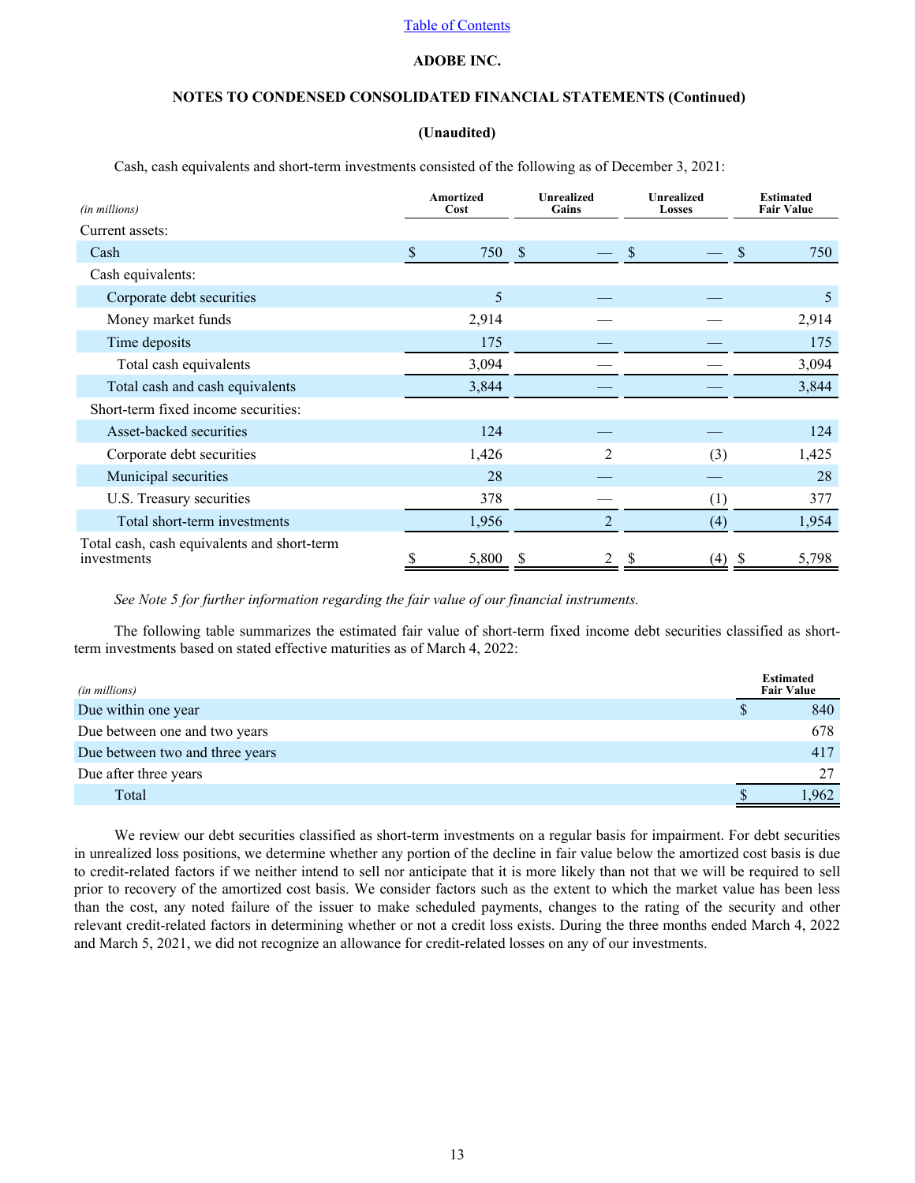**ADOBE INC.**

**NOTES TO CONDENSED CONSOLIDATED FINANCIAL STATEMENTS (Continued)**

**(Unaudited)**

Cash, cash equivalents and short-term investments consisted of the following as of December 3, 2021:

| *(in millions)* | Amortized Cost | Unrealized Gains | Unrealized Losses | Estimated Fair Value |
|---|---|---|---|---|
| Current assets: | | | | |
| Cash | $ 750 | $ — | $ — | $ 750 |
| Cash equivalents: | | | | |
| Corporate debt securities | 5 | — | — | 5 |
| Money market funds | 2,914 | — | — | 2,914 |
| Time deposits | 175 | — | — | 175 |
| Total cash equivalents | 3,094 | — | — | 3,094 |
| Total cash and cash equivalents | 3,844 | — | — | 3,844 |
| Short-term fixed income securities: | | | | |
| Asset-backed securities | 124 | — | — | 124 |
| Corporate debt securities | 1,426 | 2 | (3) | 1,425 |
| Municipal securities | 28 | — | — | 28 |
| U.S. Treasury securities | 378 | — | (1) | 377 |
| Total short-term investments | 1,956 | 2 | (4) | 1,954 |
| Total cash, cash equivalents and short-term investments | $ 5,800 | $ 2 | $ (4) | $ 5,798 |

*See Note 5 for further information regarding the fair value of our financial instruments.*

The following table summarizes the estimated fair value of short-term fixed income debt securities classified as short-term investments based on stated effective maturities as of March 4, 2022:

| *(in millions)* | Estimated Fair Value |
|---|---|
| Due within one year | $ 840 |
| Due between one and two years | 678 |
| Due between two and three years | 417 |
| Due after three years | 27 |
| Total | $ 1,962 |

We review our debt securities classified as short-term investments on a regular basis for impairment. For debt securities in unrealized loss positions, we determine whether any portion of the decline in fair value below the amortized cost basis is due to credit-related factors if we neither intend to sell nor anticipate that it is more likely than not that we will be required to sell prior to recovery of the amortized cost basis. We consider factors such as the extent to which the market value has been less than the cost, any noted failure of the issuer to make scheduled payments, changes to the rating of the security and other relevant credit-related factors in determining whether or not a credit loss exists. During the three months ended March 4, 2022 and March 5, 2021, we did not recognize an allowance for credit-related losses on any of our investments.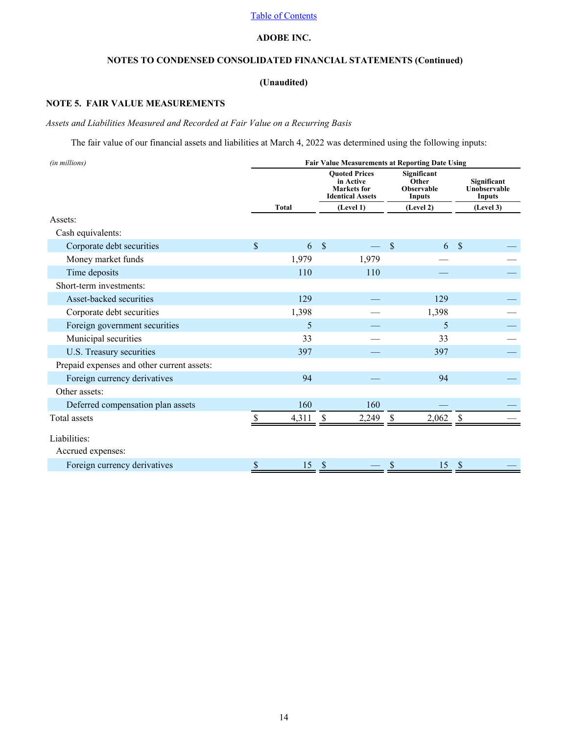ADOBE INC.

NOTES TO CONDENSED CONSOLIDATED FINANCIAL STATEMENTS (Continued)

(Unaudited)

## NOTE 5. FAIR VALUE MEASUREMENTS

*Assets and Liabilities Measured and Recorded at Fair Value on a Recurring Basis*

The fair value of our financial assets and liabilities at March 4, 2022 was determined using the following inputs:

| *(in millions)* | | Fair Value Measurements at Reporting Date Using | | |
|---|---|---|---|---|
| | Total | Quoted Prices in Active Markets for Identical Assets (Level 1) | Significant Other Observable Inputs (Level 2) | Significant Unobservable Inputs (Level 3) |
| Assets: | | | | |
| Cash equivalents: | | | | |
| Corporate debt securities | $ 6 | $ — | $ 6 | $ — |
| Money market funds | 1,979 | 1,979 | — | — |
| Time deposits | 110 | 110 | — | — |
| Short-term investments: | | | | |
| Asset-backed securities | 129 | — | 129 | — |
| Corporate debt securities | 1,398 | — | 1,398 | — |
| Foreign government securities | 5 | — | 5 | — |
| Municipal securities | 33 | — | 33 | — |
| U.S. Treasury securities | 397 | — | 397 | — |
| Prepaid expenses and other current assets: | | | | |
| Foreign currency derivatives | 94 | — | 94 | — |
| Other assets: | | | | |
| Deferred compensation plan assets | 160 | 160 | — | — |
| Total assets | $ 4,311 | $ 2,249 | $ 2,062 | $ — |
| | | | | |
| Liabilities: | | | | |
| Accrued expenses: | | | | |
| Foreign currency derivatives | $ 15 | $ — | $ 15 | $ — |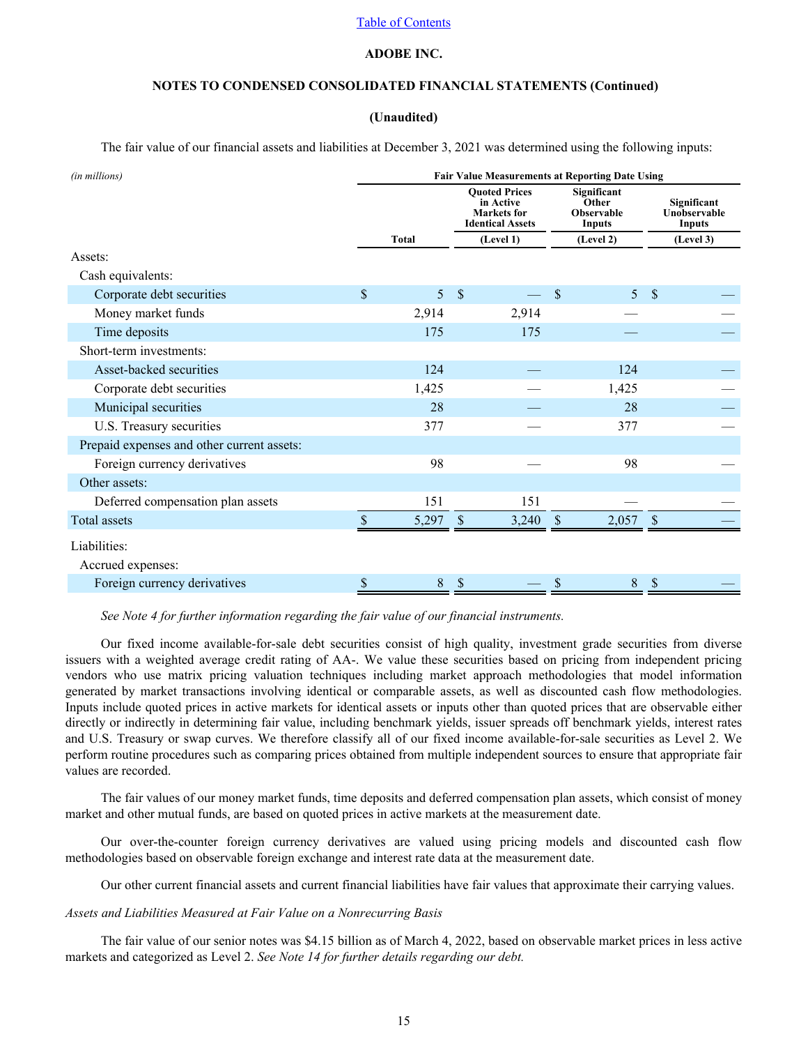Table of Contents

**ADOBE INC.**

**NOTES TO CONDENSED CONSOLIDATED FINANCIAL STATEMENTS (Continued)**

**(Unaudited)**

The fair value of our financial assets and liabilities at December 3, 2021 was determined using the following inputs:

| *(in millions)* | Fair Value Measurements at Reporting Date Using | | | |
|---|---|---|---|---|
| | | Quoted Prices in Active Markets for Identical Assets | Significant Other Observable Inputs | Significant Unobservable Inputs |
| | Total | (Level 1) | (Level 2) | (Level 3) |
| Assets: | | | | |
| Cash equivalents: | | | | |
| Corporate debt securities | $ 5 | $ — | $ 5 | $ — |
| Money market funds | 2,914 | 2,914 | — | — |
| Time deposits | 175 | 175 | — | — |
| Short-term investments: | | | | |
| Asset-backed securities | 124 | — | 124 | — |
| Corporate debt securities | 1,425 | — | 1,425 | — |
| Municipal securities | 28 | — | 28 | — |
| U.S. Treasury securities | 377 | — | 377 | — |
| Prepaid expenses and other current assets: | | | | |
| Foreign currency derivatives | 98 | — | 98 | — |
| Other assets: | | | | |
| Deferred compensation plan assets | 151 | 151 | — | — |
| Total assets | $ 5,297 | $ 3,240 | $ 2,057 | $ — |
| Liabilities: | | | | |
| Accrued expenses: | | | | |
| Foreign currency derivatives | $ 8 | $ — | $ 8 | $ — |

*See Note 4 for further information regarding the fair value of our financial instruments.*

Our fixed income available-for-sale debt securities consist of high quality, investment grade securities from diverse issuers with a weighted average credit rating of AA-. We value these securities based on pricing from independent pricing vendors who use matrix pricing valuation techniques including market approach methodologies that model information generated by market transactions involving identical or comparable assets, as well as discounted cash flow methodologies. Inputs include quoted prices in active markets for identical assets or inputs other than quoted prices that are observable either directly or indirectly in determining fair value, including benchmark yields, issuer spreads off benchmark yields, interest rates and U.S. Treasury or swap curves. We therefore classify all of our fixed income available-for-sale securities as Level 2. We perform routine procedures such as comparing prices obtained from multiple independent sources to ensure that appropriate fair values are recorded.

The fair values of our money market funds, time deposits and deferred compensation plan assets, which consist of money market and other mutual funds, are based on quoted prices in active markets at the measurement date.

Our over-the-counter foreign currency derivatives are valued using pricing models and discounted cash flow methodologies based on observable foreign exchange and interest rate data at the measurement date.

Our other current financial assets and current financial liabilities have fair values that approximate their carrying values.

*Assets and Liabilities Measured at Fair Value on a Nonrecurring Basis*

The fair value of our senior notes was $4.15 billion as of March 4, 2022, based on observable market prices in less active markets and categorized as Level 2. *See Note 14 for further details regarding our debt.*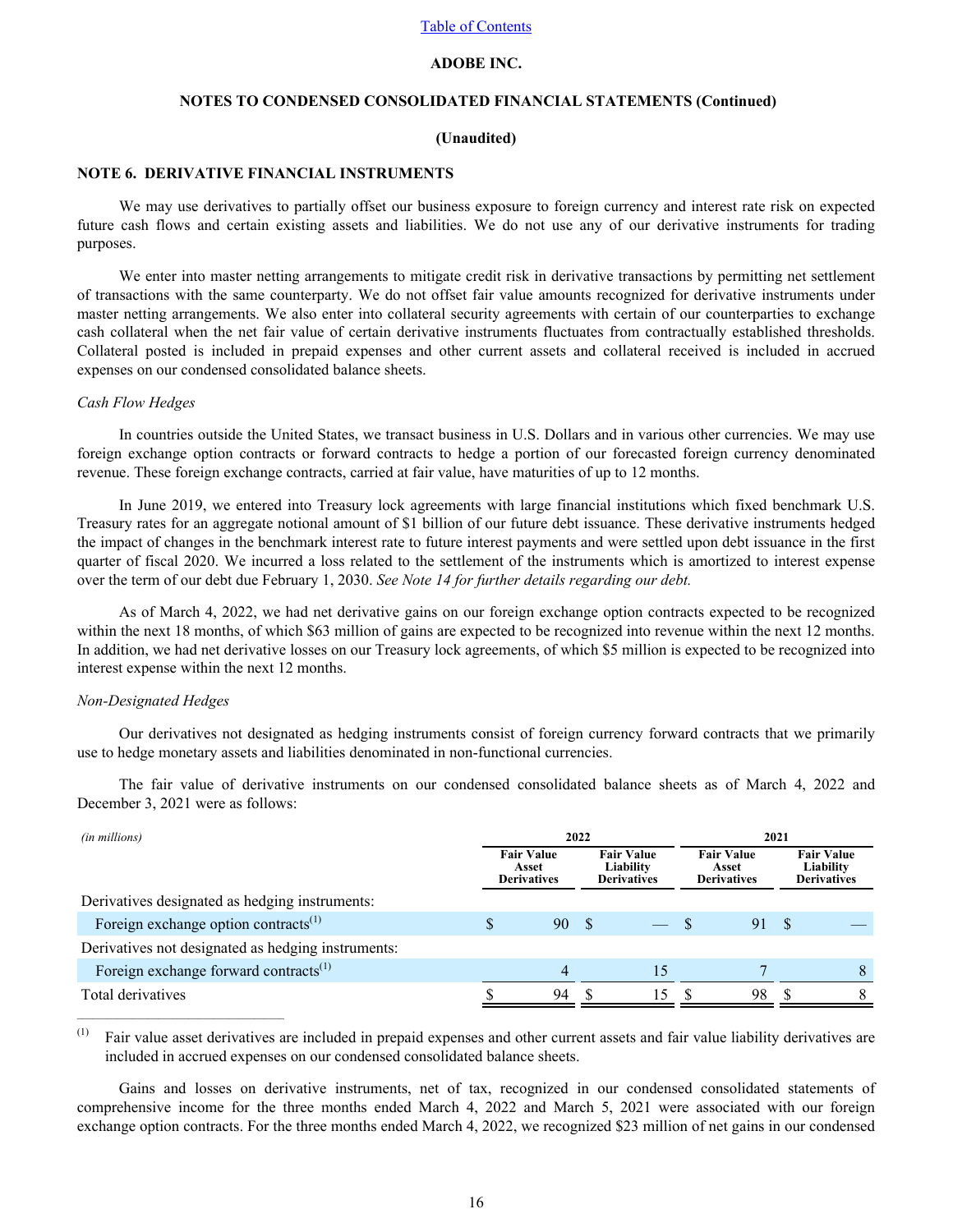ADOBE INC.

NOTES TO CONDENSED CONSOLIDATED FINANCIAL STATEMENTS (Continued)

(Unaudited)

## NOTE 6. DERIVATIVE FINANCIAL INSTRUMENTS

We may use derivatives to partially offset our business exposure to foreign currency and interest rate risk on expected future cash flows and certain existing assets and liabilities. We do not use any of our derivative instruments for trading purposes.

We enter into master netting arrangements to mitigate credit risk in derivative transactions by permitting net settlement of transactions with the same counterparty. We do not offset fair value amounts recognized for derivative instruments under master netting arrangements. We also enter into collateral security agreements with certain of our counterparties to exchange cash collateral when the net fair value of certain derivative instruments fluctuates from contractually established thresholds. Collateral posted is included in prepaid expenses and other current assets and collateral received is included in accrued expenses on our condensed consolidated balance sheets.

*Cash Flow Hedges*

In countries outside the United States, we transact business in U.S. Dollars and in various other currencies. We may use foreign exchange option contracts or forward contracts to hedge a portion of our forecasted foreign currency denominated revenue. These foreign exchange contracts, carried at fair value, have maturities of up to 12 months.

In June 2019, we entered into Treasury lock agreements with large financial institutions which fixed benchmark U.S. Treasury rates for an aggregate notional amount of $1 billion of our future debt issuance. These derivative instruments hedged the impact of changes in the benchmark interest rate to future interest payments and were settled upon debt issuance in the first quarter of fiscal 2020. We incurred a loss related to the settlement of the instruments which is amortized to interest expense over the term of our debt due February 1, 2030. *See Note 14 for further details regarding our debt.*

As of March 4, 2022, we had net derivative gains on our foreign exchange option contracts expected to be recognized within the next 18 months, of which $63 million of gains are expected to be recognized into revenue within the next 12 months. In addition, we had net derivative losses on our Treasury lock agreements, of which $5 million is expected to be recognized into interest expense within the next 12 months.

*Non-Designated Hedges*

Our derivatives not designated as hedging instruments consist of foreign currency forward contracts that we primarily use to hedge monetary assets and liabilities denominated in non-functional currencies.

The fair value of derivative instruments on our condensed consolidated balance sheets as of March 4, 2022 and December 3, 2021 were as follows:

| *(in millions)* | 2022 | | 2021 | |
|---|---|---|---|---|
| | Fair Value Asset Derivatives | Fair Value Liability Derivatives | Fair Value Asset Derivatives | Fair Value Liability Derivatives |
| Derivatives designated as hedging instruments: | | | | |
| Foreign exchange option contracts[(1)] | $ 90 | $ — | $ 91 | $ — |
| Derivatives not designated as hedging instruments: | | | | |
| Foreign exchange forward contracts[(1)] | 4 | 15 | 7 | 8 |
| Total derivatives | $ 94 | $ 15 | $ 98 | $ 8 |

(1) Fair value asset derivatives are included in prepaid expenses and other current assets and fair value liability derivatives are included in accrued expenses on our condensed consolidated balance sheets.

Gains and losses on derivative instruments, net of tax, recognized in our condensed consolidated statements of comprehensive income for the three months ended March 4, 2022 and March 5, 2021 were associated with our foreign exchange option contracts. For the three months ended March 4, 2022, we recognized $23 million of net gains in our condensed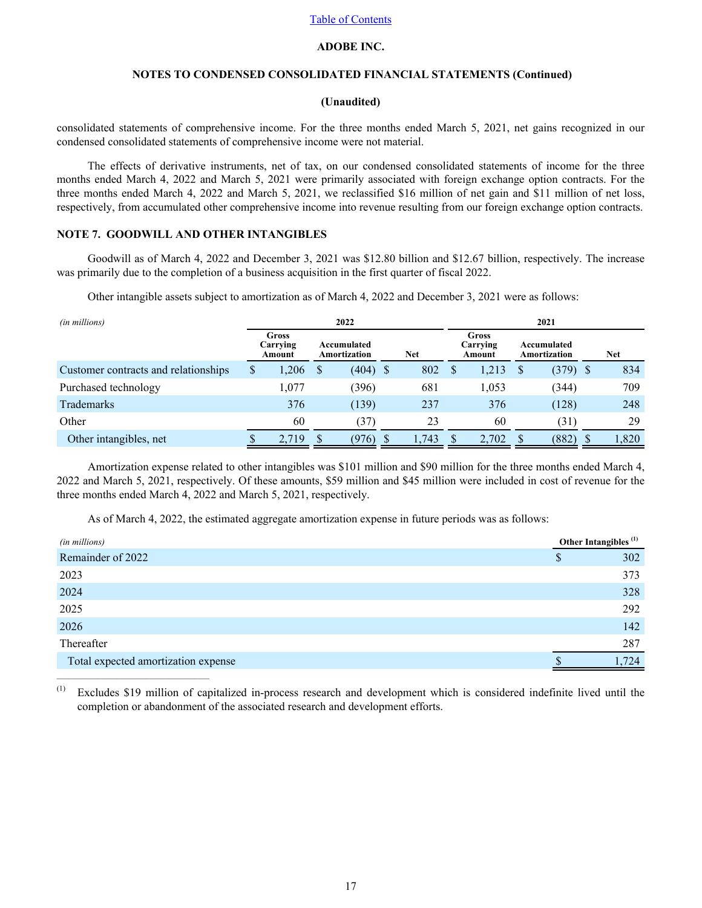**ADOBE INC.**

**NOTES TO CONDENSED CONSOLIDATED FINANCIAL STATEMENTS (Continued)**

**(Unaudited)**

consolidated statements of comprehensive income. For the three months ended March 5, 2021, net gains recognized in our condensed consolidated statements of comprehensive income were not material.

The effects of derivative instruments, net of tax, on our condensed consolidated statements of income for the three months ended March 4, 2022 and March 5, 2021 were primarily associated with foreign exchange option contracts. For the three months ended March 4, 2022 and March 5, 2021, we reclassified $16 million of net gain and $11 million of net loss, respectively, from accumulated other comprehensive income into revenue resulting from our foreign exchange option contracts.

## NOTE 7. GOODWILL AND OTHER INTANGIBLES

Goodwill as of March 4, 2022 and December 3, 2021 was $12.80 billion and $12.67 billion, respectively. The increase was primarily due to the completion of a business acquisition in the first quarter of fiscal 2022.

Other intangible assets subject to amortization as of March 4, 2022 and December 3, 2021 were as follows:

| *(in millions)* | 2022 | | | 2021 | | |
|---|---|---|---|---|---|---|
| | Gross Carrying Amount | Accumulated Amortization | Net | Gross Carrying Amount | Accumulated Amortization | Net |
| Customer contracts and relationships | $ 1,206 | $ (404) | $ 802 | $ 1,213 | $ (379) | $ 834 |
| Purchased technology | 1,077 | (396) | 681 | 1,053 | (344) | 709 |
| Trademarks | 376 | (139) | 237 | 376 | (128) | 248 |
| Other | 60 | (37) | 23 | 60 | (31) | 29 |
| Other intangibles, net | $ 2,719 | $ (976) | $ 1,743 | $ 2,702 | $ (882) | $ 1,820 |

Amortization expense related to other intangibles was $101 million and $90 million for the three months ended March 4, 2022 and March 5, 2021, respectively. Of these amounts, $59 million and $45 million were included in cost of revenue for the three months ended March 4, 2022 and March 5, 2021, respectively.

As of March 4, 2022, the estimated aggregate amortization expense in future periods was as follows:

| *(in millions)* | Other Intangibles [(1)] |
|---|---|
| Remainder of 2022 | $ 302 |
| 2023 | 373 |
| 2024 | 328 |
| 2025 | 292 |
| 2026 | 142 |
| Thereafter | 287 |
| Total expected amortization expense | $ 1,724 |

(1) Excludes $19 million of capitalized in-process research and development which is considered indefinite lived until the completion or abandonment of the associated research and development efforts.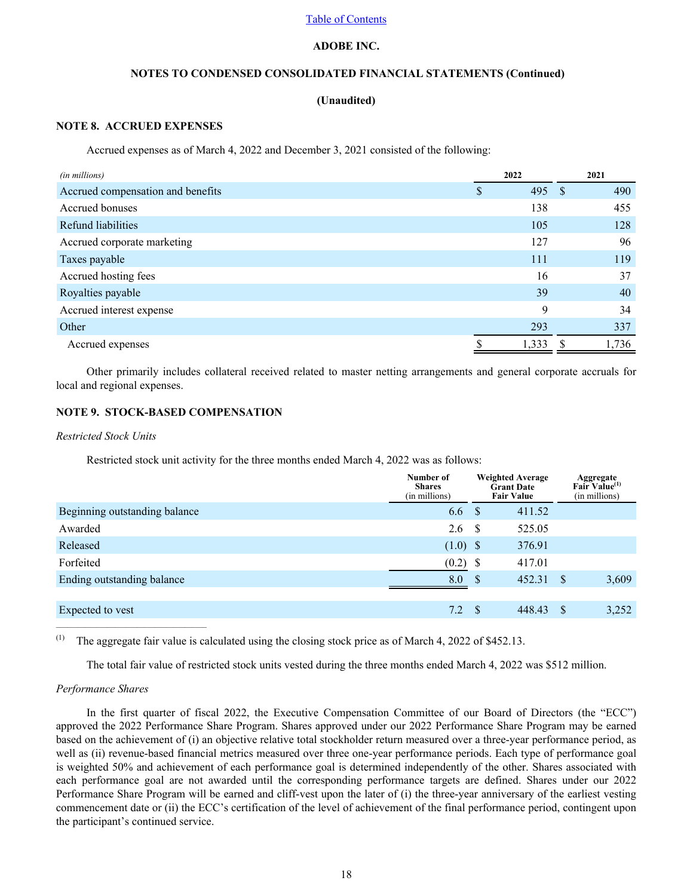ADOBE INC.

NOTES TO CONDENSED CONSOLIDATED FINANCIAL STATEMENTS (Continued)

(Unaudited)

## NOTE 8. ACCRUED EXPENSES

Accrued expenses as of March 4, 2022 and December 3, 2021 consisted of the following:

| *(in millions)* | 2022 | 2021 |
|---|---|---|
| Accrued compensation and benefits | $ 495 | $ 490 |
| Accrued bonuses | 138 | 455 |
| Refund liabilities | 105 | 128 |
| Accrued corporate marketing | 127 | 96 |
| Taxes payable | 111 | 119 |
| Accrued hosting fees | 16 | 37 |
| Royalties payable | 39 | 40 |
| Accrued interest expense | 9 | 34 |
| Other | 293 | 337 |
| Accrued expenses | $ 1,333 | $ 1,736 |

Other primarily includes collateral received related to master netting arrangements and general corporate accruals for local and regional expenses.

## NOTE 9. STOCK-BASED COMPENSATION

*Restricted Stock Units*

Restricted stock unit activity for the three months ended March 4, 2022 was as follows:

| | Number of Shares (in millions) | Weighted Average Grant Date Fair Value | Aggregate Fair Value[1] (in millions) |
|---|---|---|---|
| Beginning outstanding balance | 6.6 | $ 411.52 | |
| Awarded | 2.6 | $ 525.05 | |
| Released | (1.0) | $ 376.91 | |
| Forfeited | (0.2) | $ 417.01 | |
| Ending outstanding balance | 8.0 | $ 452.31 | $ 3,609 |
| | | | |
| Expected to vest | 7.2 | $ 448.43 | $ 3,252 |

(1) The aggregate fair value is calculated using the closing stock price as of March 4, 2022 of $452.13.

The total fair value of restricted stock units vested during the three months ended March 4, 2022 was $512 million.

*Performance Shares*

In the first quarter of fiscal 2022, the Executive Compensation Committee of our Board of Directors (the "ECC") approved the 2022 Performance Share Program. Shares approved under our 2022 Performance Share Program may be earned based on the achievement of (i) an objective relative total stockholder return measured over a three-year performance period, as well as (ii) revenue-based financial metrics measured over three one-year performance periods. Each type of performance goal is weighted 50% and achievement of each performance goal is determined independently of the other. Shares associated with each performance goal are not awarded until the corresponding performance targets are defined. Shares under our 2022 Performance Share Program will be earned and cliff-vest upon the later of (i) the three-year anniversary of the earliest vesting commencement date or (ii) the ECC's certification of the level of achievement of the final performance period, contingent upon the participant's continued service.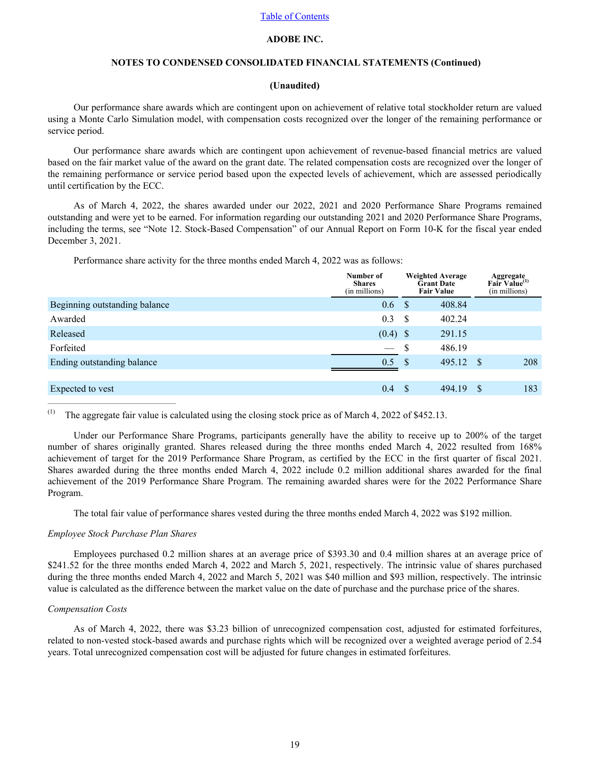**ADOBE INC.**

**NOTES TO CONDENSED CONSOLIDATED FINANCIAL STATEMENTS (Continued)**

**(Unaudited)**

Our performance share awards which are contingent upon on achievement of relative total stockholder return are valued using a Monte Carlo Simulation model, with compensation costs recognized over the longer of the remaining performance or service period.

Our performance share awards which are contingent upon achievement of revenue-based financial metrics are valued based on the fair market value of the award on the grant date. The related compensation costs are recognized over the longer of the remaining performance or service period based upon the expected levels of achievement, which are assessed periodically until certification by the ECC.

As of March 4, 2022, the shares awarded under our 2022, 2021 and 2020 Performance Share Programs remained outstanding and were yet to be earned. For information regarding our outstanding 2021 and 2020 Performance Share Programs, including the terms, see "Note 12. Stock-Based Compensation" of our Annual Report on Form 10-K for the fiscal year ended December 3, 2021.

Performance share activity for the three months ended March 4, 2022 was as follows:

| | Number of Shares (in millions) | Weighted Average Grant Date Fair Value | Aggregate Fair Value[(1)] (in millions) |
|---|---|---|---|
| Beginning outstanding balance | 0.6 | $ 408.84 | |
| Awarded | 0.3 | $ 402.24 | |
| Released | (0.4) | $ 291.15 | |
| Forfeited | — | $ 486.19 | |
| Ending outstanding balance | 0.5 | $ 495.12 | $ 208 |
| | | | |
| Expected to vest | 0.4 | $ 494.19 | $ 183 |

(1) The aggregate fair value is calculated using the closing stock price as of March 4, 2022 of $452.13.

Under our Performance Share Programs, participants generally have the ability to receive up to 200% of the target number of shares originally granted. Shares released during the three months ended March 4, 2022 resulted from 168% achievement of target for the 2019 Performance Share Program, as certified by the ECC in the first quarter of fiscal 2021. Shares awarded during the three months ended March 4, 2022 include 0.2 million additional shares awarded for the final achievement of the 2019 Performance Share Program. The remaining awarded shares were for the 2022 Performance Share Program.

The total fair value of performance shares vested during the three months ended March 4, 2022 was $192 million.

*Employee Stock Purchase Plan Shares*

Employees purchased 0.2 million shares at an average price of $393.30 and 0.4 million shares at an average price of $241.52 for the three months ended March 4, 2022 and March 5, 2021, respectively. The intrinsic value of shares purchased during the three months ended March 4, 2022 and March 5, 2021 was $40 million and $93 million, respectively. The intrinsic value is calculated as the difference between the market value on the date of purchase and the purchase price of the shares.

*Compensation Costs*

As of March 4, 2022, there was $3.23 billion of unrecognized compensation cost, adjusted for estimated forfeitures, related to non-vested stock-based awards and purchase rights which will be recognized over a weighted average period of 2.54 years. Total unrecognized compensation cost will be adjusted for future changes in estimated forfeitures.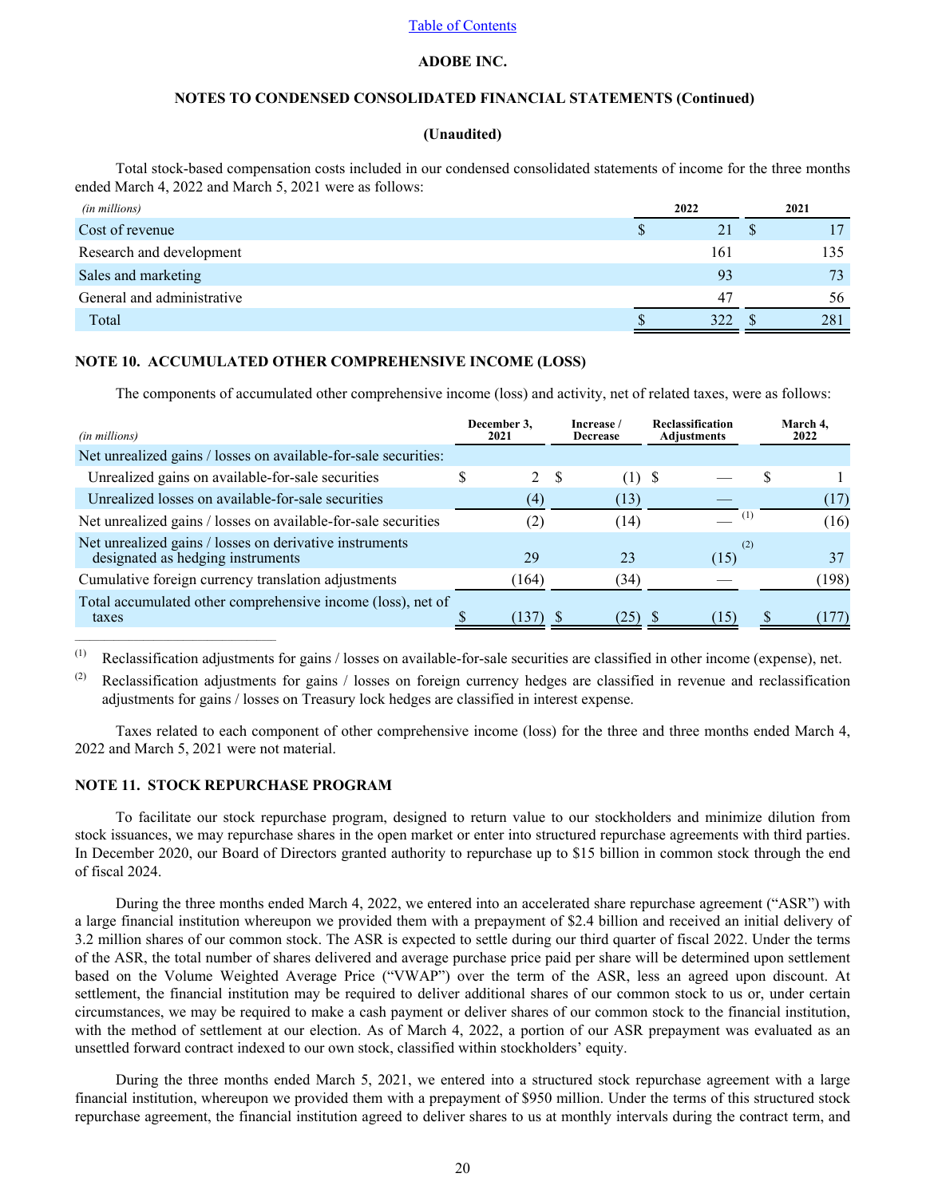ADOBE INC.

NOTES TO CONDENSED CONSOLIDATED FINANCIAL STATEMENTS (Continued)

(Unaudited)

Total stock-based compensation costs included in our condensed consolidated statements of income for the three months ended March 4, 2022 and March 5, 2021 were as follows:

| *(in millions)* | 2022 | 2021 |
|---|---|---|
| Cost of revenue | $ 21 | $ 17 |
| Research and development | 161 | 135 |
| Sales and marketing | 93 | 73 |
| General and administrative | 47 | 56 |
| Total | $ 322 | $ 281 |

## NOTE 10. ACCUMULATED OTHER COMPREHENSIVE INCOME (LOSS)

The components of accumulated other comprehensive income (loss) and activity, net of related taxes, were as follows:

| *(in millions)* | December 3, 2021 | Increase / Decrease | Reclassification Adjustments | March 4, 2022 |
|---|---|---|---|---|
| Net unrealized gains / losses on available-for-sale securities: | | | | |
| Unrealized gains on available-for-sale securities | $ 2 | $ (1) | $ — | $ 1 |
| Unrealized losses on available-for-sale securities | (4) | (13) | — | (17) |
| Net unrealized gains / losses on available-for-sale securities | (2) | (14) | — [(1)] | (16) |
| Net unrealized gains / losses on derivative instruments designated as hedging instruments | 29 | 23 | (15) [(2)] | 37 |
| Cumulative foreign currency translation adjustments | (164) | (34) | — | (198) |
| Total accumulated other comprehensive income (loss), net of taxes | $ (137) | $ (25) | $ (15) | $ (177) |

(1) Reclassification adjustments for gains / losses on available-for-sale securities are classified in other income (expense), net.

(2) Reclassification adjustments for gains / losses on foreign currency hedges are classified in revenue and reclassification adjustments for gains / losses on Treasury lock hedges are classified in interest expense.

Taxes related to each component of other comprehensive income (loss) for the three and three months ended March 4, 2022 and March 5, 2021 were not material.

## NOTE 11. STOCK REPURCHASE PROGRAM

To facilitate our stock repurchase program, designed to return value to our stockholders and minimize dilution from stock issuances, we may repurchase shares in the open market or enter into structured repurchase agreements with third parties. In December 2020, our Board of Directors granted authority to repurchase up to $15 billion in common stock through the end of fiscal 2024.

During the three months ended March 4, 2022, we entered into an accelerated share repurchase agreement ("ASR") with a large financial institution whereupon we provided them with a prepayment of $2.4 billion and received an initial delivery of 3.2 million shares of our common stock. The ASR is expected to settle during our third quarter of fiscal 2022. Under the terms of the ASR, the total number of shares delivered and average purchase price paid per share will be determined upon settlement based on the Volume Weighted Average Price ("VWAP") over the term of the ASR, less an agreed upon discount. At settlement, the financial institution may be required to deliver additional shares of our common stock to us or, under certain circumstances, we may be required to make a cash payment or deliver shares of our common stock to the financial institution, with the method of settlement at our election. As of March 4, 2022, a portion of our ASR prepayment was evaluated as an unsettled forward contract indexed to our own stock, classified within stockholders' equity.

During the three months ended March 5, 2021, we entered into a structured stock repurchase agreement with a large financial institution, whereupon we provided them with a prepayment of $950 million. Under the terms of this structured stock repurchase agreement, the financial institution agreed to deliver shares to us at monthly intervals during the contract term, and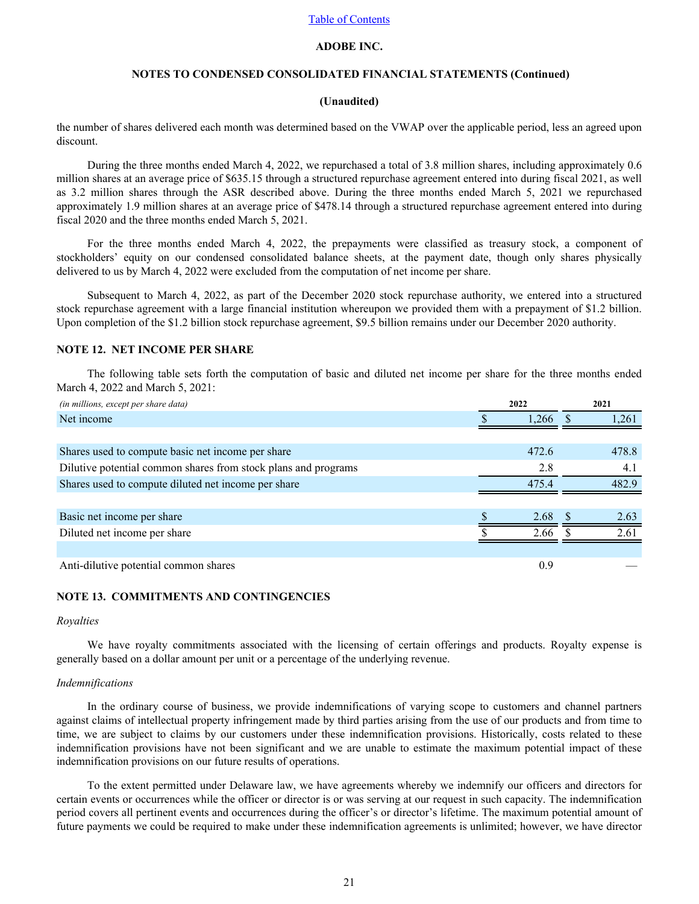the number of shares delivered each month was determined based on the VWAP over the applicable period, less an agreed upon discount.

During the three months ended March 4, 2022, we repurchased a total of 3.8 million shares, including approximately 0.6 million shares at an average price of $635.15 through a structured repurchase agreement entered into during fiscal 2021, as well as 3.2 million shares through the ASR described above. During the three months ended March 5, 2021 we repurchased approximately 1.9 million shares at an average price of $478.14 through a structured repurchase agreement entered into during fiscal 2020 and the three months ended March 5, 2021.

For the three months ended March 4, 2022, the prepayments were classified as treasury stock, a component of stockholders' equity on our condensed consolidated balance sheets, at the payment date, though only shares physically delivered to us by March 4, 2022 were excluded from the computation of net income per share.

Subsequent to March 4, 2022, as part of the December 2020 stock repurchase authority, we entered into a structured stock repurchase agreement with a large financial institution whereupon we provided them with a prepayment of $1.2 billion. Upon completion of the $1.2 billion stock repurchase agreement, $9.5 billion remains under our December 2020 authority.

## NOTE 12. NET INCOME PER SHARE

The following table sets forth the computation of basic and diluted net income per share for the three months ended March 4, 2022 and March 5, 2021:

| *(in millions, except per share data)* | 2022 | 2021 |
|---|---|---|
| Net income | $ 1,266 | $ 1,261 |
| | | |
| Shares used to compute basic net income per share | 472.6 | 478.8 |
| Dilutive potential common shares from stock plans and programs | 2.8 | 4.1 |
| Shares used to compute diluted net income per share | 475.4 | 482.9 |
| | | |
| Basic net income per share | $ 2.68 | $ 2.63 |
| Diluted net income per share | $ 2.66 | $ 2.61 |
| | | |
| Anti-dilutive potential common shares | 0.9 | — |

## NOTE 13. COMMITMENTS AND CONTINGENCIES

*Royalties*

We have royalty commitments associated with the licensing of certain offerings and products. Royalty expense is generally based on a dollar amount per unit or a percentage of the underlying revenue.

*Indemnifications*

In the ordinary course of business, we provide indemnifications of varying scope to customers and channel partners against claims of intellectual property infringement made by third parties arising from the use of our products and from time to time, we are subject to claims by our customers under these indemnification provisions. Historically, costs related to these indemnification provisions have not been significant and we are unable to estimate the maximum potential impact of these indemnification provisions on our future results of operations.

To the extent permitted under Delaware law, we have agreements whereby we indemnify our officers and directors for certain events or occurrences while the officer or director is or was serving at our request in such capacity. The indemnification period covers all pertinent events and occurrences during the officer's or director's lifetime. The maximum potential amount of future payments we could be required to make under these indemnification agreements is unlimited; however, we have director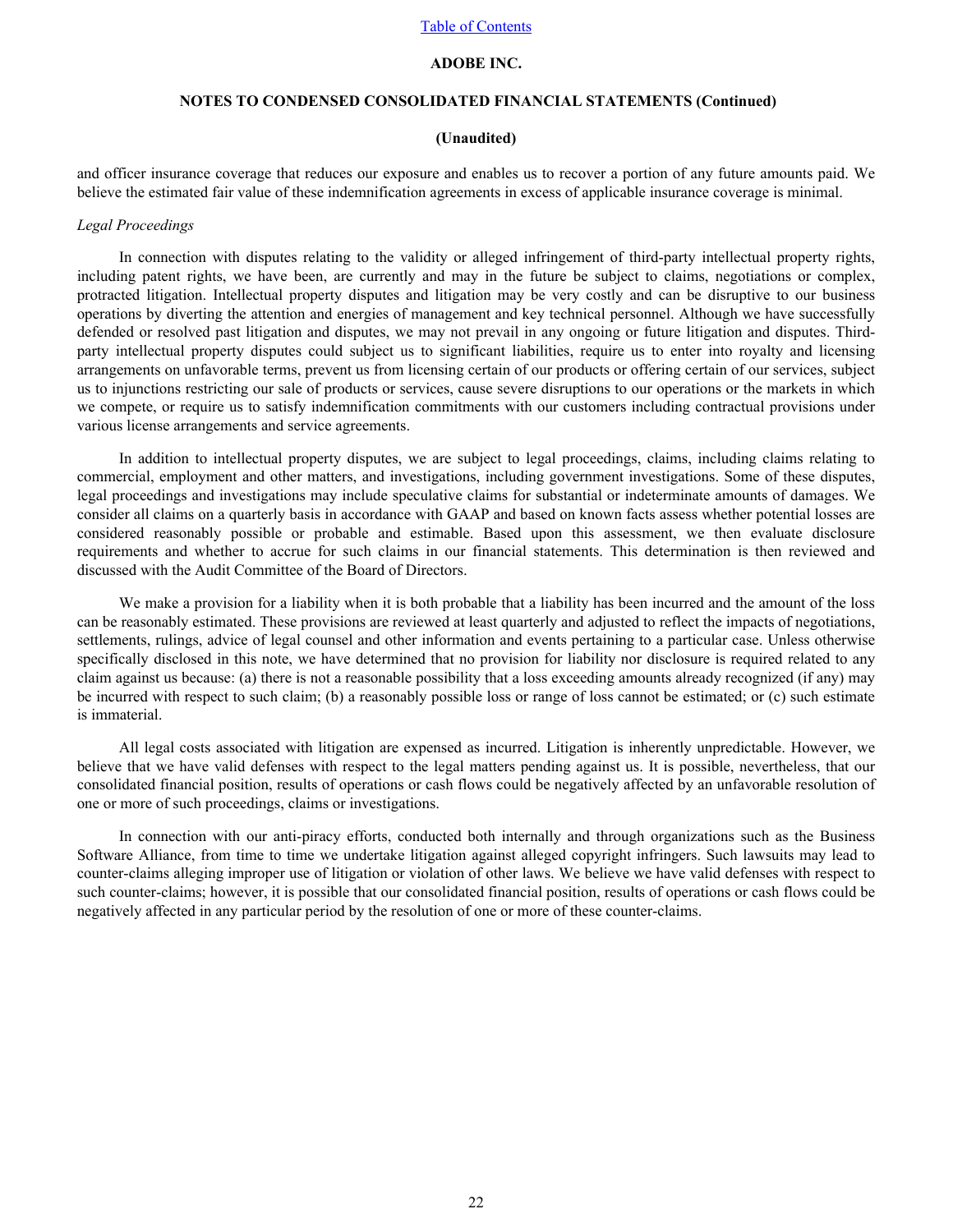and officer insurance coverage that reduces our exposure and enables us to recover a portion of any future amounts paid. We believe the estimated fair value of these indemnification agreements in excess of applicable insurance coverage is minimal.

*Legal Proceedings*

In connection with disputes relating to the validity or alleged infringement of third-party intellectual property rights, including patent rights, we have been, are currently and may in the future be subject to claims, negotiations or complex, protracted litigation. Intellectual property disputes and litigation may be very costly and can be disruptive to our business operations by diverting the attention and energies of management and key technical personnel. Although we have successfully defended or resolved past litigation and disputes, we may not prevail in any ongoing or future litigation and disputes. Third-party intellectual property disputes could subject us to significant liabilities, require us to enter into royalty and licensing arrangements on unfavorable terms, prevent us from licensing certain of our products or offering certain of our services, subject us to injunctions restricting our sale of products or services, cause severe disruptions to our operations or the markets in which we compete, or require us to satisfy indemnification commitments with our customers including contractual provisions under various license arrangements and service agreements.

In addition to intellectual property disputes, we are subject to legal proceedings, claims, including claims relating to commercial, employment and other matters, and investigations, including government investigations. Some of these disputes, legal proceedings and investigations may include speculative claims for substantial or indeterminate amounts of damages. We consider all claims on a quarterly basis in accordance with GAAP and based on known facts assess whether potential losses are considered reasonably possible or probable and estimable. Based upon this assessment, we then evaluate disclosure requirements and whether to accrue for such claims in our financial statements. This determination is then reviewed and discussed with the Audit Committee of the Board of Directors.

We make a provision for a liability when it is both probable that a liability has been incurred and the amount of the loss can be reasonably estimated. These provisions are reviewed at least quarterly and adjusted to reflect the impacts of negotiations, settlements, rulings, advice of legal counsel and other information and events pertaining to a particular case. Unless otherwise specifically disclosed in this note, we have determined that no provision for liability nor disclosure is required related to any claim against us because: (a) there is not a reasonable possibility that a loss exceeding amounts already recognized (if any) may be incurred with respect to such claim; (b) a reasonably possible loss or range of loss cannot be estimated; or (c) such estimate is immaterial.

All legal costs associated with litigation are expensed as incurred. Litigation is inherently unpredictable. However, we believe that we have valid defenses with respect to the legal matters pending against us. It is possible, nevertheless, that our consolidated financial position, results of operations or cash flows could be negatively affected by an unfavorable resolution of one or more of such proceedings, claims or investigations.

In connection with our anti-piracy efforts, conducted both internally and through organizations such as the Business Software Alliance, from time to time we undertake litigation against alleged copyright infringers. Such lawsuits may lead to counter-claims alleging improper use of litigation or violation of other laws. We believe we have valid defenses with respect to such counter-claims; however, it is possible that our consolidated financial position, results of operations or cash flows could be negatively affected in any particular period by the resolution of one or more of these counter-claims.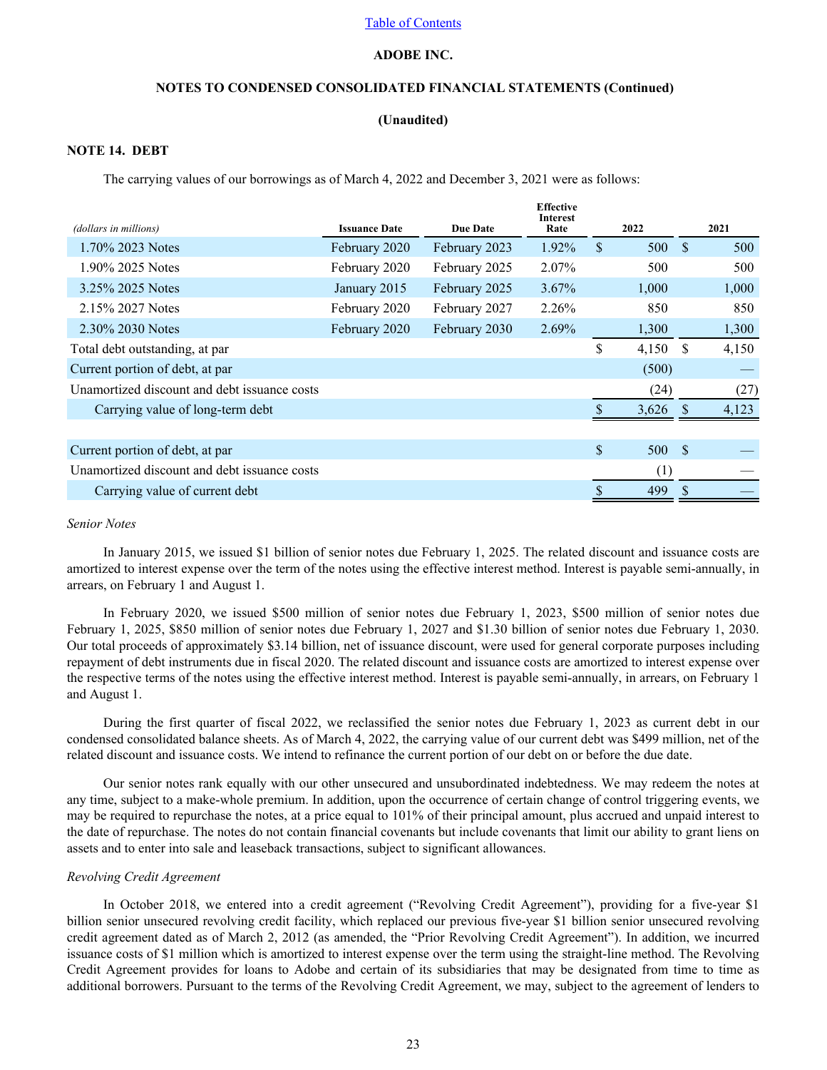ADOBE INC.

NOTES TO CONDENSED CONSOLIDATED FINANCIAL STATEMENTS (Continued)

(Unaudited)

## NOTE 14. DEBT

The carrying values of our borrowings as of March 4, 2022 and December 3, 2021 were as follows:

| *(dollars in millions)* | Issuance Date | Due Date | Effective Interest Rate | 2022 | 2021 |
|---|---|---|---|---|---|
| 1.70% 2023 Notes | February 2020 | February 2023 | 1.92% | $ 500 | $ 500 |
| 1.90% 2025 Notes | February 2020 | February 2025 | 2.07% | 500 | 500 |
| 3.25% 2025 Notes | January 2015 | February 2025 | 3.67% | 1,000 | 1,000 |
| 2.15% 2027 Notes | February 2020 | February 2027 | 2.26% | 850 | 850 |
| 2.30% 2030 Notes | February 2020 | February 2030 | 2.69% | 1,300 | 1,300 |
| Total debt outstanding, at par | | | | $ 4,150 | $ 4,150 |
| Current portion of debt, at par | | | | (500) | — |
| Unamortized discount and debt issuance costs | | | | (24) | (27) |
| Carrying value of long-term debt | | | | $ 3,626 | $ 4,123 |
| | | | | | |
| Current portion of debt, at par | | | | $ 500 | $ — |
| Unamortized discount and debt issuance costs | | | | (1) | — |
| Carrying value of current debt | | | | $ 499 | $ — |

*Senior Notes*

In January 2015, we issued $1 billion of senior notes due February 1, 2025. The related discount and issuance costs are amortized to interest expense over the term of the notes using the effective interest method. Interest is payable semi-annually, in arrears, on February 1 and August 1.

In February 2020, we issued $500 million of senior notes due February 1, 2023, $500 million of senior notes due February 1, 2025, $850 million of senior notes due February 1, 2027 and $1.30 billion of senior notes due February 1, 2030. Our total proceeds of approximately $3.14 billion, net of issuance discount, were used for general corporate purposes including repayment of debt instruments due in fiscal 2020. The related discount and issuance costs are amortized to interest expense over the respective terms of the notes using the effective interest method. Interest is payable semi-annually, in arrears, on February 1 and August 1.

During the first quarter of fiscal 2022, we reclassified the senior notes due February 1, 2023 as current debt in our condensed consolidated balance sheets. As of March 4, 2022, the carrying value of our current debt was $499 million, net of the related discount and issuance costs. We intend to refinance the current portion of our debt on or before the due date.

Our senior notes rank equally with our other unsecured and unsubordinated indebtedness. We may redeem the notes at any time, subject to a make-whole premium. In addition, upon the occurrence of certain change of control triggering events, we may be required to repurchase the notes, at a price equal to 101% of their principal amount, plus accrued and unpaid interest to the date of repurchase. The notes do not contain financial covenants but include covenants that limit our ability to grant liens on assets and to enter into sale and leaseback transactions, subject to significant allowances.

*Revolving Credit Agreement*

In October 2018, we entered into a credit agreement ("Revolving Credit Agreement"), providing for a five-year $1 billion senior unsecured revolving credit facility, which replaced our previous five-year $1 billion senior unsecured revolving credit agreement dated as of March 2, 2012 (as amended, the "Prior Revolving Credit Agreement"). In addition, we incurred issuance costs of $1 million which is amortized to interest expense over the term using the straight-line method. The Revolving Credit Agreement provides for loans to Adobe and certain of its subsidiaries that may be designated from time to time as additional borrowers. Pursuant to the terms of the Revolving Credit Agreement, we may, subject to the agreement of lenders to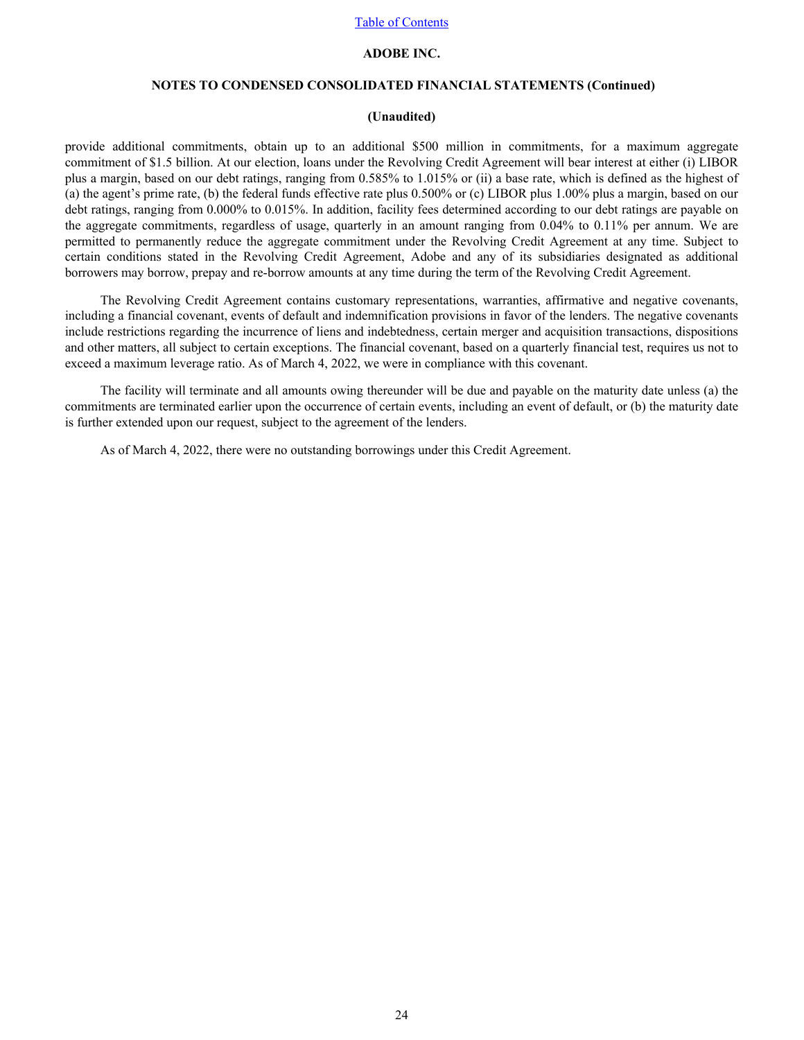provide additional commitments, obtain up to an additional $500 million in commitments, for a maximum aggregate commitment of $1.5 billion. At our election, loans under the Revolving Credit Agreement will bear interest at either (i) LIBOR plus a margin, based on our debt ratings, ranging from 0.585% to 1.015% or (ii) a base rate, which is defined as the highest of (a) the agent's prime rate, (b) the federal funds effective rate plus 0.500% or (c) LIBOR plus 1.00% plus a margin, based on our debt ratings, ranging from 0.000% to 0.015%. In addition, facility fees determined according to our debt ratings are payable on the aggregate commitments, regardless of usage, quarterly in an amount ranging from 0.04% to 0.11% per annum. We are permitted to permanently reduce the aggregate commitment under the Revolving Credit Agreement at any time. Subject to certain conditions stated in the Revolving Credit Agreement, Adobe and any of its subsidiaries designated as additional borrowers may borrow, prepay and re-borrow amounts at any time during the term of the Revolving Credit Agreement.

The Revolving Credit Agreement contains customary representations, warranties, affirmative and negative covenants, including a financial covenant, events of default and indemnification provisions in favor of the lenders. The negative covenants include restrictions regarding the incurrence of liens and indebtedness, certain merger and acquisition transactions, dispositions and other matters, all subject to certain exceptions. The financial covenant, based on a quarterly financial test, requires us not to exceed a maximum leverage ratio. As of March 4, 2022, we were in compliance with this covenant.

The facility will terminate and all amounts owing thereunder will be due and payable on the maturity date unless (a) the commitments are terminated earlier upon the occurrence of certain events, including an event of default, or (b) the maturity date is further extended upon our request, subject to the agreement of the lenders.

As of March 4, 2022, there were no outstanding borrowings under this Credit Agreement.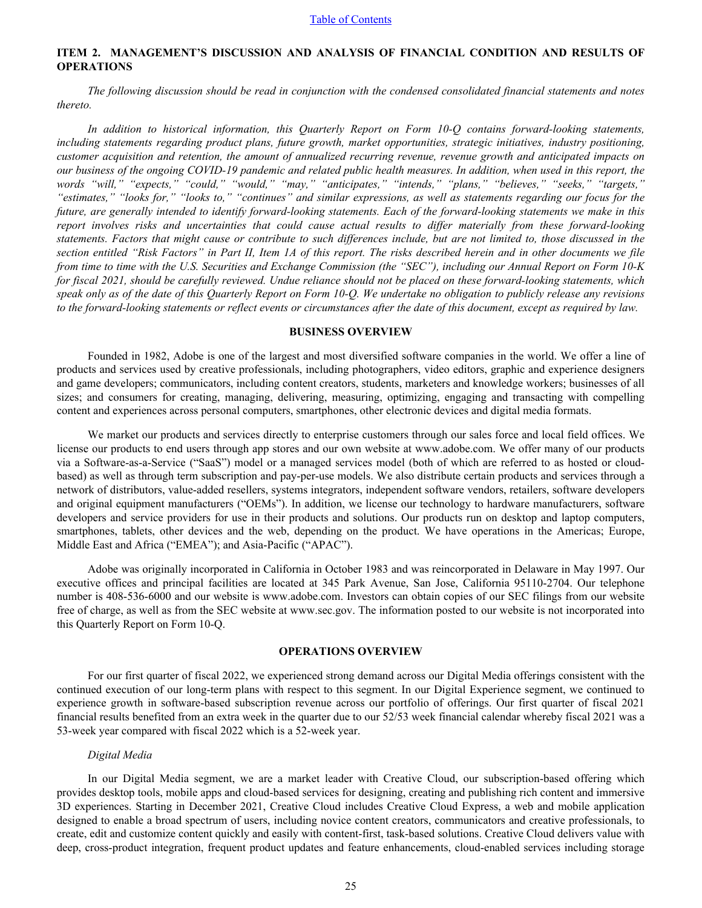## ITEM 2. MANAGEMENT'S DISCUSSION AND ANALYSIS OF FINANCIAL CONDITION AND RESULTS OF OPERATIONS

*The following discussion should be read in conjunction with the condensed consolidated financial statements and notes thereto.*

*In addition to historical information, this Quarterly Report on Form 10-Q contains forward-looking statements, including statements regarding product plans, future growth, market opportunities, strategic initiatives, industry positioning, customer acquisition and retention, the amount of annualized recurring revenue, revenue growth and anticipated impacts on our business of the ongoing COVID-19 pandemic and related public health measures. In addition, when used in this report, the words "will," "expects," "could," "would," "may," "anticipates," "intends," "plans," "believes," "seeks," "targets," "estimates," "looks for," "looks to," "continues" and similar expressions, as well as statements regarding our focus for the future, are generally intended to identify forward-looking statements. Each of the forward-looking statements we make in this report involves risks and uncertainties that could cause actual results to differ materially from these forward-looking statements. Factors that might cause or contribute to such differences include, but are not limited to, those discussed in the section entitled "Risk Factors" in Part II, Item 1A of this report. The risks described herein and in other documents we file from time to time with the U.S. Securities and Exchange Commission (the "SEC"), including our Annual Report on Form 10-K for fiscal 2021, should be carefully reviewed. Undue reliance should not be placed on these forward-looking statements, which speak only as of the date of this Quarterly Report on Form 10-Q. We undertake no obligation to publicly release any revisions to the forward-looking statements or reflect events or circumstances after the date of this document, except as required by law.*

### BUSINESS OVERVIEW

Founded in 1982, Adobe is one of the largest and most diversified software companies in the world. We offer a line of products and services used by creative professionals, including photographers, video editors, graphic and experience designers and game developers; communicators, including content creators, students, marketers and knowledge workers; businesses of all sizes; and consumers for creating, managing, delivering, measuring, optimizing, engaging and transacting with compelling content and experiences across personal computers, smartphones, other electronic devices and digital media formats.

We market our products and services directly to enterprise customers through our sales force and local field offices. We license our products to end users through app stores and our own website at www.adobe.com. We offer many of our products via a Software-as-a-Service ("SaaS") model or a managed services model (both of which are referred to as hosted or cloud-based) as well as through term subscription and pay-per-use models. We also distribute certain products and services through a network of distributors, value-added resellers, systems integrators, independent software vendors, retailers, software developers and original equipment manufacturers ("OEMs"). In addition, we license our technology to hardware manufacturers, software developers and service providers for use in their products and solutions. Our products run on desktop and laptop computers, smartphones, tablets, other devices and the web, depending on the product. We have operations in the Americas; Europe, Middle East and Africa ("EMEA"); and Asia-Pacific ("APAC").

Adobe was originally incorporated in California in October 1983 and was reincorporated in Delaware in May 1997. Our executive offices and principal facilities are located at 345 Park Avenue, San Jose, California 95110-2704. Our telephone number is 408-536-6000 and our website is www.adobe.com. Investors can obtain copies of our SEC filings from our website free of charge, as well as from the SEC website at www.sec.gov. The information posted to our website is not incorporated into this Quarterly Report on Form 10-Q.

### OPERATIONS OVERVIEW

For our first quarter of fiscal 2022, we experienced strong demand across our Digital Media offerings consistent with the continued execution of our long-term plans with respect to this segment. In our Digital Experience segment, we continued to experience growth in software-based subscription revenue across our portfolio of offerings. Our first quarter of fiscal 2021 financial results benefited from an extra week in the quarter due to our 52/53 week financial calendar whereby fiscal 2021 was a 53-week year compared with fiscal 2022 which is a 52-week year.

*Digital Media*

In our Digital Media segment, we are a market leader with Creative Cloud, our subscription-based offering which provides desktop tools, mobile apps and cloud-based services for designing, creating and publishing rich content and immersive 3D experiences. Starting in December 2021, Creative Cloud includes Creative Cloud Express, a web and mobile application designed to enable a broad spectrum of users, including novice content creators, communicators and creative professionals, to create, edit and customize content quickly and easily with content-first, task-based solutions. Creative Cloud delivers value with deep, cross-product integration, frequent product updates and feature enhancements, cloud-enabled services including storage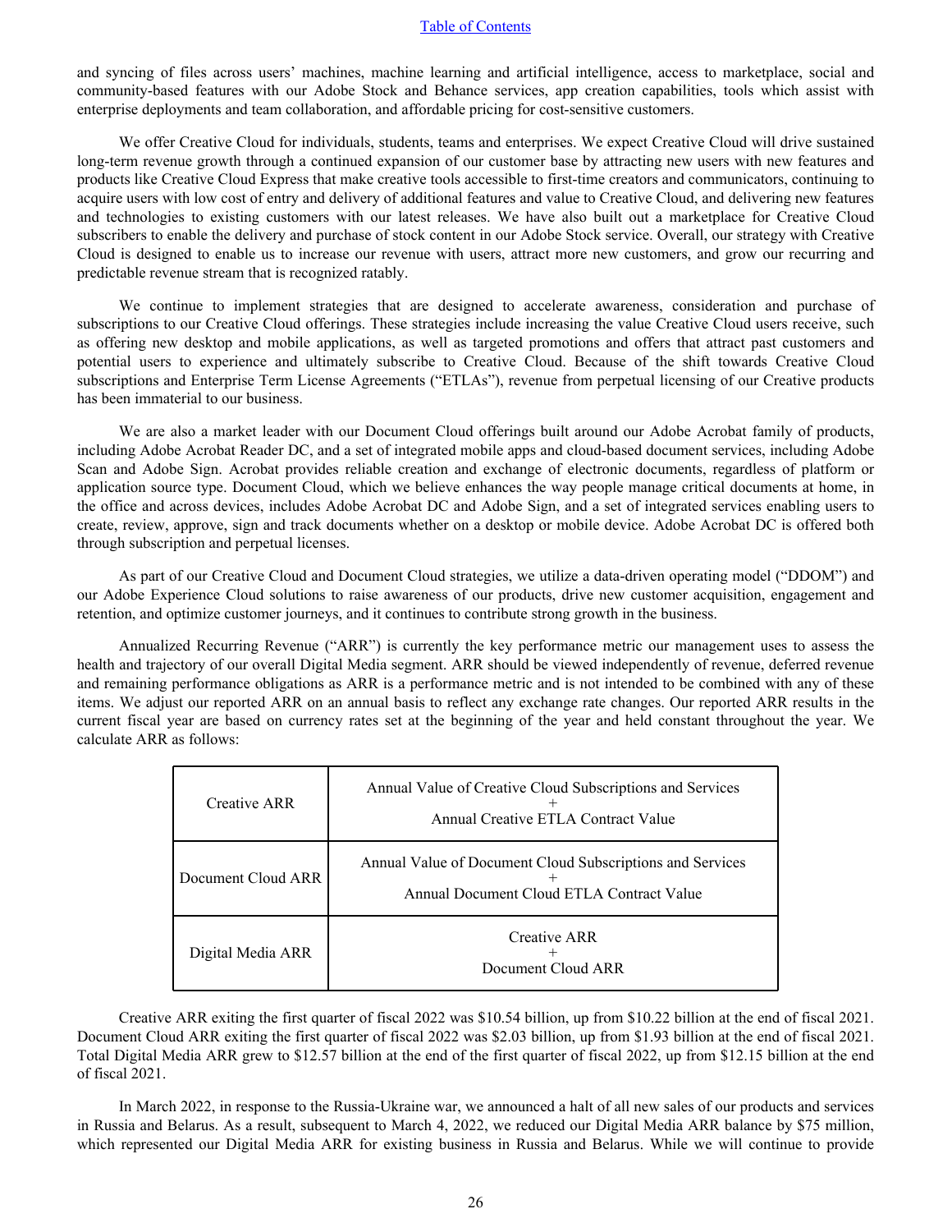and syncing of files across users' machines, machine learning and artificial intelligence, access to marketplace, social and community-based features with our Adobe Stock and Behance services, app creation capabilities, tools which assist with enterprise deployments and team collaboration, and affordable pricing for cost-sensitive customers.

We offer Creative Cloud for individuals, students, teams and enterprises. We expect Creative Cloud will drive sustained long-term revenue growth through a continued expansion of our customer base by attracting new users with new features and products like Creative Cloud Express that make creative tools accessible to first-time creators and communicators, continuing to acquire users with low cost of entry and delivery of additional features and value to Creative Cloud, and delivering new features and technologies to existing customers with our latest releases. We have also built out a marketplace for Creative Cloud subscribers to enable the delivery and purchase of stock content in our Adobe Stock service. Overall, our strategy with Creative Cloud is designed to enable us to increase our revenue with users, attract more new customers, and grow our recurring and predictable revenue stream that is recognized ratably.

We continue to implement strategies that are designed to accelerate awareness, consideration and purchase of subscriptions to our Creative Cloud offerings. These strategies include increasing the value Creative Cloud users receive, such as offering new desktop and mobile applications, as well as targeted promotions and offers that attract past customers and potential users to experience and ultimately subscribe to Creative Cloud. Because of the shift towards Creative Cloud subscriptions and Enterprise Term License Agreements ("ETLAs"), revenue from perpetual licensing of our Creative products has been immaterial to our business.

We are also a market leader with our Document Cloud offerings built around our Adobe Acrobat family of products, including Adobe Acrobat Reader DC, and a set of integrated mobile apps and cloud-based document services, including Adobe Scan and Adobe Sign. Acrobat provides reliable creation and exchange of electronic documents, regardless of platform or application source type. Document Cloud, which we believe enhances the way people manage critical documents at home, in the office and across devices, includes Adobe Acrobat DC and Adobe Sign, and a set of integrated services enabling users to create, review, approve, sign and track documents whether on a desktop or mobile device. Adobe Acrobat DC is offered both through subscription and perpetual licenses.

As part of our Creative Cloud and Document Cloud strategies, we utilize a data-driven operating model ("DDOM") and our Adobe Experience Cloud solutions to raise awareness of our products, drive new customer acquisition, engagement and retention, and optimize customer journeys, and it continues to contribute strong growth in the business.

Annualized Recurring Revenue ("ARR") is currently the key performance metric our management uses to assess the health and trajectory of our overall Digital Media segment. ARR should be viewed independently of revenue, deferred revenue and remaining performance obligations as ARR is a performance metric and is not intended to be combined with any of these items. We adjust our reported ARR on an annual basis to reflect any exchange rate changes. Our reported ARR results in the current fiscal year are based on currency rates set at the beginning of the year and held constant throughout the year. We calculate ARR as follows:

| | |
|---|---|
| Creative ARR | Annual Value of Creative Cloud Subscriptions and Services + Annual Creative ETLA Contract Value |
| Document Cloud ARR | Annual Value of Document Cloud Subscriptions and Services + Annual Document Cloud ETLA Contract Value |
| Digital Media ARR | Creative ARR + Document Cloud ARR |

Creative ARR exiting the first quarter of fiscal 2022 was $10.54 billion, up from $10.22 billion at the end of fiscal 2021. Document Cloud ARR exiting the first quarter of fiscal 2022 was $2.03 billion, up from $1.93 billion at the end of fiscal 2021. Total Digital Media ARR grew to $12.57 billion at the end of the first quarter of fiscal 2022, up from $12.15 billion at the end of fiscal 2021.

In March 2022, in response to the Russia-Ukraine war, we announced a halt of all new sales of our products and services in Russia and Belarus. As a result, subsequent to March 4, 2022, we reduced our Digital Media ARR balance by $75 million, which represented our Digital Media ARR for existing business in Russia and Belarus. While we will continue to provide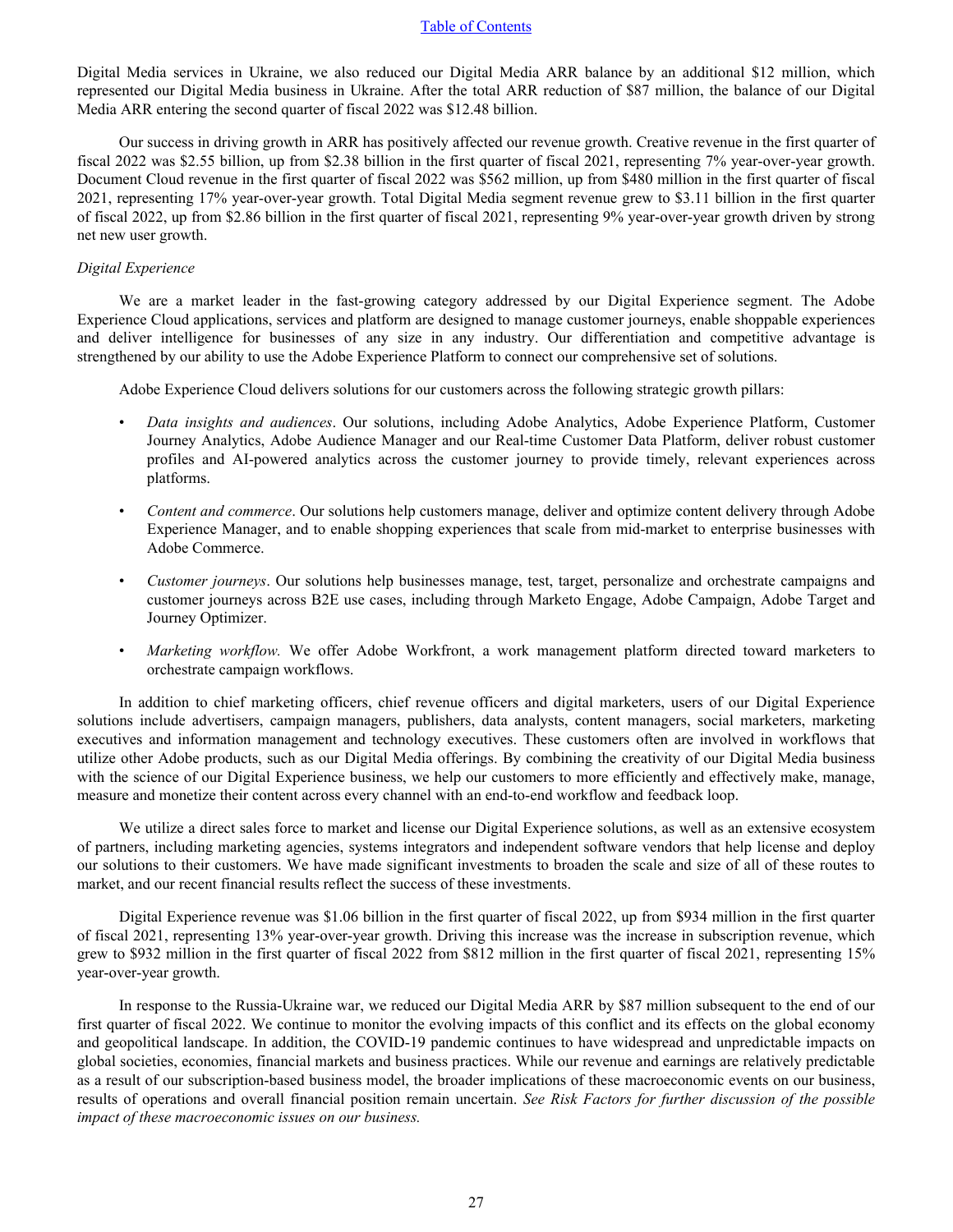Digital Media services in Ukraine, we also reduced our Digital Media ARR balance by an additional $12 million, which represented our Digital Media business in Ukraine. After the total ARR reduction of $87 million, the balance of our Digital Media ARR entering the second quarter of fiscal 2022 was $12.48 billion.

Our success in driving growth in ARR has positively affected our revenue growth. Creative revenue in the first quarter of fiscal 2022 was $2.55 billion, up from $2.38 billion in the first quarter of fiscal 2021, representing 7% year-over-year growth. Document Cloud revenue in the first quarter of fiscal 2022 was $562 million, up from $480 million in the first quarter of fiscal 2021, representing 17% year-over-year growth. Total Digital Media segment revenue grew to $3.11 billion in the first quarter of fiscal 2022, up from $2.86 billion in the first quarter of fiscal 2021, representing 9% year-over-year growth driven by strong net new user growth.

*Digital Experience*

We are a market leader in the fast-growing category addressed by our Digital Experience segment. The Adobe Experience Cloud applications, services and platform are designed to manage customer journeys, enable shoppable experiences and deliver intelligence for businesses of any size in any industry. Our differentiation and competitive advantage is strengthened by our ability to use the Adobe Experience Platform to connect our comprehensive set of solutions.

Adobe Experience Cloud delivers solutions for our customers across the following strategic growth pillars:

- *Data insights and audiences*. Our solutions, including Adobe Analytics, Adobe Experience Platform, Customer Journey Analytics, Adobe Audience Manager and our Real-time Customer Data Platform, deliver robust customer profiles and AI-powered analytics across the customer journey to provide timely, relevant experiences across platforms.
- *Content and commerce*. Our solutions help customers manage, deliver and optimize content delivery through Adobe Experience Manager, and to enable shopping experiences that scale from mid-market to enterprise businesses with Adobe Commerce.
- *Customer journeys*. Our solutions help businesses manage, test, target, personalize and orchestrate campaigns and customer journeys across B2E use cases, including through Marketo Engage, Adobe Campaign, Adobe Target and Journey Optimizer.
- *Marketing workflow.* We offer Adobe Workfront, a work management platform directed toward marketers to orchestrate campaign workflows.

In addition to chief marketing officers, chief revenue officers and digital marketers, users of our Digital Experience solutions include advertisers, campaign managers, publishers, data analysts, content managers, social marketers, marketing executives and information management and technology executives. These customers often are involved in workflows that utilize other Adobe products, such as our Digital Media offerings. By combining the creativity of our Digital Media business with the science of our Digital Experience business, we help our customers to more efficiently and effectively make, manage, measure and monetize their content across every channel with an end-to-end workflow and feedback loop.

We utilize a direct sales force to market and license our Digital Experience solutions, as well as an extensive ecosystem of partners, including marketing agencies, systems integrators and independent software vendors that help license and deploy our solutions to their customers. We have made significant investments to broaden the scale and size of all of these routes to market, and our recent financial results reflect the success of these investments.

Digital Experience revenue was $1.06 billion in the first quarter of fiscal 2022, up from $934 million in the first quarter of fiscal 2021, representing 13% year-over-year growth. Driving this increase was the increase in subscription revenue, which grew to $932 million in the first quarter of fiscal 2022 from $812 million in the first quarter of fiscal 2021, representing 15% year-over-year growth.

In response to the Russia-Ukraine war, we reduced our Digital Media ARR by $87 million subsequent to the end of our first quarter of fiscal 2022. We continue to monitor the evolving impacts of this conflict and its effects on the global economy and geopolitical landscape. In addition, the COVID-19 pandemic continues to have widespread and unpredictable impacts on global societies, economies, financial markets and business practices. While our revenue and earnings are relatively predictable as a result of our subscription-based business model, the broader implications of these macroeconomic events on our business, results of operations and overall financial position remain uncertain. *See Risk Factors for further discussion of the possible impact of these macroeconomic issues on our business.*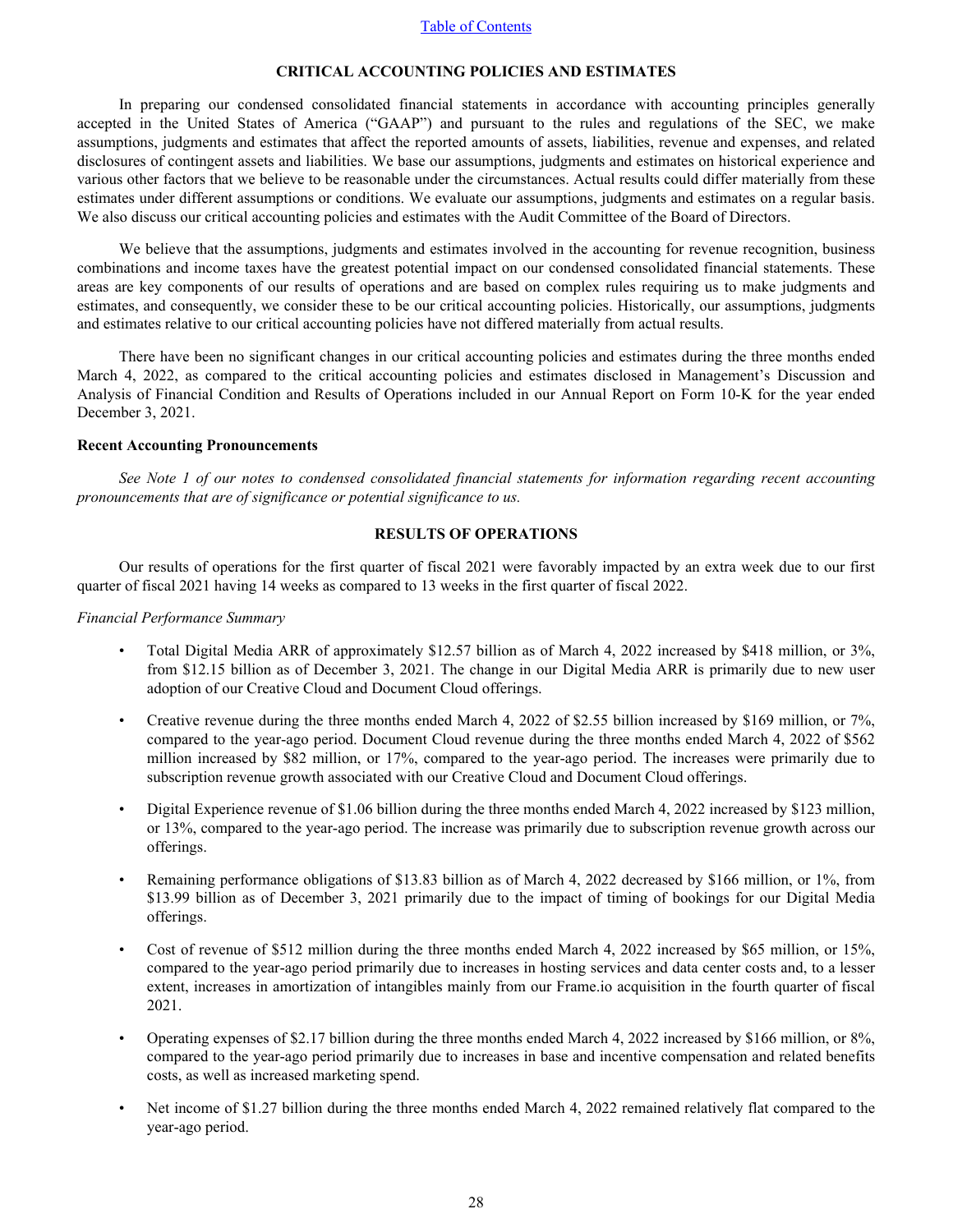## CRITICAL ACCOUNTING POLICIES AND ESTIMATES

In preparing our condensed consolidated financial statements in accordance with accounting principles generally accepted in the United States of America ("GAAP") and pursuant to the rules and regulations of the SEC, we make assumptions, judgments and estimates that affect the reported amounts of assets, liabilities, revenue and expenses, and related disclosures of contingent assets and liabilities. We base our assumptions, judgments and estimates on historical experience and various other factors that we believe to be reasonable under the circumstances. Actual results could differ materially from these estimates under different assumptions or conditions. We evaluate our assumptions, judgments and estimates on a regular basis. We also discuss our critical accounting policies and estimates with the Audit Committee of the Board of Directors.

We believe that the assumptions, judgments and estimates involved in the accounting for revenue recognition, business combinations and income taxes have the greatest potential impact on our condensed consolidated financial statements. These areas are key components of our results of operations and are based on complex rules requiring us to make judgments and estimates, and consequently, we consider these to be our critical accounting policies. Historically, our assumptions, judgments and estimates relative to our critical accounting policies have not differed materially from actual results.

There have been no significant changes in our critical accounting policies and estimates during the three months ended March 4, 2022, as compared to the critical accounting policies and estimates disclosed in Management's Discussion and Analysis of Financial Condition and Results of Operations included in our Annual Report on Form 10-K for the year ended December 3, 2021.

**Recent Accounting Pronouncements**

*See Note 1 of our notes to condensed consolidated financial statements for information regarding recent accounting pronouncements that are of significance or potential significance to us.*

## RESULTS OF OPERATIONS

Our results of operations for the first quarter of fiscal 2021 were favorably impacted by an extra week due to our first quarter of fiscal 2021 having 14 weeks as compared to 13 weeks in the first quarter of fiscal 2022.

*Financial Performance Summary*

- Total Digital Media ARR of approximately $12.57 billion as of March 4, 2022 increased by $418 million, or 3%, from $12.15 billion as of December 3, 2021. The change in our Digital Media ARR is primarily due to new user adoption of our Creative Cloud and Document Cloud offerings.
- Creative revenue during the three months ended March 4, 2022 of $2.55 billion increased by $169 million, or 7%, compared to the year-ago period. Document Cloud revenue during the three months ended March 4, 2022 of $562 million increased by $82 million, or 17%, compared to the year-ago period. The increases were primarily due to subscription revenue growth associated with our Creative Cloud and Document Cloud offerings.
- Digital Experience revenue of $1.06 billion during the three months ended March 4, 2022 increased by $123 million, or 13%, compared to the year-ago period. The increase was primarily due to subscription revenue growth across our offerings.
- Remaining performance obligations of $13.83 billion as of March 4, 2022 decreased by $166 million, or 1%, from $13.99 billion as of December 3, 2021 primarily due to the impact of timing of bookings for our Digital Media offerings.
- Cost of revenue of $512 million during the three months ended March 4, 2022 increased by $65 million, or 15%, compared to the year-ago period primarily due to increases in hosting services and data center costs and, to a lesser extent, increases in amortization of intangibles mainly from our Frame.io acquisition in the fourth quarter of fiscal 2021.
- Operating expenses of $2.17 billion during the three months ended March 4, 2022 increased by $166 million, or 8%, compared to the year-ago period primarily due to increases in base and incentive compensation and related benefits costs, as well as increased marketing spend.
- Net income of $1.27 billion during the three months ended March 4, 2022 remained relatively flat compared to the year-ago period.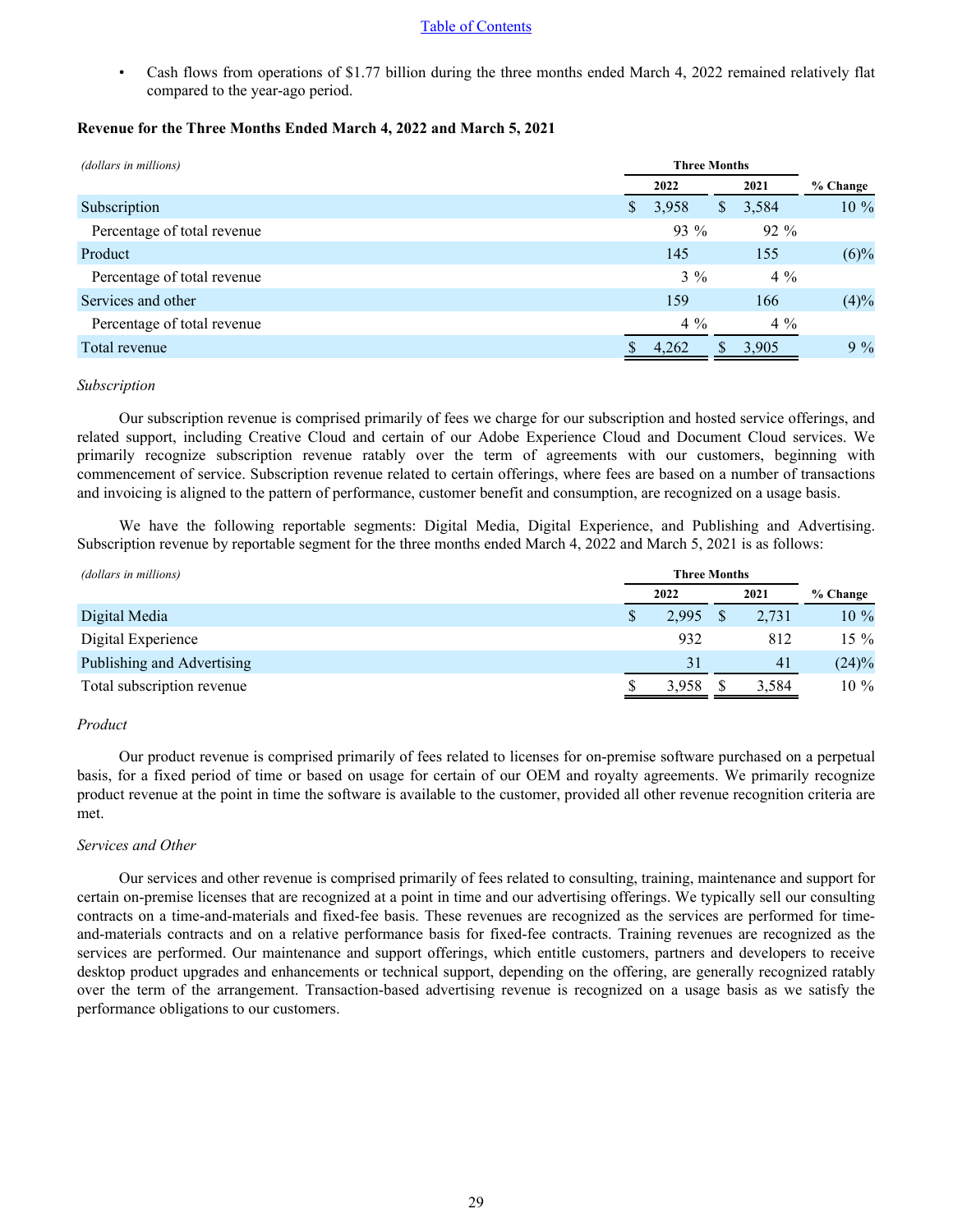- Cash flows from operations of $1.77 billion during the three months ended March 4, 2022 remained relatively flat compared to the year-ago period.

### Revenue for the Three Months Ended March 4, 2022 and March 5, 2021

| *(dollars in millions)* | Three Months | | |
|---|---|---|---|
| | 2022 | 2021 | % Change |
| Subscription | $ 3,958 | $ 3,584 | 10 % |
| Percentage of total revenue | 93 % | 92 % | |
| Product | 145 | 155 | (6)% |
| Percentage of total revenue | 3 % | 4 % | |
| Services and other | 159 | 166 | (4)% |
| Percentage of total revenue | 4 % | 4 % | |
| Total revenue | $ 4,262 | $ 3,905 | 9 % |

*Subscription*

Our subscription revenue is comprised primarily of fees we charge for our subscription and hosted service offerings, and related support, including Creative Cloud and certain of our Adobe Experience Cloud and Document Cloud services. We primarily recognize subscription revenue ratably over the term of agreements with our customers, beginning with commencement of service. Subscription revenue related to certain offerings, where fees are based on a number of transactions and invoicing is aligned to the pattern of performance, customer benefit and consumption, are recognized on a usage basis.

We have the following reportable segments: Digital Media, Digital Experience, and Publishing and Advertising. Subscription revenue by reportable segment for the three months ended March 4, 2022 and March 5, 2021 is as follows:

| *(dollars in millions)* | Three Months | | |
|---|---|---|---|
| | 2022 | 2021 | % Change |
| Digital Media | $ 2,995 | $ 2,731 | 10 % |
| Digital Experience | 932 | 812 | 15 % |
| Publishing and Advertising | 31 | 41 | (24)% |
| Total subscription revenue | $ 3,958 | $ 3,584 | 10 % |

*Product*

Our product revenue is comprised primarily of fees related to licenses for on-premise software purchased on a perpetual basis, for a fixed period of time or based on usage for certain of our OEM and royalty agreements. We primarily recognize product revenue at the point in time the software is available to the customer, provided all other revenue recognition criteria are met.

*Services and Other*

Our services and other revenue is comprised primarily of fees related to consulting, training, maintenance and support for certain on-premise licenses that are recognized at a point in time and our advertising offerings. We typically sell our consulting contracts on a time-and-materials and fixed-fee basis. These revenues are recognized as the services are performed for time-and-materials contracts and on a relative performance basis for fixed-fee contracts. Training revenues are recognized as the services are performed. Our maintenance and support offerings, which entitle customers, partners and developers to receive desktop product upgrades and enhancements or technical support, depending on the offering, are generally recognized ratably over the term of the arrangement. Transaction-based advertising revenue is recognized on a usage basis as we satisfy the performance obligations to our customers.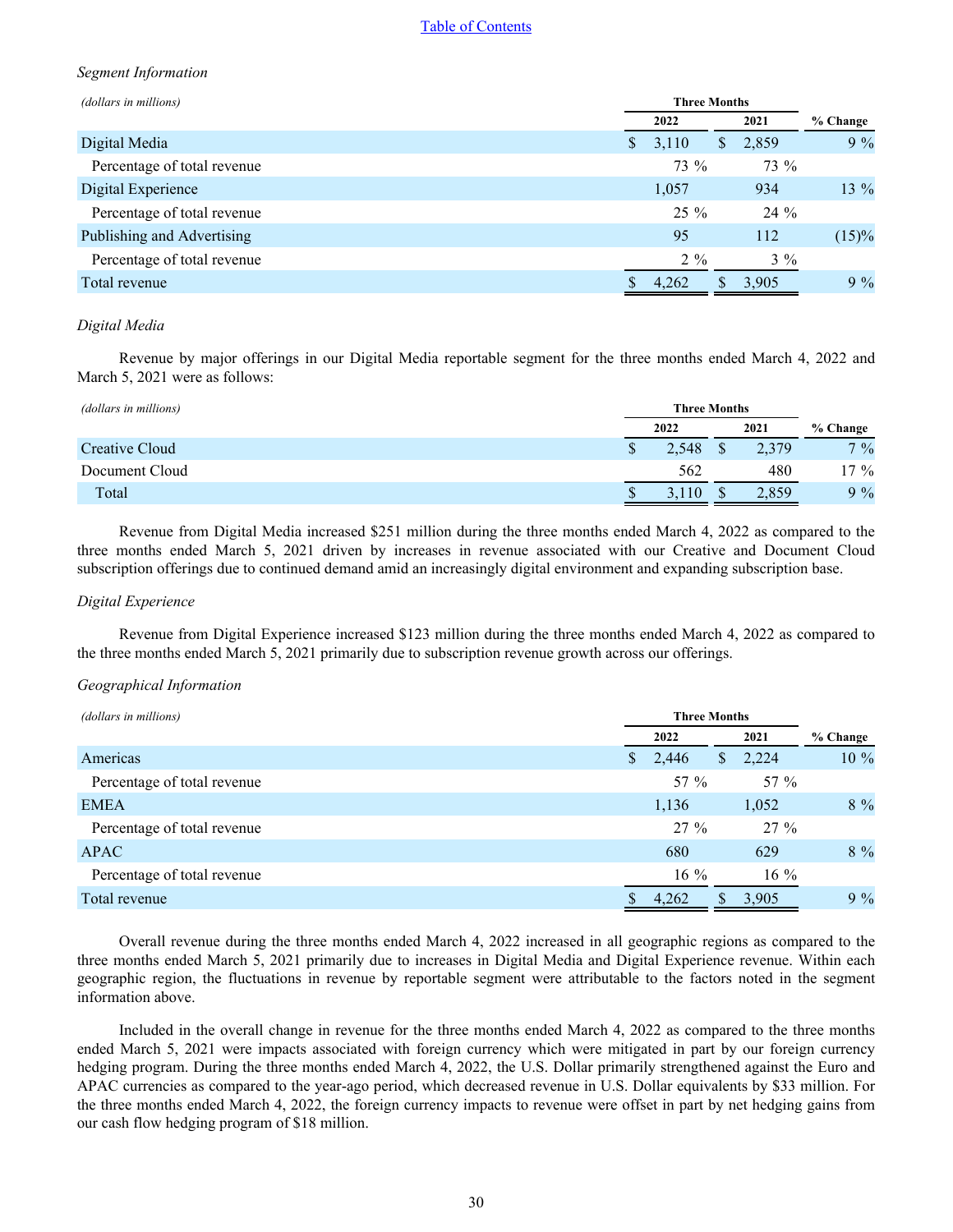*Segment Information*

| *(dollars in millions)* | Three Months | | |
|---|---|---|---|
| | 2022 | 2021 | % Change |
| Digital Media | $ 3,110 | $ 2,859 | 9 % |
| Percentage of total revenue | 73 % | 73 % | |
| Digital Experience | 1,057 | 934 | 13 % |
| Percentage of total revenue | 25 % | 24 % | |
| Publishing and Advertising | 95 | 112 | (15)% |
| Percentage of total revenue | 2 % | 3 % | |
| Total revenue | $ 4,262 | $ 3,905 | 9 % |

*Digital Media*

Revenue by major offerings in our Digital Media reportable segment for the three months ended March 4, 2022 and March 5, 2021 were as follows:

| *(dollars in millions)* | Three Months | | |
|---|---|---|---|
| | 2022 | 2021 | % Change |
| Creative Cloud | $ 2,548 | $ 2,379 | 7 % |
| Document Cloud | 562 | 480 | 17 % |
| Total | $ 3,110 | $ 2,859 | 9 % |

Revenue from Digital Media increased $251 million during the three months ended March 4, 2022 as compared to the three months ended March 5, 2021 driven by increases in revenue associated with our Creative and Document Cloud subscription offerings due to continued demand amid an increasingly digital environment and expanding subscription base.

*Digital Experience*

Revenue from Digital Experience increased $123 million during the three months ended March 4, 2022 as compared to the three months ended March 5, 2021 primarily due to subscription revenue growth across our offerings.

*Geographical Information*

| *(dollars in millions)* | Three Months | | |
|---|---|---|---|
| | 2022 | 2021 | % Change |
| Americas | $ 2,446 | $ 2,224 | 10 % |
| Percentage of total revenue | 57 % | 57 % | |
| EMEA | 1,136 | 1,052 | 8 % |
| Percentage of total revenue | 27 % | 27 % | |
| APAC | 680 | 629 | 8 % |
| Percentage of total revenue | 16 % | 16 % | |
| Total revenue | $ 4,262 | $ 3,905 | 9 % |

Overall revenue during the three months ended March 4, 2022 increased in all geographic regions as compared to the three months ended March 5, 2021 primarily due to increases in Digital Media and Digital Experience revenue. Within each geographic region, the fluctuations in revenue by reportable segment were attributable to the factors noted in the segment information above.

Included in the overall change in revenue for the three months ended March 4, 2022 as compared to the three months ended March 5, 2021 were impacts associated with foreign currency which were mitigated in part by our foreign currency hedging program. During the three months ended March 4, 2022, the U.S. Dollar primarily strengthened against the Euro and APAC currencies as compared to the year-ago period, which decreased revenue in U.S. Dollar equivalents by $33 million. For the three months ended March 4, 2022, the foreign currency impacts to revenue were offset in part by net hedging gains from our cash flow hedging program of $18 million.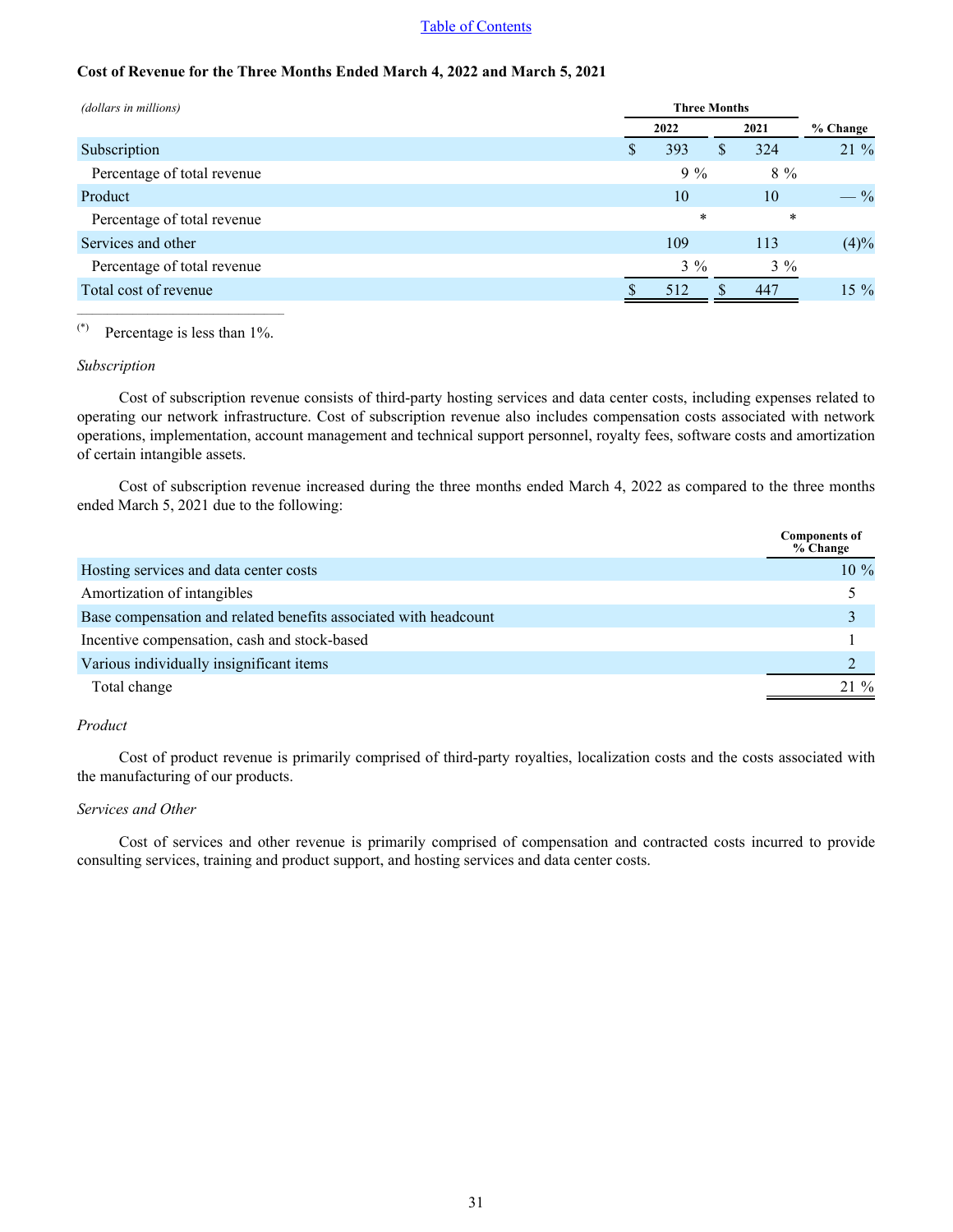**Cost of Revenue for the Three Months Ended March 4, 2022 and March 5, 2021**

| *(dollars in millions)* | Three Months | | |
|---|---|---|---|
| | 2022 | 2021 | % Change |
| Subscription | $ 393 | $ 324 | 21 % |
| Percentage of total revenue | 9 % | 8 % | |
| Product | 10 | 10 | — % |
| Percentage of total revenue | * | * | |
| Services and other | 109 | 113 | (4)% |
| Percentage of total revenue | 3 % | 3 % | |
| Total cost of revenue | $ 512 | $ 447 | 15 % |

(*) Percentage is less than 1%.

*Subscription*

Cost of subscription revenue consists of third-party hosting services and data center costs, including expenses related to operating our network infrastructure. Cost of subscription revenue also includes compensation costs associated with network operations, implementation, account management and technical support personnel, royalty fees, software costs and amortization of certain intangible assets.

Cost of subscription revenue increased during the three months ended March 4, 2022 as compared to the three months ended March 5, 2021 due to the following:

| | Components of % Change |
|---|---|
| Hosting services and data center costs | 10 % |
| Amortization of intangibles | 5 |
| Base compensation and related benefits associated with headcount | 3 |
| Incentive compensation, cash and stock-based | 1 |
| Various individually insignificant items | 2 |
| Total change | 21 % |

*Product*

Cost of product revenue is primarily comprised of third-party royalties, localization costs and the costs associated with the manufacturing of our products.

*Services and Other*

Cost of services and other revenue is primarily comprised of compensation and contracted costs incurred to provide consulting services, training and product support, and hosting services and data center costs.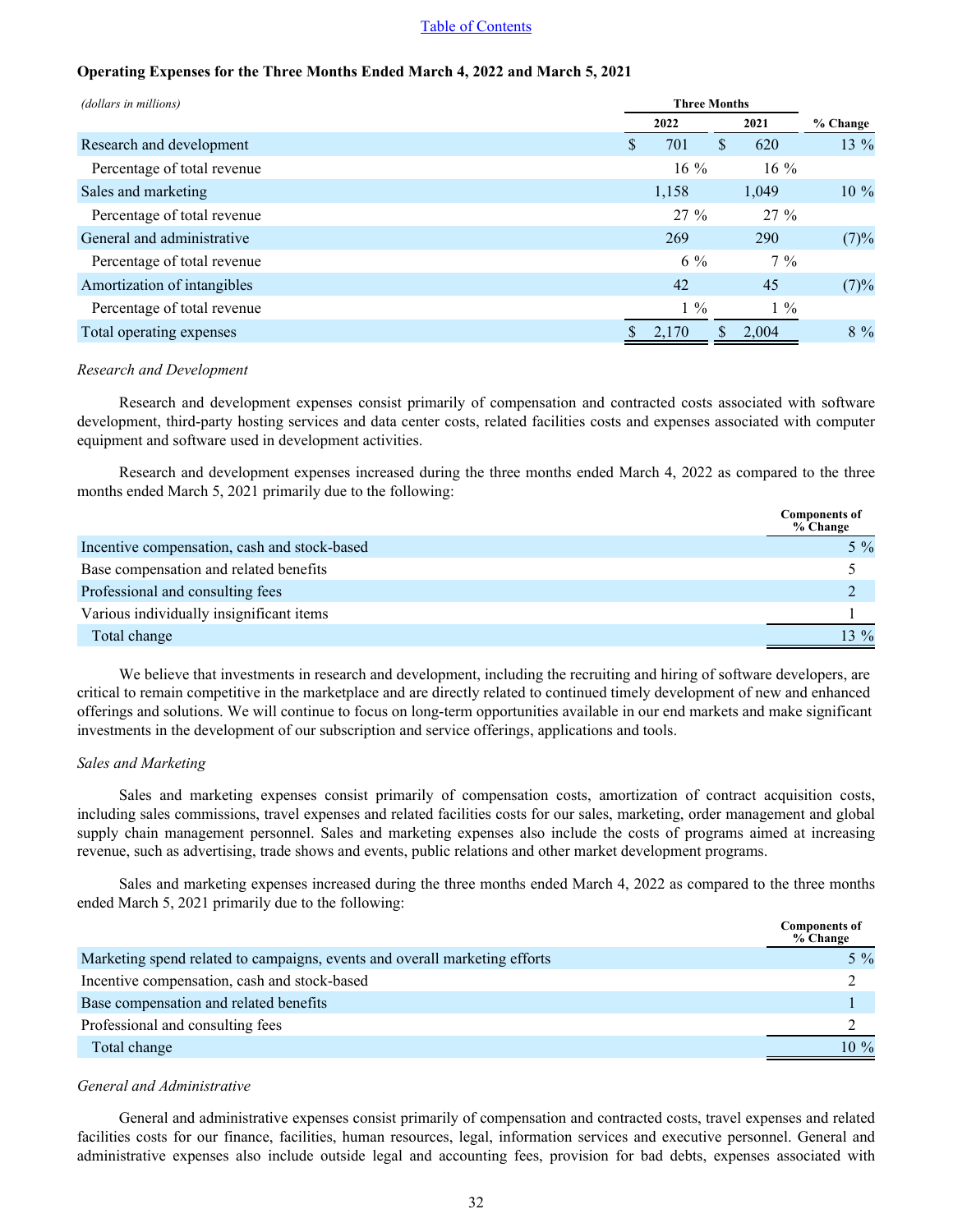**Operating Expenses for the Three Months Ended March 4, 2022 and March 5, 2021**

| *(dollars in millions)* | Three Months | | % Change |
|---|---|---|---|
| | 2022 | 2021 | |
| Research and development | $ 701 | $ 620 | 13 % |
| Percentage of total revenue | 16 % | 16 % | |
| Sales and marketing | 1,158 | 1,049 | 10 % |
| Percentage of total revenue | 27 % | 27 % | |
| General and administrative | 269 | 290 | (7)% |
| Percentage of total revenue | 6 % | 7 % | |
| Amortization of intangibles | 42 | 45 | (7)% |
| Percentage of total revenue | 1 % | 1 % | |
| Total operating expenses | $ 2,170 | $ 2,004 | 8 % |

*Research and Development*

Research and development expenses consist primarily of compensation and contracted costs associated with software development, third-party hosting services and data center costs, related facilities costs and expenses associated with computer equipment and software used in development activities.

Research and development expenses increased during the three months ended March 4, 2022 as compared to the three months ended March 5, 2021 primarily due to the following:

| | Components of % Change |
|---|---|
| Incentive compensation, cash and stock-based | 5 % |
| Base compensation and related benefits | 5 |
| Professional and consulting fees | 2 |
| Various individually insignificant items | 1 |
| Total change | 13 % |

We believe that investments in research and development, including the recruiting and hiring of software developers, are critical to remain competitive in the marketplace and are directly related to continued timely development of new and enhanced offerings and solutions. We will continue to focus on long-term opportunities available in our end markets and make significant investments in the development of our subscription and service offerings, applications and tools.

*Sales and Marketing*

Sales and marketing expenses consist primarily of compensation costs, amortization of contract acquisition costs, including sales commissions, travel expenses and related facilities costs for our sales, marketing, order management and global supply chain management personnel. Sales and marketing expenses also include the costs of programs aimed at increasing revenue, such as advertising, trade shows and events, public relations and other market development programs.

Sales and marketing expenses increased during the three months ended March 4, 2022 as compared to the three months ended March 5, 2021 primarily due to the following:

| | Components of % Change |
|---|---|
| Marketing spend related to campaigns, events and overall marketing efforts | 5 % |
| Incentive compensation, cash and stock-based | 2 |
| Base compensation and related benefits | 1 |
| Professional and consulting fees | 2 |
| Total change | 10 % |

*General and Administrative*

General and administrative expenses consist primarily of compensation and contracted costs, travel expenses and related facilities costs for our finance, facilities, human resources, legal, information services and executive personnel. General and administrative expenses also include outside legal and accounting fees, provision for bad debts, expenses associated with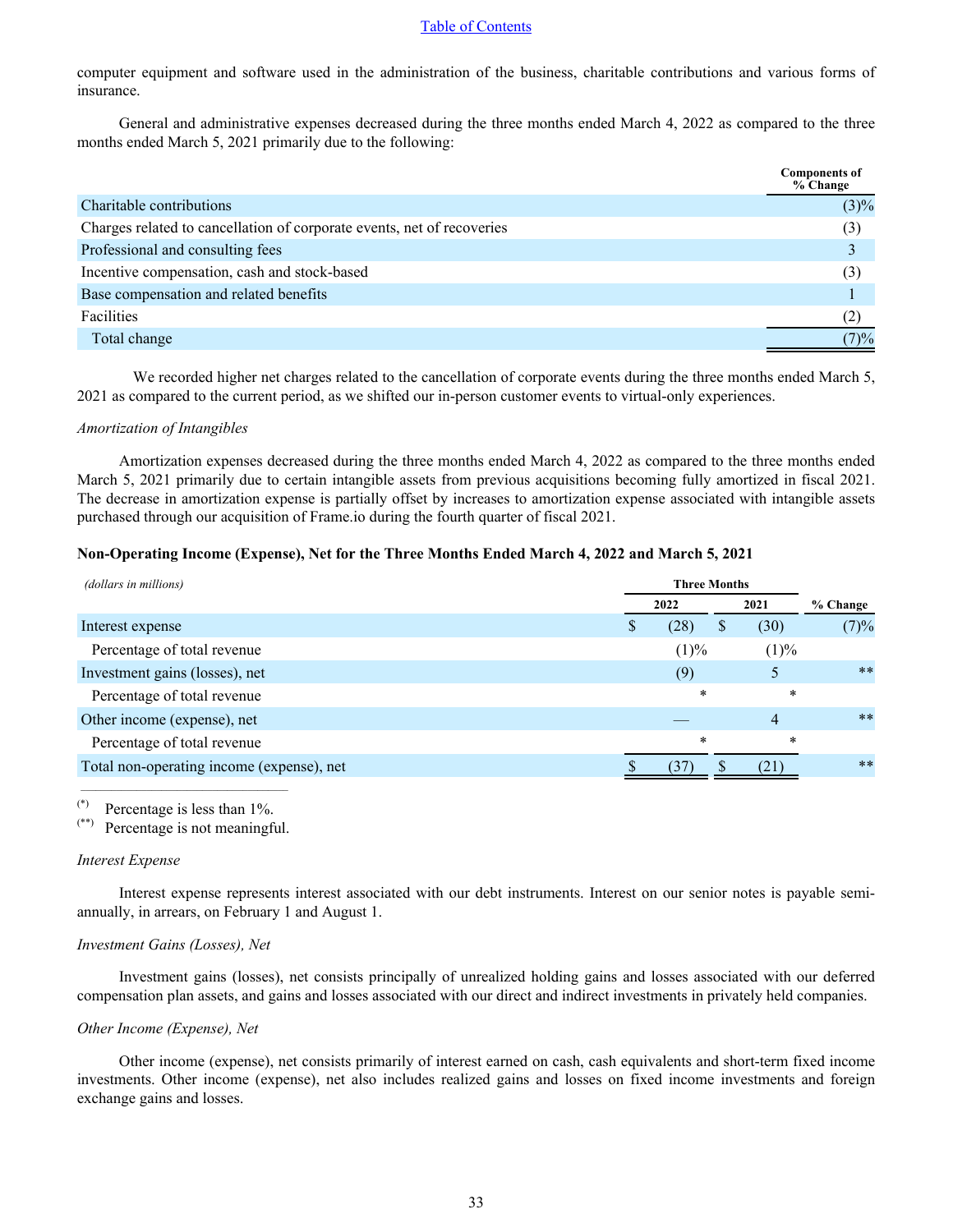computer equipment and software used in the administration of the business, charitable contributions and various forms of insurance.

General and administrative expenses decreased during the three months ended March 4, 2022 as compared to the three months ended March 5, 2021 primarily due to the following:

| | Components of % Change |
|---|---|
| Charitable contributions | (3)% |
| Charges related to cancellation of corporate events, net of recoveries | (3) |
| Professional and consulting fees | 3 |
| Incentive compensation, cash and stock-based | (3) |
| Base compensation and related benefits | 1 |
| Facilities | (2) |
| Total change | (7)% |

We recorded higher net charges related to the cancellation of corporate events during the three months ended March 5, 2021 as compared to the current period, as we shifted our in-person customer events to virtual-only experiences.

*Amortization of Intangibles*

Amortization expenses decreased during the three months ended March 4, 2022 as compared to the three months ended March 5, 2021 primarily due to certain intangible assets from previous acquisitions becoming fully amortized in fiscal 2021. The decrease in amortization expense is partially offset by increases to amortization expense associated with intangible assets purchased through our acquisition of Frame.io during the fourth quarter of fiscal 2021.

**Non-Operating Income (Expense), Net for the Three Months Ended March 4, 2022 and March 5, 2021**

| *(dollars in millions)* | Three Months | | |
|---|---|---|---|
| | 2022 | 2021 | % Change |
| Interest expense | $ (28) | $ (30) | (7)% |
| Percentage of total revenue | (1)% | (1)% | |
| Investment gains (losses), net | (9) | 5 | ** |
| Percentage of total revenue | * | * | |
| Other income (expense), net | — | 4 | ** |
| Percentage of total revenue | * | * | |
| Total non-operating income (expense), net | $ (37) | $ (21) | ** |

(*) Percentage is less than 1%.
(**) Percentage is not meaningful.

*Interest Expense*

Interest expense represents interest associated with our debt instruments. Interest on our senior notes is payable semi-annually, in arrears, on February 1 and August 1.

*Investment Gains (Losses), Net*

Investment gains (losses), net consists principally of unrealized holding gains and losses associated with our deferred compensation plan assets, and gains and losses associated with our direct and indirect investments in privately held companies.

*Other Income (Expense), Net*

Other income (expense), net consists primarily of interest earned on cash, cash equivalents and short-term fixed income investments. Other income (expense), net also includes realized gains and losses on fixed income investments and foreign exchange gains and losses.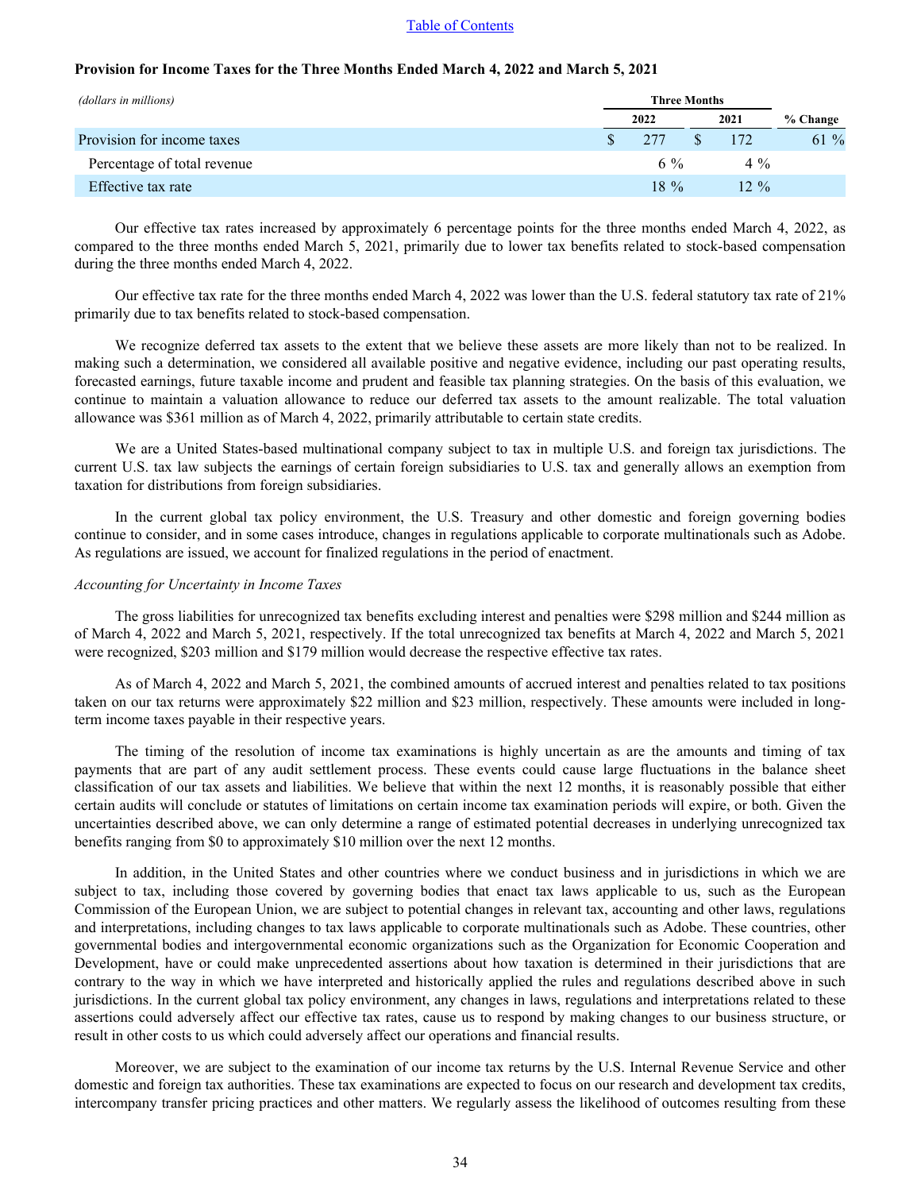**Provision for Income Taxes for the Three Months Ended March 4, 2022 and March 5, 2021**

| *(dollars in millions)* | Three Months | | % Change |
|---|---|---|---|
| | 2022 | 2021 | |
| Provision for income taxes | $ 277 | $ 172 | 61 % |
| Percentage of total revenue | 6 % | 4 % | |
| Effective tax rate | 18 % | 12 % | |

Our effective tax rates increased by approximately 6 percentage points for the three months ended March 4, 2022, as compared to the three months ended March 5, 2021, primarily due to lower tax benefits related to stock-based compensation during the three months ended March 4, 2022.

Our effective tax rate for the three months ended March 4, 2022 was lower than the U.S. federal statutory tax rate of 21% primarily due to tax benefits related to stock-based compensation.

We recognize deferred tax assets to the extent that we believe these assets are more likely than not to be realized. In making such a determination, we considered all available positive and negative evidence, including our past operating results, forecasted earnings, future taxable income and prudent and feasible tax planning strategies. On the basis of this evaluation, we continue to maintain a valuation allowance to reduce our deferred tax assets to the amount realizable. The total valuation allowance was $361 million as of March 4, 2022, primarily attributable to certain state credits.

We are a United States-based multinational company subject to tax in multiple U.S. and foreign tax jurisdictions. The current U.S. tax law subjects the earnings of certain foreign subsidiaries to U.S. tax and generally allows an exemption from taxation for distributions from foreign subsidiaries.

In the current global tax policy environment, the U.S. Treasury and other domestic and foreign governing bodies continue to consider, and in some cases introduce, changes in regulations applicable to corporate multinationals such as Adobe. As regulations are issued, we account for finalized regulations in the period of enactment.

*Accounting for Uncertainty in Income Taxes*

The gross liabilities for unrecognized tax benefits excluding interest and penalties were $298 million and $244 million as of March 4, 2022 and March 5, 2021, respectively. If the total unrecognized tax benefits at March 4, 2022 and March 5, 2021 were recognized, $203 million and $179 million would decrease the respective effective tax rates.

As of March 4, 2022 and March 5, 2021, the combined amounts of accrued interest and penalties related to tax positions taken on our tax returns were approximately $22 million and $23 million, respectively. These amounts were included in long-term income taxes payable in their respective years.

The timing of the resolution of income tax examinations is highly uncertain as are the amounts and timing of tax payments that are part of any audit settlement process. These events could cause large fluctuations in the balance sheet classification of our tax assets and liabilities. We believe that within the next 12 months, it is reasonably possible that either certain audits will conclude or statutes of limitations on certain income tax examination periods will expire, or both. Given the uncertainties described above, we can only determine a range of estimated potential decreases in underlying unrecognized tax benefits ranging from $0 to approximately $10 million over the next 12 months.

In addition, in the United States and other countries where we conduct business and in jurisdictions in which we are subject to tax, including those covered by governing bodies that enact tax laws applicable to us, such as the European Commission of the European Union, we are subject to potential changes in relevant tax, accounting and other laws, regulations and interpretations, including changes to tax laws applicable to corporate multinationals such as Adobe. These countries, other governmental bodies and intergovernmental economic organizations such as the Organization for Economic Cooperation and Development, have or could make unprecedented assertions about how taxation is determined in their jurisdictions that are contrary to the way in which we have interpreted and historically applied the rules and regulations described above in such jurisdictions. In the current global tax policy environment, any changes in laws, regulations and interpretations related to these assertions could adversely affect our effective tax rates, cause us to respond by making changes to our business structure, or result in other costs to us which could adversely affect our operations and financial results.

Moreover, we are subject to the examination of our income tax returns by the U.S. Internal Revenue Service and other domestic and foreign tax authorities. These tax examinations are expected to focus on our research and development tax credits, intercompany transfer pricing practices and other matters. We regularly assess the likelihood of outcomes resulting from these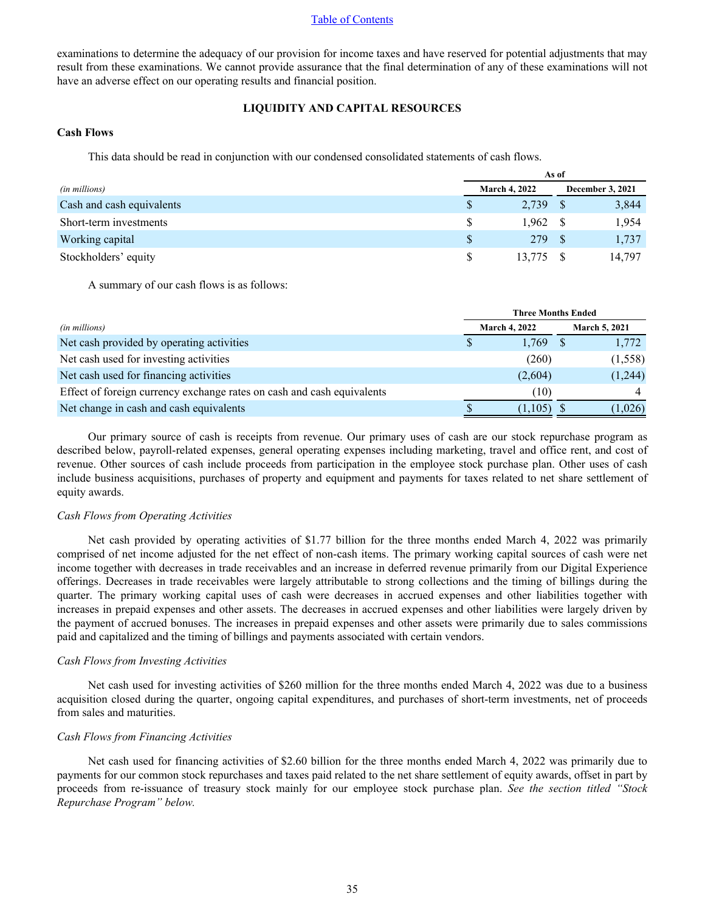examinations to determine the adequacy of our provision for income taxes and have reserved for potential adjustments that may result from these examinations. We cannot provide assurance that the final determination of any of these examinations will not have an adverse effect on our operating results and financial position.

## LIQUIDITY AND CAPITAL RESOURCES

### Cash Flows

This data should be read in conjunction with our condensed consolidated statements of cash flows.

| *(in millions)* | As of March 4, 2022 | As of December 3, 2021 |
|---|---|---|
| Cash and cash equivalents | $ 2,739 | $ 3,844 |
| Short-term investments | $ 1,962 | $ 1,954 |
| Working capital | $ 279 | $ 1,737 |
| Stockholders' equity | $ 13,775 | $ 14,797 |

A summary of our cash flows is as follows:

| *(in millions)* | Three Months Ended March 4, 2022 | Three Months Ended March 5, 2021 |
|---|---|---|
| Net cash provided by operating activities | $ 1,769 | $ 1,772 |
| Net cash used for investing activities | (260) | (1,558) |
| Net cash used for financing activities | (2,604) | (1,244) |
| Effect of foreign currency exchange rates on cash and cash equivalents | (10) | 4 |
| Net change in cash and cash equivalents | $ (1,105) | $ (1,026) |

Our primary source of cash is receipts from revenue. Our primary uses of cash are our stock repurchase program as described below, payroll-related expenses, general operating expenses including marketing, travel and office rent, and cost of revenue. Other sources of cash include proceeds from participation in the employee stock purchase plan. Other uses of cash include business acquisitions, purchases of property and equipment and payments for taxes related to net share settlement of equity awards.

*Cash Flows from Operating Activities*

Net cash provided by operating activities of $1.77 billion for the three months ended March 4, 2022 was primarily comprised of net income adjusted for the net effect of non-cash items. The primary working capital sources of cash were net income together with decreases in trade receivables and an increase in deferred revenue primarily from our Digital Experience offerings. Decreases in trade receivables were largely attributable to strong collections and the timing of billings during the quarter. The primary working capital uses of cash were decreases in accrued expenses and other liabilities together with increases in prepaid expenses and other assets. The decreases in accrued expenses and other liabilities were largely driven by the payment of accrued bonuses. The increases in prepaid expenses and other assets were primarily due to sales commissions paid and capitalized and the timing of billings and payments associated with certain vendors.

*Cash Flows from Investing Activities*

Net cash used for investing activities of $260 million for the three months ended March 4, 2022 was due to a business acquisition closed during the quarter, ongoing capital expenditures, and purchases of short-term investments, net of proceeds from sales and maturities.

*Cash Flows from Financing Activities*

Net cash used for financing activities of $2.60 billion for the three months ended March 4, 2022 was primarily due to payments for our common stock repurchases and taxes paid related to the net share settlement of equity awards, offset in part by proceeds from re-issuance of treasury stock mainly for our employee stock purchase plan. *See the section titled "Stock Repurchase Program" below.*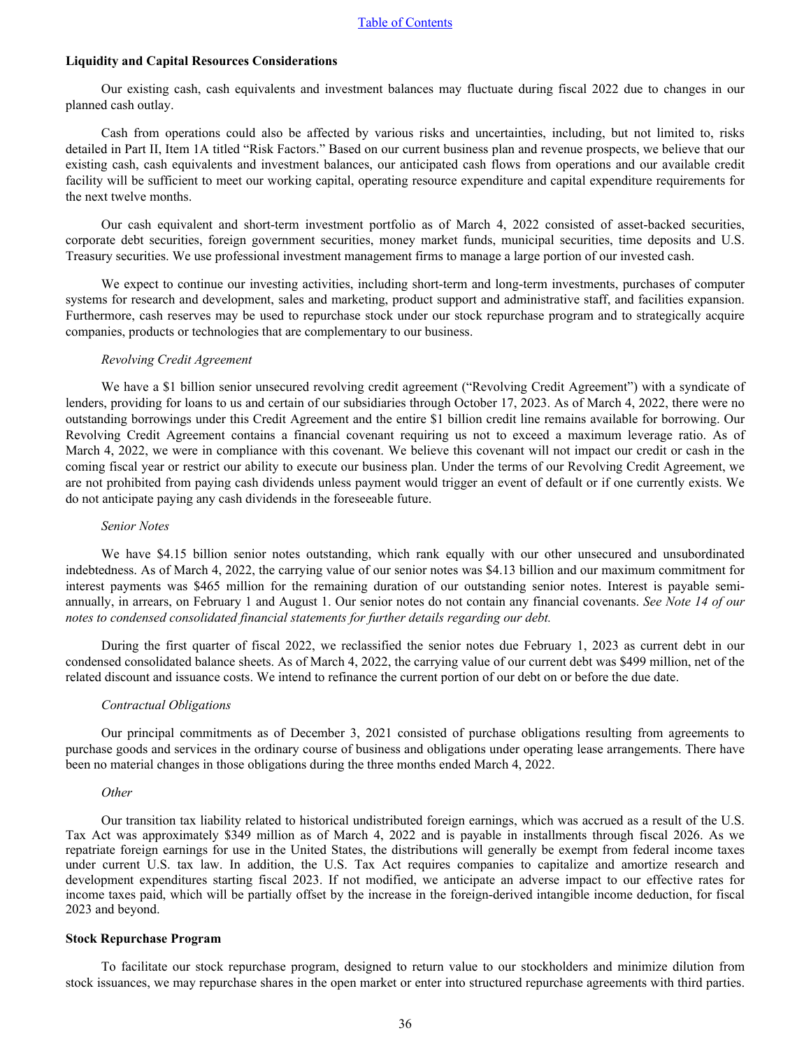**Liquidity and Capital Resources Considerations**

Our existing cash, cash equivalents and investment balances may fluctuate during fiscal 2022 due to changes in our planned cash outlay.

Cash from operations could also be affected by various risks and uncertainties, including, but not limited to, risks detailed in Part II, Item 1A titled "Risk Factors." Based on our current business plan and revenue prospects, we believe that our existing cash, cash equivalents and investment balances, our anticipated cash flows from operations and our available credit facility will be sufficient to meet our working capital, operating resource expenditure and capital expenditure requirements for the next twelve months.

Our cash equivalent and short-term investment portfolio as of March 4, 2022 consisted of asset-backed securities, corporate debt securities, foreign government securities, money market funds, municipal securities, time deposits and U.S. Treasury securities. We use professional investment management firms to manage a large portion of our invested cash.

We expect to continue our investing activities, including short-term and long-term investments, purchases of computer systems for research and development, sales and marketing, product support and administrative staff, and facilities expansion. Furthermore, cash reserves may be used to repurchase stock under our stock repurchase program and to strategically acquire companies, products or technologies that are complementary to our business.

*Revolving Credit Agreement*

We have a $1 billion senior unsecured revolving credit agreement ("Revolving Credit Agreement") with a syndicate of lenders, providing for loans to us and certain of our subsidiaries through October 17, 2023. As of March 4, 2022, there were no outstanding borrowings under this Credit Agreement and the entire $1 billion credit line remains available for borrowing. Our Revolving Credit Agreement contains a financial covenant requiring us not to exceed a maximum leverage ratio. As of March 4, 2022, we were in compliance with this covenant. We believe this covenant will not impact our credit or cash in the coming fiscal year or restrict our ability to execute our business plan. Under the terms of our Revolving Credit Agreement, we are not prohibited from paying cash dividends unless payment would trigger an event of default or if one currently exists. We do not anticipate paying any cash dividends in the foreseeable future.

*Senior Notes*

We have $4.15 billion senior notes outstanding, which rank equally with our other unsecured and unsubordinated indebtedness. As of March 4, 2022, the carrying value of our senior notes was $4.13 billion and our maximum commitment for interest payments was $465 million for the remaining duration of our outstanding senior notes. Interest is payable semi-annually, in arrears, on February 1 and August 1. Our senior notes do not contain any financial covenants. *See Note 14 of our notes to condensed consolidated financial statements for further details regarding our debt.*

During the first quarter of fiscal 2022, we reclassified the senior notes due February 1, 2023 as current debt in our condensed consolidated balance sheets. As of March 4, 2022, the carrying value of our current debt was $499 million, net of the related discount and issuance costs. We intend to refinance the current portion of our debt on or before the due date.

*Contractual Obligations*

Our principal commitments as of December 3, 2021 consisted of purchase obligations resulting from agreements to purchase goods and services in the ordinary course of business and obligations under operating lease arrangements. There have been no material changes in those obligations during the three months ended March 4, 2022.

*Other*

Our transition tax liability related to historical undistributed foreign earnings, which was accrued as a result of the U.S. Tax Act was approximately $349 million as of March 4, 2022 and is payable in installments through fiscal 2026. As we repatriate foreign earnings for use in the United States, the distributions will generally be exempt from federal income taxes under current U.S. tax law. In addition, the U.S. Tax Act requires companies to capitalize and amortize research and development expenditures starting fiscal 2023. If not modified, we anticipate an adverse impact to our effective rates for income taxes paid, which will be partially offset by the increase in the foreign-derived intangible income deduction, for fiscal 2023 and beyond.

**Stock Repurchase Program**

To facilitate our stock repurchase program, designed to return value to our stockholders and minimize dilution from stock issuances, we may repurchase shares in the open market or enter into structured repurchase agreements with third parties.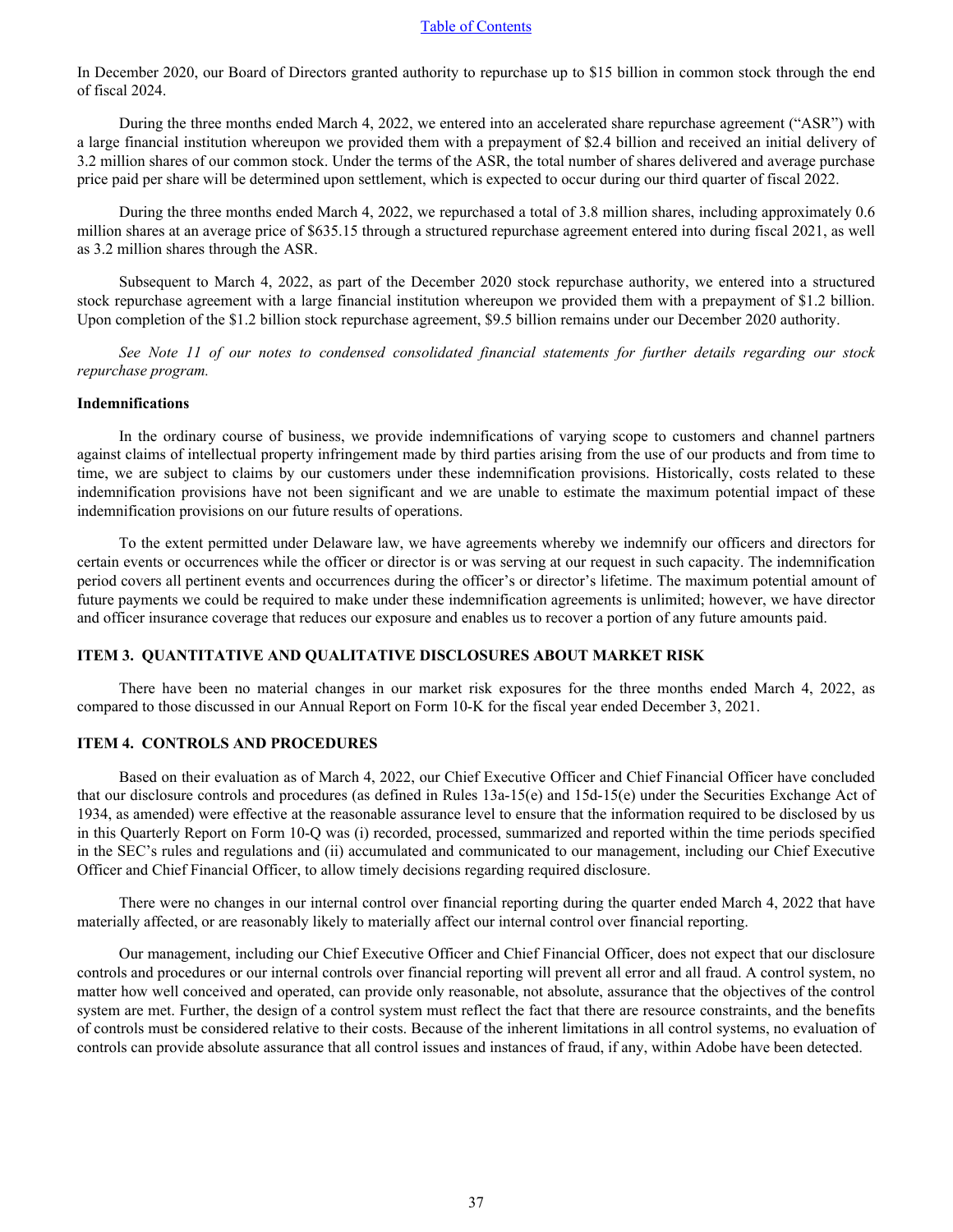In December 2020, our Board of Directors granted authority to repurchase up to $15 billion in common stock through the end of fiscal 2024.

During the three months ended March 4, 2022, we entered into an accelerated share repurchase agreement ("ASR") with a large financial institution whereupon we provided them with a prepayment of $2.4 billion and received an initial delivery of 3.2 million shares of our common stock. Under the terms of the ASR, the total number of shares delivered and average purchase price paid per share will be determined upon settlement, which is expected to occur during our third quarter of fiscal 2022.

During the three months ended March 4, 2022, we repurchased a total of 3.8 million shares, including approximately 0.6 million shares at an average price of $635.15 through a structured repurchase agreement entered into during fiscal 2021, as well as 3.2 million shares through the ASR.

Subsequent to March 4, 2022, as part of the December 2020 stock repurchase authority, we entered into a structured stock repurchase agreement with a large financial institution whereupon we provided them with a prepayment of $1.2 billion. Upon completion of the $1.2 billion stock repurchase agreement, $9.5 billion remains under our December 2020 authority.

*See Note 11 of our notes to condensed consolidated financial statements for further details regarding our stock repurchase program.*

**Indemnifications**

In the ordinary course of business, we provide indemnifications of varying scope to customers and channel partners against claims of intellectual property infringement made by third parties arising from the use of our products and from time to time, we are subject to claims by our customers under these indemnification provisions. Historically, costs related to these indemnification provisions have not been significant and we are unable to estimate the maximum potential impact of these indemnification provisions on our future results of operations.

To the extent permitted under Delaware law, we have agreements whereby we indemnify our officers and directors for certain events or occurrences while the officer or director is or was serving at our request in such capacity. The indemnification period covers all pertinent events and occurrences during the officer's or director's lifetime. The maximum potential amount of future payments we could be required to make under these indemnification agreements is unlimited; however, we have director and officer insurance coverage that reduces our exposure and enables us to recover a portion of any future amounts paid.

## ITEM 3. QUANTITATIVE AND QUALITATIVE DISCLOSURES ABOUT MARKET RISK

There have been no material changes in our market risk exposures for the three months ended March 4, 2022, as compared to those discussed in our Annual Report on Form 10-K for the fiscal year ended December 3, 2021.

## ITEM 4. CONTROLS AND PROCEDURES

Based on their evaluation as of March 4, 2022, our Chief Executive Officer and Chief Financial Officer have concluded that our disclosure controls and procedures (as defined in Rules 13a-15(e) and 15d-15(e) under the Securities Exchange Act of 1934, as amended) were effective at the reasonable assurance level to ensure that the information required to be disclosed by us in this Quarterly Report on Form 10-Q was (i) recorded, processed, summarized and reported within the time periods specified in the SEC's rules and regulations and (ii) accumulated and communicated to our management, including our Chief Executive Officer and Chief Financial Officer, to allow timely decisions regarding required disclosure.

There were no changes in our internal control over financial reporting during the quarter ended March 4, 2022 that have materially affected, or are reasonably likely to materially affect our internal control over financial reporting.

Our management, including our Chief Executive Officer and Chief Financial Officer, does not expect that our disclosure controls and procedures or our internal controls over financial reporting will prevent all error and all fraud. A control system, no matter how well conceived and operated, can provide only reasonable, not absolute, assurance that the objectives of the control system are met. Further, the design of a control system must reflect the fact that there are resource constraints, and the benefits of controls must be considered relative to their costs. Because of the inherent limitations in all control systems, no evaluation of controls can provide absolute assurance that all control issues and instances of fraud, if any, within Adobe have been detected.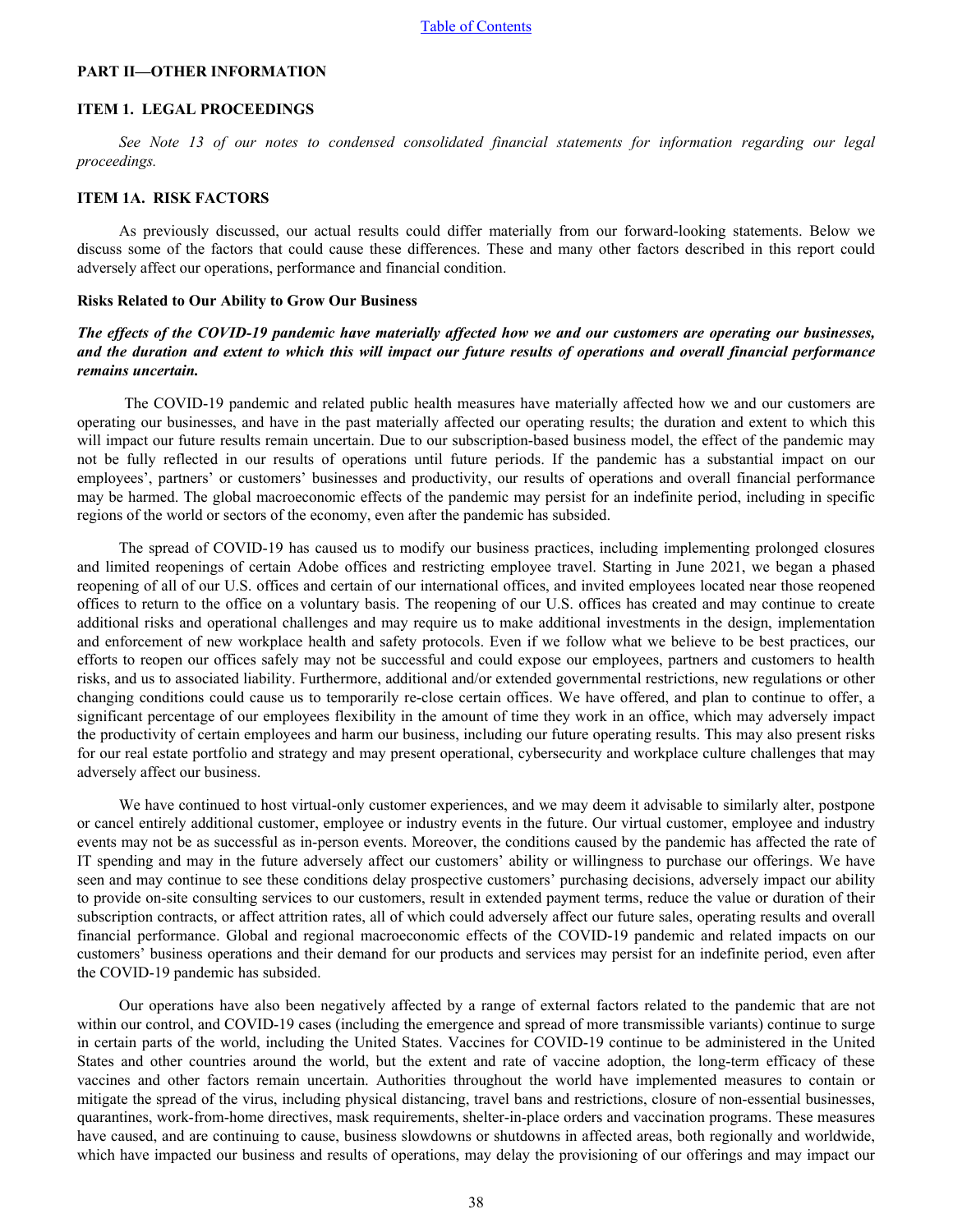## PART II—OTHER INFORMATION

### ITEM 1. LEGAL PROCEEDINGS

*See Note 13 of our notes to condensed consolidated financial statements for information regarding our legal proceedings.*

### ITEM 1A. RISK FACTORS

As previously discussed, our actual results could differ materially from our forward-looking statements. Below we discuss some of the factors that could cause these differences. These and many other factors described in this report could adversely affect our operations, performance and financial condition.

**Risks Related to Our Ability to Grow Our Business**

***The effects of the COVID-19 pandemic have materially affected how we and our customers are operating our businesses, and the duration and extent to which this will impact our future results of operations and overall financial performance remains uncertain.***

The COVID-19 pandemic and related public health measures have materially affected how we and our customers are operating our businesses, and have in the past materially affected our operating results; the duration and extent to which this will impact our future results remain uncertain. Due to our subscription-based business model, the effect of the pandemic may not be fully reflected in our results of operations until future periods. If the pandemic has a substantial impact on our employees', partners' or customers' businesses and productivity, our results of operations and overall financial performance may be harmed. The global macroeconomic effects of the pandemic may persist for an indefinite period, including in specific regions of the world or sectors of the economy, even after the pandemic has subsided.

The spread of COVID-19 has caused us to modify our business practices, including implementing prolonged closures and limited reopenings of certain Adobe offices and restricting employee travel. Starting in June 2021, we began a phased reopening of all of our U.S. offices and certain of our international offices, and invited employees located near those reopened offices to return to the office on a voluntary basis. The reopening of our U.S. offices has created and may continue to create additional risks and operational challenges and may require us to make additional investments in the design, implementation and enforcement of new workplace health and safety protocols. Even if we follow what we believe to be best practices, our efforts to reopen our offices safely may not be successful and could expose our employees, partners and customers to health risks, and us to associated liability. Furthermore, additional and/or extended governmental restrictions, new regulations or other changing conditions could cause us to temporarily re-close certain offices. We have offered, and plan to continue to offer, a significant percentage of our employees flexibility in the amount of time they work in an office, which may adversely impact the productivity of certain employees and harm our business, including our future operating results. This may also present risks for our real estate portfolio and strategy and may present operational, cybersecurity and workplace culture challenges that may adversely affect our business.

We have continued to host virtual-only customer experiences, and we may deem it advisable to similarly alter, postpone or cancel entirely additional customer, employee or industry events in the future. Our virtual customer, employee and industry events may not be as successful as in-person events. Moreover, the conditions caused by the pandemic has affected the rate of IT spending and may in the future adversely affect our customers' ability or willingness to purchase our offerings. We have seen and may continue to see these conditions delay prospective customers' purchasing decisions, adversely impact our ability to provide on-site consulting services to our customers, result in extended payment terms, reduce the value or duration of their subscription contracts, or affect attrition rates, all of which could adversely affect our future sales, operating results and overall financial performance. Global and regional macroeconomic effects of the COVID-19 pandemic and related impacts on our customers' business operations and their demand for our products and services may persist for an indefinite period, even after the COVID-19 pandemic has subsided.

Our operations have also been negatively affected by a range of external factors related to the pandemic that are not within our control, and COVID-19 cases (including the emergence and spread of more transmissible variants) continue to surge in certain parts of the world, including the United States. Vaccines for COVID-19 continue to be administered in the United States and other countries around the world, but the extent and rate of vaccine adoption, the long-term efficacy of these vaccines and other factors remain uncertain. Authorities throughout the world have implemented measures to contain or mitigate the spread of the virus, including physical distancing, travel bans and restrictions, closure of non-essential businesses, quarantines, work-from-home directives, mask requirements, shelter-in-place orders and vaccination programs. These measures have caused, and are continuing to cause, business slowdowns or shutdowns in affected areas, both regionally and worldwide, which have impacted our business and results of operations, may delay the provisioning of our offerings and may impact our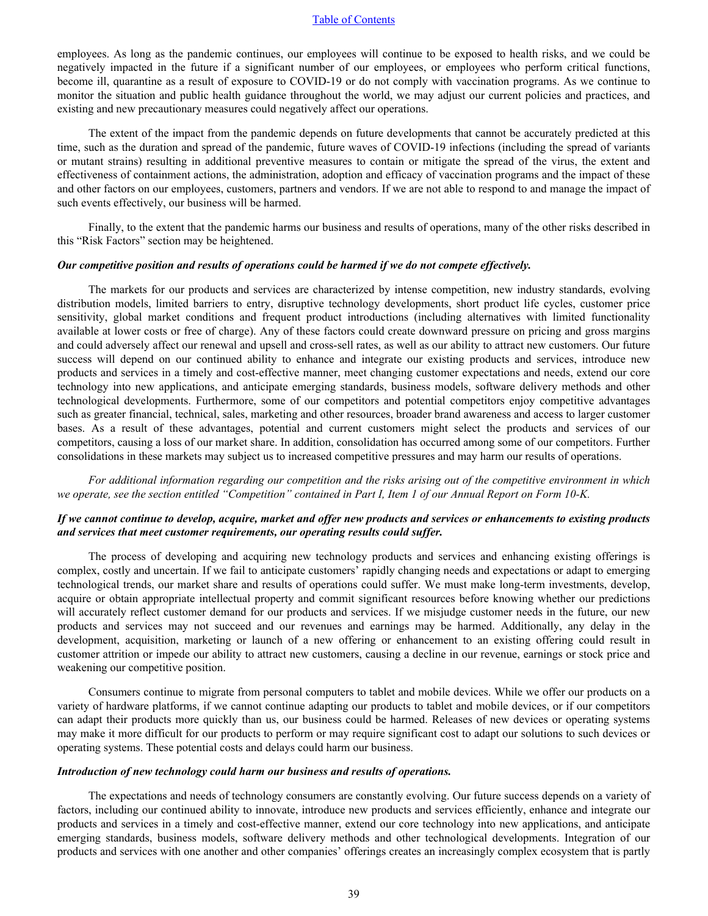employees. As long as the pandemic continues, our employees will continue to be exposed to health risks, and we could be negatively impacted in the future if a significant number of our employees, or employees who perform critical functions, become ill, quarantine as a result of exposure to COVID-19 or do not comply with vaccination programs. As we continue to monitor the situation and public health guidance throughout the world, we may adjust our current policies and practices, and existing and new precautionary measures could negatively affect our operations.

The extent of the impact from the pandemic depends on future developments that cannot be accurately predicted at this time, such as the duration and spread of the pandemic, future waves of COVID-19 infections (including the spread of variants or mutant strains) resulting in additional preventive measures to contain or mitigate the spread of the virus, the extent and effectiveness of containment actions, the administration, adoption and efficacy of vaccination programs and the impact of these and other factors on our employees, customers, partners and vendors. If we are not able to respond to and manage the impact of such events effectively, our business will be harmed.

Finally, to the extent that the pandemic harms our business and results of operations, many of the other risks described in this "Risk Factors" section may be heightened.

***Our competitive position and results of operations could be harmed if we do not compete effectively.***

The markets for our products and services are characterized by intense competition, new industry standards, evolving distribution models, limited barriers to entry, disruptive technology developments, short product life cycles, customer price sensitivity, global market conditions and frequent product introductions (including alternatives with limited functionality available at lower costs or free of charge). Any of these factors could create downward pressure on pricing and gross margins and could adversely affect our renewal and upsell and cross-sell rates, as well as our ability to attract new customers. Our future success will depend on our continued ability to enhance and integrate our existing products and services, introduce new products and services in a timely and cost-effective manner, meet changing customer expectations and needs, extend our core technology into new applications, and anticipate emerging standards, business models, software delivery methods and other technological developments. Furthermore, some of our competitors and potential competitors enjoy competitive advantages such as greater financial, technical, sales, marketing and other resources, broader brand awareness and access to larger customer bases. As a result of these advantages, potential and current customers might select the products and services of our competitors, causing a loss of our market share. In addition, consolidation has occurred among some of our competitors. Further consolidations in these markets may subject us to increased competitive pressures and may harm our results of operations.

*For additional information regarding our competition and the risks arising out of the competitive environment in which we operate, see the section entitled "Competition" contained in Part I, Item 1 of our Annual Report on Form 10-K.*

***If we cannot continue to develop, acquire, market and offer new products and services or enhancements to existing products and services that meet customer requirements, our operating results could suffer.***

The process of developing and acquiring new technology products and services and enhancing existing offerings is complex, costly and uncertain. If we fail to anticipate customers' rapidly changing needs and expectations or adapt to emerging technological trends, our market share and results of operations could suffer. We must make long-term investments, develop, acquire or obtain appropriate intellectual property and commit significant resources before knowing whether our predictions will accurately reflect customer demand for our products and services. If we misjudge customer needs in the future, our new products and services may not succeed and our revenues and earnings may be harmed. Additionally, any delay in the development, acquisition, marketing or launch of a new offering or enhancement to an existing offering could result in customer attrition or impede our ability to attract new customers, causing a decline in our revenue, earnings or stock price and weakening our competitive position.

Consumers continue to migrate from personal computers to tablet and mobile devices. While we offer our products on a variety of hardware platforms, if we cannot continue adapting our products to tablet and mobile devices, or if our competitors can adapt their products more quickly than us, our business could be harmed. Releases of new devices or operating systems may make it more difficult for our products to perform or may require significant cost to adapt our solutions to such devices or operating systems. These potential costs and delays could harm our business.

***Introduction of new technology could harm our business and results of operations.***

The expectations and needs of technology consumers are constantly evolving. Our future success depends on a variety of factors, including our continued ability to innovate, introduce new products and services efficiently, enhance and integrate our products and services in a timely and cost-effective manner, extend our core technology into new applications, and anticipate emerging standards, business models, software delivery methods and other technological developments. Integration of our products and services with one another and other companies' offerings creates an increasingly complex ecosystem that is partly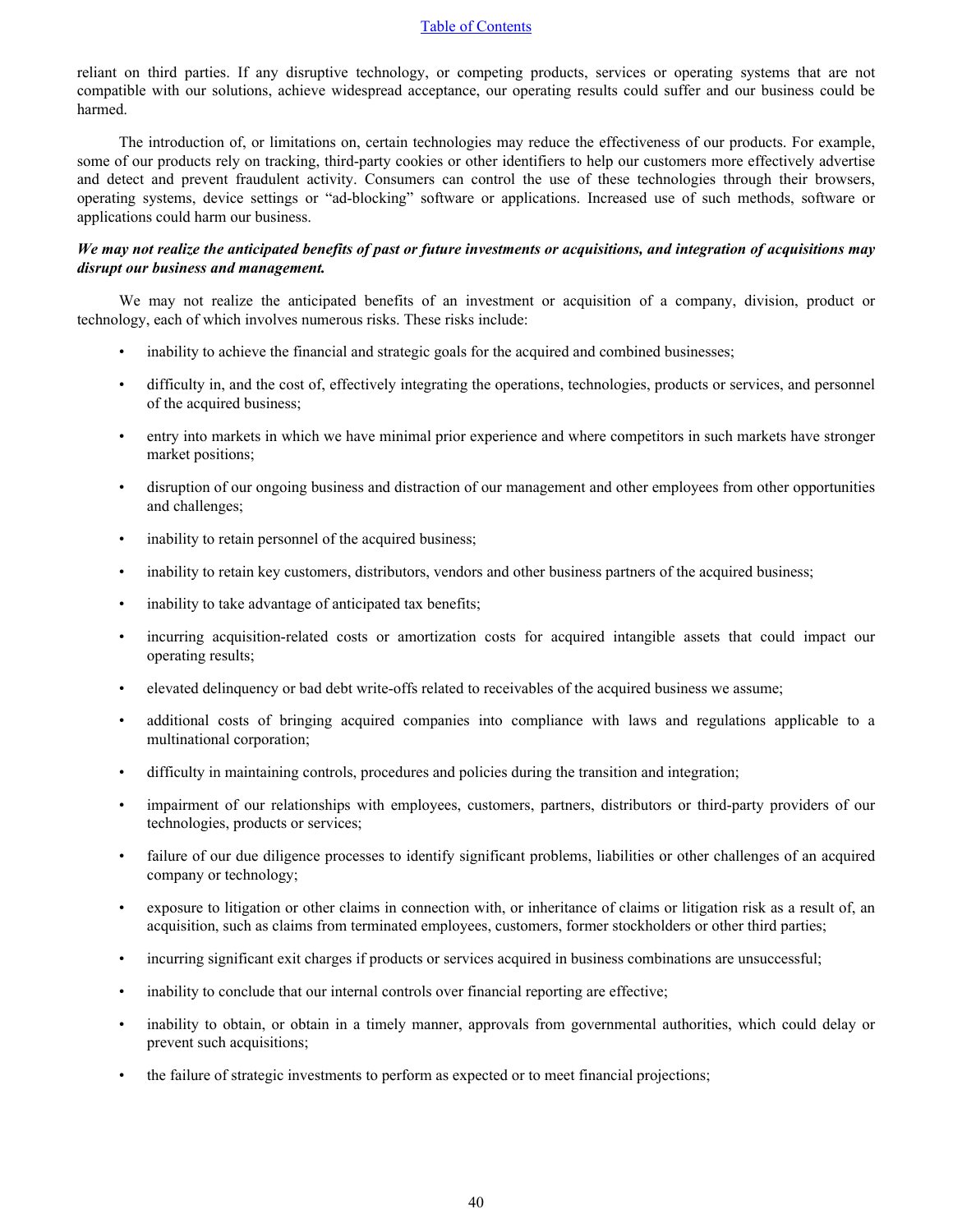reliant on third parties. If any disruptive technology, or competing products, services or operating systems that are not compatible with our solutions, achieve widespread acceptance, our operating results could suffer and our business could be harmed.

The introduction of, or limitations on, certain technologies may reduce the effectiveness of our products. For example, some of our products rely on tracking, third-party cookies or other identifiers to help our customers more effectively advertise and detect and prevent fraudulent activity. Consumers can control the use of these technologies through their browsers, operating systems, device settings or "ad-blocking" software or applications. Increased use of such methods, software or applications could harm our business.

***We may not realize the anticipated benefits of past or future investments or acquisitions, and integration of acquisitions may disrupt our business and management.***

We may not realize the anticipated benefits of an investment or acquisition of a company, division, product or technology, each of which involves numerous risks. These risks include:

- inability to achieve the financial and strategic goals for the acquired and combined businesses;
- difficulty in, and the cost of, effectively integrating the operations, technologies, products or services, and personnel of the acquired business;
- entry into markets in which we have minimal prior experience and where competitors in such markets have stronger market positions;
- disruption of our ongoing business and distraction of our management and other employees from other opportunities and challenges;
- inability to retain personnel of the acquired business;
- inability to retain key customers, distributors, vendors and other business partners of the acquired business;
- inability to take advantage of anticipated tax benefits;
- incurring acquisition-related costs or amortization costs for acquired intangible assets that could impact our operating results;
- elevated delinquency or bad debt write-offs related to receivables of the acquired business we assume;
- additional costs of bringing acquired companies into compliance with laws and regulations applicable to a multinational corporation;
- difficulty in maintaining controls, procedures and policies during the transition and integration;
- impairment of our relationships with employees, customers, partners, distributors or third-party providers of our technologies, products or services;
- failure of our due diligence processes to identify significant problems, liabilities or other challenges of an acquired company or technology;
- exposure to litigation or other claims in connection with, or inheritance of claims or litigation risk as a result of, an acquisition, such as claims from terminated employees, customers, former stockholders or other third parties;
- incurring significant exit charges if products or services acquired in business combinations are unsuccessful;
- inability to conclude that our internal controls over financial reporting are effective;
- inability to obtain, or obtain in a timely manner, approvals from governmental authorities, which could delay or prevent such acquisitions;
- the failure of strategic investments to perform as expected or to meet financial projections;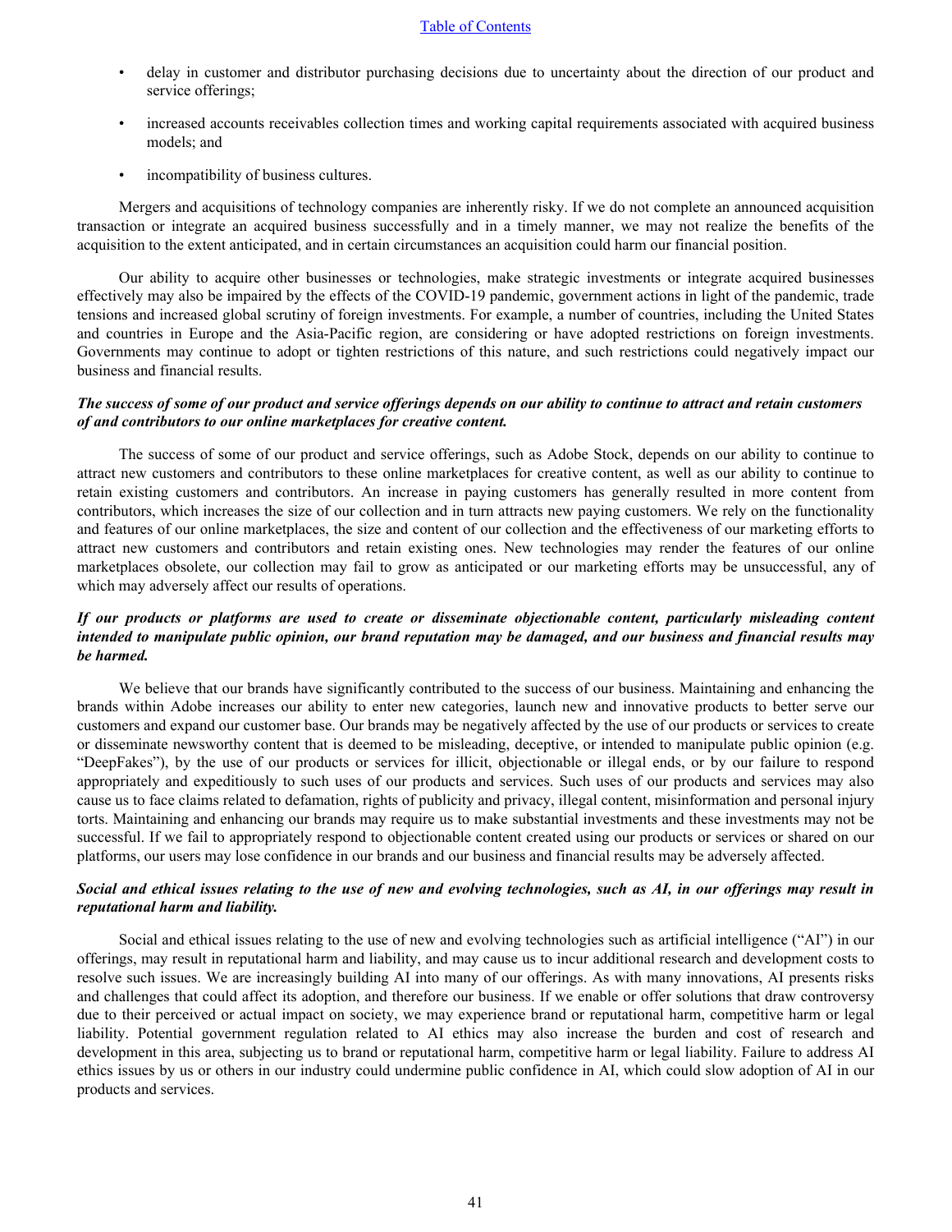- delay in customer and distributor purchasing decisions due to uncertainty about the direction of our product and service offerings;
- increased accounts receivables collection times and working capital requirements associated with acquired business models; and
- incompatibility of business cultures.

Mergers and acquisitions of technology companies are inherently risky. If we do not complete an announced acquisition transaction or integrate an acquired business successfully and in a timely manner, we may not realize the benefits of the acquisition to the extent anticipated, and in certain circumstances an acquisition could harm our financial position.

Our ability to acquire other businesses or technologies, make strategic investments or integrate acquired businesses effectively may also be impaired by the effects of the COVID-19 pandemic, government actions in light of the pandemic, trade tensions and increased global scrutiny of foreign investments. For example, a number of countries, including the United States and countries in Europe and the Asia-Pacific region, are considering or have adopted restrictions on foreign investments. Governments may continue to adopt or tighten restrictions of this nature, and such restrictions could negatively impact our business and financial results.

***The success of some of our product and service offerings depends on our ability to continue to attract and retain customers of and contributors to our online marketplaces for creative content.***

The success of some of our product and service offerings, such as Adobe Stock, depends on our ability to continue to attract new customers and contributors to these online marketplaces for creative content, as well as our ability to continue to retain existing customers and contributors. An increase in paying customers has generally resulted in more content from contributors, which increases the size of our collection and in turn attracts new paying customers. We rely on the functionality and features of our online marketplaces, the size and content of our collection and the effectiveness of our marketing efforts to attract new customers and contributors and retain existing ones. New technologies may render the features of our online marketplaces obsolete, our collection may fail to grow as anticipated or our marketing efforts may be unsuccessful, any of which may adversely affect our results of operations.

***If our products or platforms are used to create or disseminate objectionable content, particularly misleading content intended to manipulate public opinion, our brand reputation may be damaged, and our business and financial results may be harmed.***

We believe that our brands have significantly contributed to the success of our business. Maintaining and enhancing the brands within Adobe increases our ability to enter new categories, launch new and innovative products to better serve our customers and expand our customer base. Our brands may be negatively affected by the use of our products or services to create or disseminate newsworthy content that is deemed to be misleading, deceptive, or intended to manipulate public opinion (e.g. "DeepFakes"), by the use of our products or services for illicit, objectionable or illegal ends, or by our failure to respond appropriately and expeditiously to such uses of our products and services. Such uses of our products and services may also cause us to face claims related to defamation, rights of publicity and privacy, illegal content, misinformation and personal injury torts. Maintaining and enhancing our brands may require us to make substantial investments and these investments may not be successful. If we fail to appropriately respond to objectionable content created using our products or services or shared on our platforms, our users may lose confidence in our brands and our business and financial results may be adversely affected.

***Social and ethical issues relating to the use of new and evolving technologies, such as AI, in our offerings may result in reputational harm and liability.***

Social and ethical issues relating to the use of new and evolving technologies such as artificial intelligence ("AI") in our offerings, may result in reputational harm and liability, and may cause us to incur additional research and development costs to resolve such issues. We are increasingly building AI into many of our offerings. As with many innovations, AI presents risks and challenges that could affect its adoption, and therefore our business. If we enable or offer solutions that draw controversy due to their perceived or actual impact on society, we may experience brand or reputational harm, competitive harm or legal liability. Potential government regulation related to AI ethics may also increase the burden and cost of research and development in this area, subjecting us to brand or reputational harm, competitive harm or legal liability. Failure to address AI ethics issues by us or others in our industry could undermine public confidence in AI, which could slow adoption of AI in our products and services.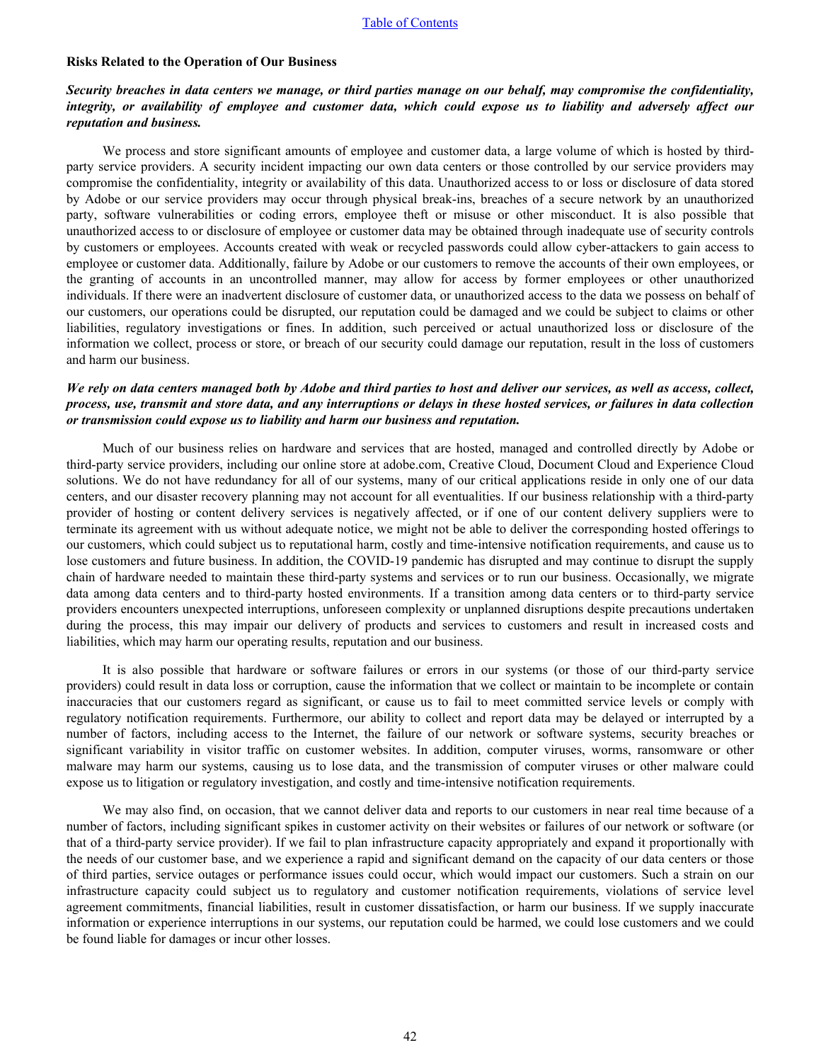**Risks Related to the Operation of Our Business**

***Security breaches in data centers we manage, or third parties manage on our behalf, may compromise the confidentiality, integrity, or availability of employee and customer data, which could expose us to liability and adversely affect our reputation and business.***

We process and store significant amounts of employee and customer data, a large volume of which is hosted by third-party service providers. A security incident impacting our own data centers or those controlled by our service providers may compromise the confidentiality, integrity or availability of this data. Unauthorized access to or loss or disclosure of data stored by Adobe or our service providers may occur through physical break-ins, breaches of a secure network by an unauthorized party, software vulnerabilities or coding errors, employee theft or misuse or other misconduct. It is also possible that unauthorized access to or disclosure of employee or customer data may be obtained through inadequate use of security controls by customers or employees. Accounts created with weak or recycled passwords could allow cyber-attackers to gain access to employee or customer data. Additionally, failure by Adobe or our customers to remove the accounts of their own employees, or the granting of accounts in an uncontrolled manner, may allow for access by former employees or other unauthorized individuals. If there were an inadvertent disclosure of customer data, or unauthorized access to the data we possess on behalf of our customers, our operations could be disrupted, our reputation could be damaged and we could be subject to claims or other liabilities, regulatory investigations or fines. In addition, such perceived or actual unauthorized loss or disclosure of the information we collect, process or store, or breach of our security could damage our reputation, result in the loss of customers and harm our business.

***We rely on data centers managed both by Adobe and third parties to host and deliver our services, as well as access, collect, process, use, transmit and store data, and any interruptions or delays in these hosted services, or failures in data collection or transmission could expose us to liability and harm our business and reputation.***

Much of our business relies on hardware and services that are hosted, managed and controlled directly by Adobe or third-party service providers, including our online store at adobe.com, Creative Cloud, Document Cloud and Experience Cloud solutions. We do not have redundancy for all of our systems, many of our critical applications reside in only one of our data centers, and our disaster recovery planning may not account for all eventualities. If our business relationship with a third-party provider of hosting or content delivery services is negatively affected, or if one of our content delivery suppliers were to terminate its agreement with us without adequate notice, we might not be able to deliver the corresponding hosted offerings to our customers, which could subject us to reputational harm, costly and time-intensive notification requirements, and cause us to lose customers and future business. In addition, the COVID-19 pandemic has disrupted and may continue to disrupt the supply chain of hardware needed to maintain these third-party systems and services or to run our business. Occasionally, we migrate data among data centers and to third-party hosted environments. If a transition among data centers or to third-party service providers encounters unexpected interruptions, unforeseen complexity or unplanned disruptions despite precautions undertaken during the process, this may impair our delivery of products and services to customers and result in increased costs and liabilities, which may harm our operating results, reputation and our business.

It is also possible that hardware or software failures or errors in our systems (or those of our third-party service providers) could result in data loss or corruption, cause the information that we collect or maintain to be incomplete or contain inaccuracies that our customers regard as significant, or cause us to fail to meet committed service levels or comply with regulatory notification requirements. Furthermore, our ability to collect and report data may be delayed or interrupted by a number of factors, including access to the Internet, the failure of our network or software systems, security breaches or significant variability in visitor traffic on customer websites. In addition, computer viruses, worms, ransomware or other malware may harm our systems, causing us to lose data, and the transmission of computer viruses or other malware could expose us to litigation or regulatory investigation, and costly and time-intensive notification requirements.

We may also find, on occasion, that we cannot deliver data and reports to our customers in near real time because of a number of factors, including significant spikes in customer activity on their websites or failures of our network or software (or that of a third-party service provider). If we fail to plan infrastructure capacity appropriately and expand it proportionally with the needs of our customer base, and we experience a rapid and significant demand on the capacity of our data centers or those of third parties, service outages or performance issues could occur, which would impact our customers. Such a strain on our infrastructure capacity could subject us to regulatory and customer notification requirements, violations of service level agreement commitments, financial liabilities, result in customer dissatisfaction, or harm our business. If we supply inaccurate information or experience interruptions in our systems, our reputation could be harmed, we could lose customers and we could be found liable for damages or incur other losses.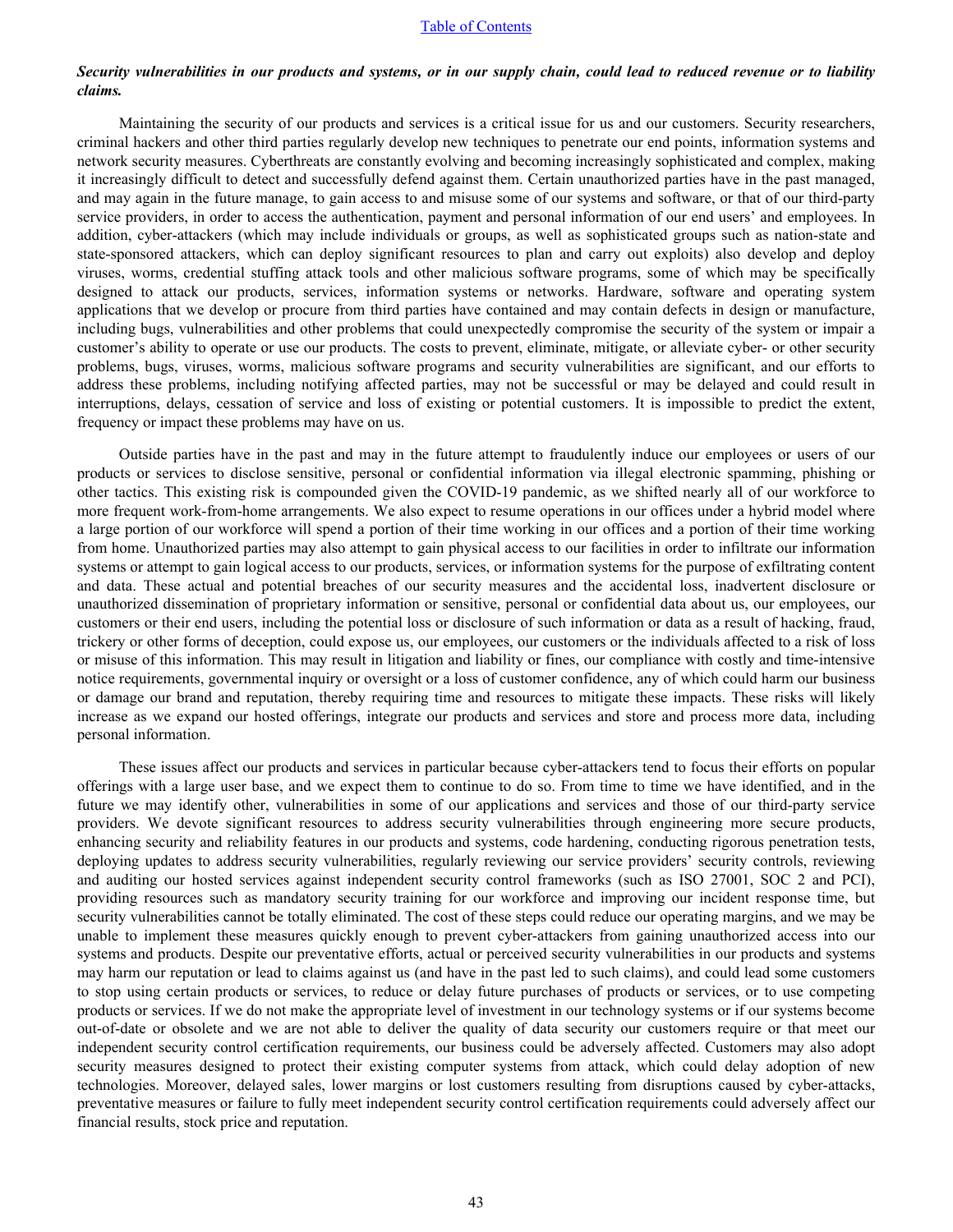***Security vulnerabilities in our products and systems, or in our supply chain, could lead to reduced revenue or to liability claims.***

Maintaining the security of our products and services is a critical issue for us and our customers. Security researchers, criminal hackers and other third parties regularly develop new techniques to penetrate our end points, information systems and network security measures. Cyberthreats are constantly evolving and becoming increasingly sophisticated and complex, making it increasingly difficult to detect and successfully defend against them. Certain unauthorized parties have in the past managed, and may again in the future manage, to gain access to and misuse some of our systems and software, or that of our third-party service providers, in order to access the authentication, payment and personal information of our end users' and employees. In addition, cyber-attackers (which may include individuals or groups, as well as sophisticated groups such as nation-state and state-sponsored attackers, which can deploy significant resources to plan and carry out exploits) also develop and deploy viruses, worms, credential stuffing attack tools and other malicious software programs, some of which may be specifically designed to attack our products, services, information systems or networks. Hardware, software and operating system applications that we develop or procure from third parties have contained and may contain defects in design or manufacture, including bugs, vulnerabilities and other problems that could unexpectedly compromise the security of the system or impair a customer's ability to operate or use our products. The costs to prevent, eliminate, mitigate, or alleviate cyber- or other security problems, bugs, viruses, worms, malicious software programs and security vulnerabilities are significant, and our efforts to address these problems, including notifying affected parties, may not be successful or may be delayed and could result in interruptions, delays, cessation of service and loss of existing or potential customers. It is impossible to predict the extent, frequency or impact these problems may have on us.

Outside parties have in the past and may in the future attempt to fraudulently induce our employees or users of our products or services to disclose sensitive, personal or confidential information via illegal electronic spamming, phishing or other tactics. This existing risk is compounded given the COVID-19 pandemic, as we shifted nearly all of our workforce to more frequent work-from-home arrangements. We also expect to resume operations in our offices under a hybrid model where a large portion of our workforce will spend a portion of their time working in our offices and a portion of their time working from home. Unauthorized parties may also attempt to gain physical access to our facilities in order to infiltrate our information systems or attempt to gain logical access to our products, services, or information systems for the purpose of exfiltrating content and data. These actual and potential breaches of our security measures and the accidental loss, inadvertent disclosure or unauthorized dissemination of proprietary information or sensitive, personal or confidential data about us, our employees, our customers or their end users, including the potential loss or disclosure of such information or data as a result of hacking, fraud, trickery or other forms of deception, could expose us, our employees, our customers or the individuals affected to a risk of loss or misuse of this information. This may result in litigation and liability or fines, our compliance with costly and time-intensive notice requirements, governmental inquiry or oversight or a loss of customer confidence, any of which could harm our business or damage our brand and reputation, thereby requiring time and resources to mitigate these impacts. These risks will likely increase as we expand our hosted offerings, integrate our products and services and store and process more data, including personal information.

These issues affect our products and services in particular because cyber-attackers tend to focus their efforts on popular offerings with a large user base, and we expect them to continue to do so. From time to time we have identified, and in the future we may identify other, vulnerabilities in some of our applications and services and those of our third-party service providers. We devote significant resources to address security vulnerabilities through engineering more secure products, enhancing security and reliability features in our products and systems, code hardening, conducting rigorous penetration tests, deploying updates to address security vulnerabilities, regularly reviewing our service providers' security controls, reviewing and auditing our hosted services against independent security control frameworks (such as ISO 27001, SOC 2 and PCI), providing resources such as mandatory security training for our workforce and improving our incident response time, but security vulnerabilities cannot be totally eliminated. The cost of these steps could reduce our operating margins, and we may be unable to implement these measures quickly enough to prevent cyber-attackers from gaining unauthorized access into our systems and products. Despite our preventative efforts, actual or perceived security vulnerabilities in our products and systems may harm our reputation or lead to claims against us (and have in the past led to such claims), and could lead some customers to stop using certain products or services, to reduce or delay future purchases of products or services, or to use competing products or services. If we do not make the appropriate level of investment in our technology systems or if our systems become out-of-date or obsolete and we are not able to deliver the quality of data security our customers require or that meet our independent security control certification requirements, our business could be adversely affected. Customers may also adopt security measures designed to protect their existing computer systems from attack, which could delay adoption of new technologies. Moreover, delayed sales, lower margins or lost customers resulting from disruptions caused by cyber-attacks, preventative measures or failure to fully meet independent security control certification requirements could adversely affect our financial results, stock price and reputation.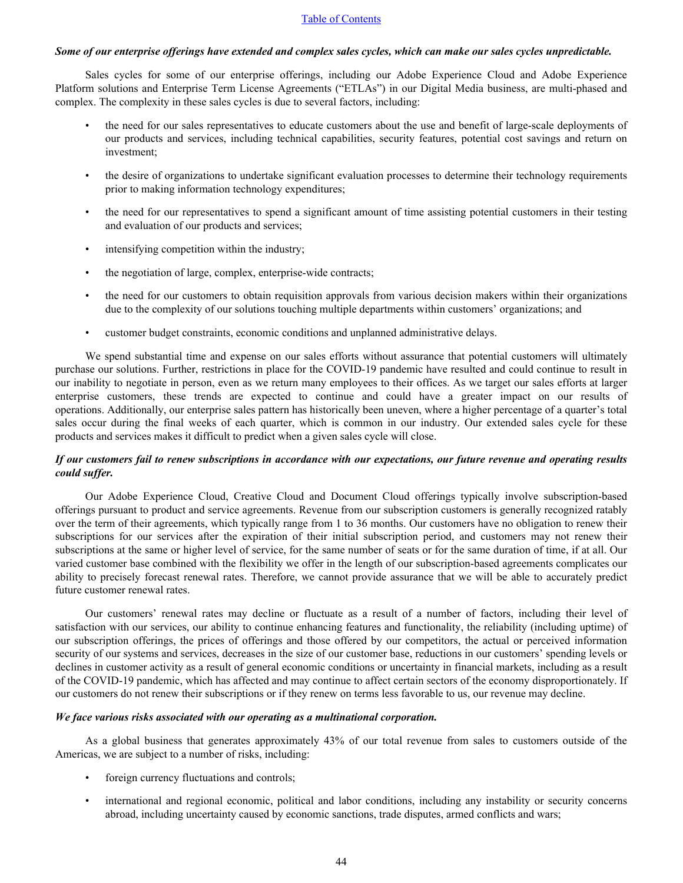***Some of our enterprise offerings have extended and complex sales cycles, which can make our sales cycles unpredictable.***

Sales cycles for some of our enterprise offerings, including our Adobe Experience Cloud and Adobe Experience Platform solutions and Enterprise Term License Agreements ("ETLAs") in our Digital Media business, are multi-phased and complex. The complexity in these sales cycles is due to several factors, including:

- the need for our sales representatives to educate customers about the use and benefit of large-scale deployments of our products and services, including technical capabilities, security features, potential cost savings and return on investment;
- the desire of organizations to undertake significant evaluation processes to determine their technology requirements prior to making information technology expenditures;
- the need for our representatives to spend a significant amount of time assisting potential customers in their testing and evaluation of our products and services;
- intensifying competition within the industry;
- the negotiation of large, complex, enterprise-wide contracts;
- the need for our customers to obtain requisition approvals from various decision makers within their organizations due to the complexity of our solutions touching multiple departments within customers' organizations; and
- customer budget constraints, economic conditions and unplanned administrative delays.

We spend substantial time and expense on our sales efforts without assurance that potential customers will ultimately purchase our solutions. Further, restrictions in place for the COVID-19 pandemic have resulted and could continue to result in our inability to negotiate in person, even as we return many employees to their offices. As we target our sales efforts at larger enterprise customers, these trends are expected to continue and could have a greater impact on our results of operations. Additionally, our enterprise sales pattern has historically been uneven, where a higher percentage of a quarter's total sales occur during the final weeks of each quarter, which is common in our industry. Our extended sales cycle for these products and services makes it difficult to predict when a given sales cycle will close.

***If our customers fail to renew subscriptions in accordance with our expectations, our future revenue and operating results could suffer.***

Our Adobe Experience Cloud, Creative Cloud and Document Cloud offerings typically involve subscription-based offerings pursuant to product and service agreements. Revenue from our subscription customers is generally recognized ratably over the term of their agreements, which typically range from 1 to 36 months. Our customers have no obligation to renew their subscriptions for our services after the expiration of their initial subscription period, and customers may not renew their subscriptions at the same or higher level of service, for the same number of seats or for the same duration of time, if at all. Our varied customer base combined with the flexibility we offer in the length of our subscription-based agreements complicates our ability to precisely forecast renewal rates. Therefore, we cannot provide assurance that we will be able to accurately predict future customer renewal rates.

Our customers' renewal rates may decline or fluctuate as a result of a number of factors, including their level of satisfaction with our services, our ability to continue enhancing features and functionality, the reliability (including uptime) of our subscription offerings, the prices of offerings and those offered by our competitors, the actual or perceived information security of our systems and services, decreases in the size of our customer base, reductions in our customers' spending levels or declines in customer activity as a result of general economic conditions or uncertainty in financial markets, including as a result of the COVID-19 pandemic, which has affected and may continue to affect certain sectors of the economy disproportionately. If our customers do not renew their subscriptions or if they renew on terms less favorable to us, our revenue may decline.

***We face various risks associated with our operating as a multinational corporation.***

As a global business that generates approximately 43% of our total revenue from sales to customers outside of the Americas, we are subject to a number of risks, including:

- foreign currency fluctuations and controls;
- international and regional economic, political and labor conditions, including any instability or security concerns abroad, including uncertainty caused by economic sanctions, trade disputes, armed conflicts and wars;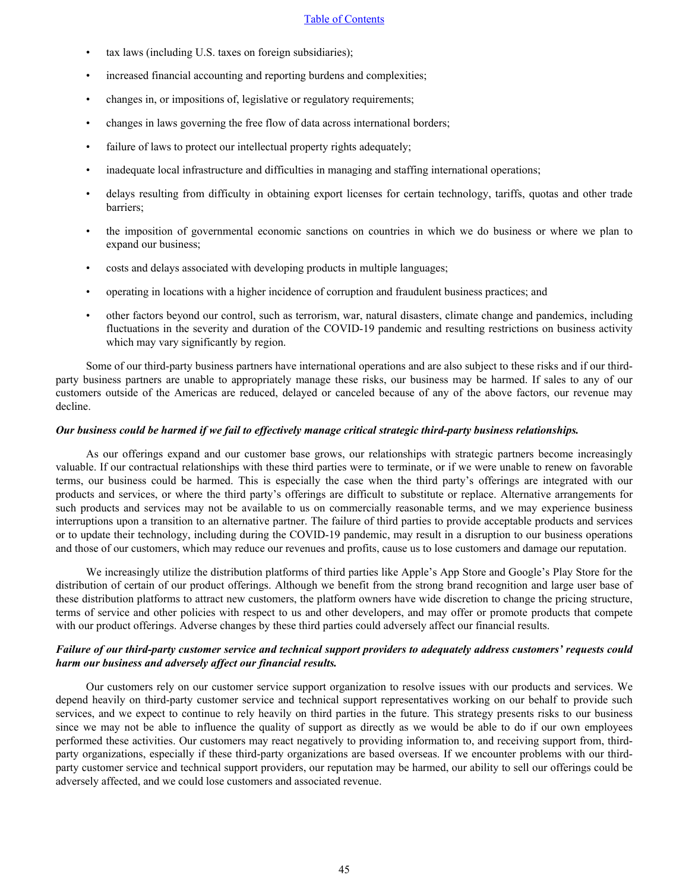- tax laws (including U.S. taxes on foreign subsidiaries);
- increased financial accounting and reporting burdens and complexities;
- changes in, or impositions of, legislative or regulatory requirements;
- changes in laws governing the free flow of data across international borders;
- failure of laws to protect our intellectual property rights adequately;
- inadequate local infrastructure and difficulties in managing and staffing international operations;
- delays resulting from difficulty in obtaining export licenses for certain technology, tariffs, quotas and other trade barriers;
- the imposition of governmental economic sanctions on countries in which we do business or where we plan to expand our business;
- costs and delays associated with developing products in multiple languages;
- operating in locations with a higher incidence of corruption and fraudulent business practices; and
- other factors beyond our control, such as terrorism, war, natural disasters, climate change and pandemics, including fluctuations in the severity and duration of the COVID-19 pandemic and resulting restrictions on business activity which may vary significantly by region.

Some of our third-party business partners have international operations and are also subject to these risks and if our third-party business partners are unable to appropriately manage these risks, our business may be harmed. If sales to any of our customers outside of the Americas are reduced, delayed or canceled because of any of the above factors, our revenue may decline.

***Our business could be harmed if we fail to effectively manage critical strategic third-party business relationships.***

As our offerings expand and our customer base grows, our relationships with strategic partners become increasingly valuable. If our contractual relationships with these third parties were to terminate, or if we were unable to renew on favorable terms, our business could be harmed. This is especially the case when the third party's offerings are integrated with our products and services, or where the third party's offerings are difficult to substitute or replace. Alternative arrangements for such products and services may not be available to us on commercially reasonable terms, and we may experience business interruptions upon a transition to an alternative partner. The failure of third parties to provide acceptable products and services or to update their technology, including during the COVID-19 pandemic, may result in a disruption to our business operations and those of our customers, which may reduce our revenues and profits, cause us to lose customers and damage our reputation.

We increasingly utilize the distribution platforms of third parties like Apple's App Store and Google's Play Store for the distribution of certain of our product offerings. Although we benefit from the strong brand recognition and large user base of these distribution platforms to attract new customers, the platform owners have wide discretion to change the pricing structure, terms of service and other policies with respect to us and other developers, and may offer or promote products that compete with our product offerings. Adverse changes by these third parties could adversely affect our financial results.

***Failure of our third-party customer service and technical support providers to adequately address customers' requests could harm our business and adversely affect our financial results.***

Our customers rely on our customer service support organization to resolve issues with our products and services. We depend heavily on third-party customer service and technical support representatives working on our behalf to provide such services, and we expect to continue to rely heavily on third parties in the future. This strategy presents risks to our business since we may not be able to influence the quality of support as directly as we would be able to do if our own employees performed these activities. Our customers may react negatively to providing information to, and receiving support from, third-party organizations, especially if these third-party organizations are based overseas. If we encounter problems with our third-party customer service and technical support providers, our reputation may be harmed, our ability to sell our offerings could be adversely affected, and we could lose customers and associated revenue.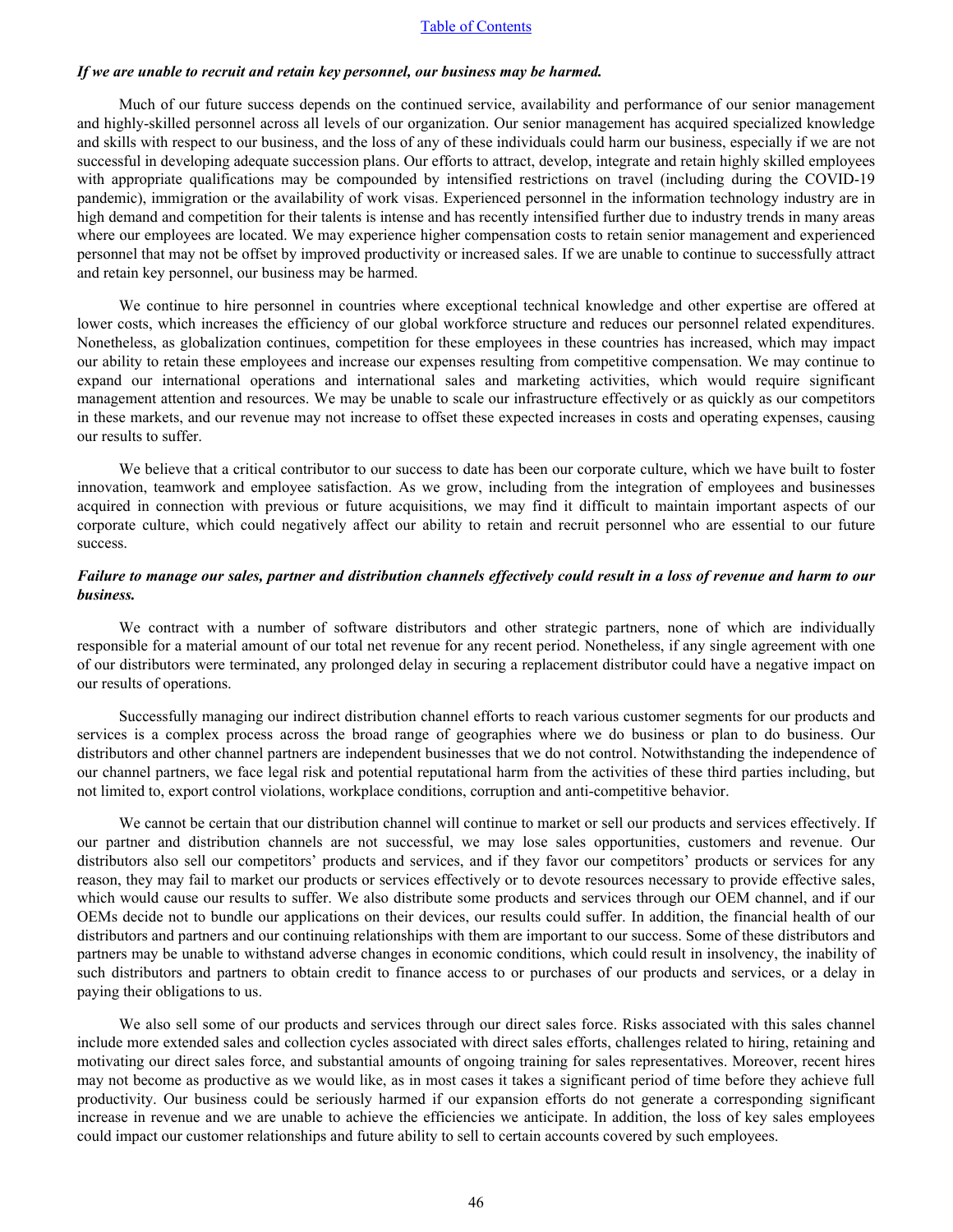*If we are unable to recruit and retain key personnel, our business may be harmed.*

Much of our future success depends on the continued service, availability and performance of our senior management and highly-skilled personnel across all levels of our organization. Our senior management has acquired specialized knowledge and skills with respect to our business, and the loss of any of these individuals could harm our business, especially if we are not successful in developing adequate succession plans. Our efforts to attract, develop, integrate and retain highly skilled employees with appropriate qualifications may be compounded by intensified restrictions on travel (including during the COVID-19 pandemic), immigration or the availability of work visas. Experienced personnel in the information technology industry are in high demand and competition for their talents is intense and has recently intensified further due to industry trends in many areas where our employees are located. We may experience higher compensation costs to retain senior management and experienced personnel that may not be offset by improved productivity or increased sales. If we are unable to continue to successfully attract and retain key personnel, our business may be harmed.

We continue to hire personnel in countries where exceptional technical knowledge and other expertise are offered at lower costs, which increases the efficiency of our global workforce structure and reduces our personnel related expenditures. Nonetheless, as globalization continues, competition for these employees in these countries has increased, which may impact our ability to retain these employees and increase our expenses resulting from competitive compensation. We may continue to expand our international operations and international sales and marketing activities, which would require significant management attention and resources. We may be unable to scale our infrastructure effectively or as quickly as our competitors in these markets, and our revenue may not increase to offset these expected increases in costs and operating expenses, causing our results to suffer.

We believe that a critical contributor to our success to date has been our corporate culture, which we have built to foster innovation, teamwork and employee satisfaction. As we grow, including from the integration of employees and businesses acquired in connection with previous or future acquisitions, we may find it difficult to maintain important aspects of our corporate culture, which could negatively affect our ability to retain and recruit personnel who are essential to our future success.

***Failure to manage our sales, partner and distribution channels effectively could result in a loss of revenue and harm to our business.***

We contract with a number of software distributors and other strategic partners, none of which are individually responsible for a material amount of our total net revenue for any recent period. Nonetheless, if any single agreement with one of our distributors were terminated, any prolonged delay in securing a replacement distributor could have a negative impact on our results of operations.

Successfully managing our indirect distribution channel efforts to reach various customer segments for our products and services is a complex process across the broad range of geographies where we do business or plan to do business. Our distributors and other channel partners are independent businesses that we do not control. Notwithstanding the independence of our channel partners, we face legal risk and potential reputational harm from the activities of these third parties including, but not limited to, export control violations, workplace conditions, corruption and anti-competitive behavior.

We cannot be certain that our distribution channel will continue to market or sell our products and services effectively. If our partner and distribution channels are not successful, we may lose sales opportunities, customers and revenue. Our distributors also sell our competitors' products and services, and if they favor our competitors' products or services for any reason, they may fail to market our products or services effectively or to devote resources necessary to provide effective sales, which would cause our results to suffer. We also distribute some products and services through our OEM channel, and if our OEMs decide not to bundle our applications on their devices, our results could suffer. In addition, the financial health of our distributors and partners and our continuing relationships with them are important to our success. Some of these distributors and partners may be unable to withstand adverse changes in economic conditions, which could result in insolvency, the inability of such distributors and partners to obtain credit to finance access to or purchases of our products and services, or a delay in paying their obligations to us.

We also sell some of our products and services through our direct sales force. Risks associated with this sales channel include more extended sales and collection cycles associated with direct sales efforts, challenges related to hiring, retaining and motivating our direct sales force, and substantial amounts of ongoing training for sales representatives. Moreover, recent hires may not become as productive as we would like, as in most cases it takes a significant period of time before they achieve full productivity. Our business could be seriously harmed if our expansion efforts do not generate a corresponding significant increase in revenue and we are unable to achieve the efficiencies we anticipate. In addition, the loss of key sales employees could impact our customer relationships and future ability to sell to certain accounts covered by such employees.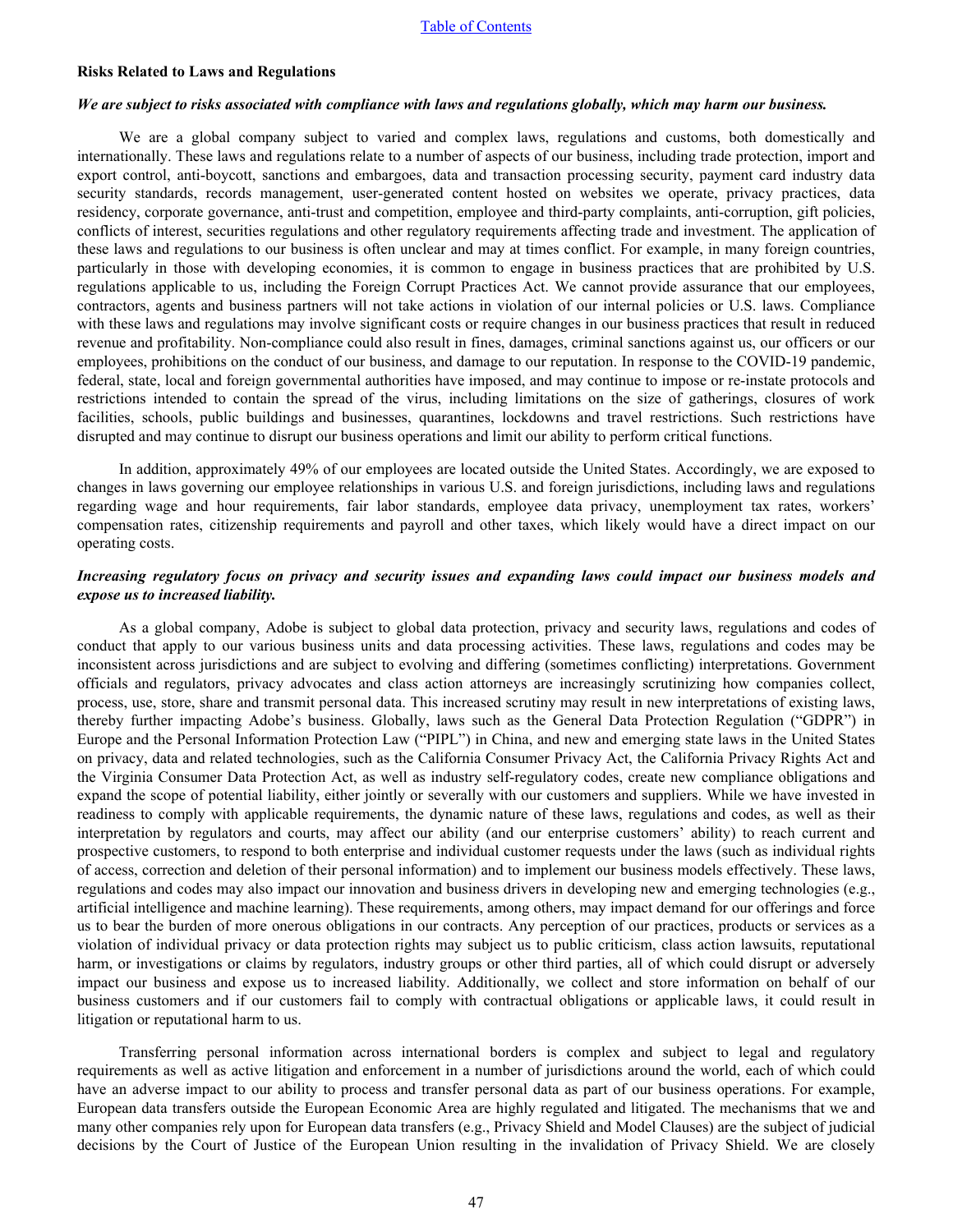**Risks Related to Laws and Regulations**

***We are subject to risks associated with compliance with laws and regulations globally, which may harm our business.***

We are a global company subject to varied and complex laws, regulations and customs, both domestically and internationally. These laws and regulations relate to a number of aspects of our business, including trade protection, import and export control, anti-boycott, sanctions and embargoes, data and transaction processing security, payment card industry data security standards, records management, user-generated content hosted on websites we operate, privacy practices, data residency, corporate governance, anti-trust and competition, employee and third-party complaints, anti-corruption, gift policies, conflicts of interest, securities regulations and other regulatory requirements affecting trade and investment. The application of these laws and regulations to our business is often unclear and may at times conflict. For example, in many foreign countries, particularly in those with developing economies, it is common to engage in business practices that are prohibited by U.S. regulations applicable to us, including the Foreign Corrupt Practices Act. We cannot provide assurance that our employees, contractors, agents and business partners will not take actions in violation of our internal policies or U.S. laws. Compliance with these laws and regulations may involve significant costs or require changes in our business practices that result in reduced revenue and profitability. Non-compliance could also result in fines, damages, criminal sanctions against us, our officers or our employees, prohibitions on the conduct of our business, and damage to our reputation. In response to the COVID-19 pandemic, federal, state, local and foreign governmental authorities have imposed, and may continue to impose or re-instate protocols and restrictions intended to contain the spread of the virus, including limitations on the size of gatherings, closures of work facilities, schools, public buildings and businesses, quarantines, lockdowns and travel restrictions. Such restrictions have disrupted and may continue to disrupt our business operations and limit our ability to perform critical functions.

In addition, approximately 49% of our employees are located outside the United States. Accordingly, we are exposed to changes in laws governing our employee relationships in various U.S. and foreign jurisdictions, including laws and regulations regarding wage and hour requirements, fair labor standards, employee data privacy, unemployment tax rates, workers' compensation rates, citizenship requirements and payroll and other taxes, which likely would have a direct impact on our operating costs.

***Increasing regulatory focus on privacy and security issues and expanding laws could impact our business models and expose us to increased liability.***

As a global company, Adobe is subject to global data protection, privacy and security laws, regulations and codes of conduct that apply to our various business units and data processing activities. These laws, regulations and codes may be inconsistent across jurisdictions and are subject to evolving and differing (sometimes conflicting) interpretations. Government officials and regulators, privacy advocates and class action attorneys are increasingly scrutinizing how companies collect, process, use, store, share and transmit personal data. This increased scrutiny may result in new interpretations of existing laws, thereby further impacting Adobe's business. Globally, laws such as the General Data Protection Regulation ("GDPR") in Europe and the Personal Information Protection Law ("PIPL") in China, and new and emerging state laws in the United States on privacy, data and related technologies, such as the California Consumer Privacy Act, the California Privacy Rights Act and the Virginia Consumer Data Protection Act, as well as industry self-regulatory codes, create new compliance obligations and expand the scope of potential liability, either jointly or severally with our customers and suppliers. While we have invested in readiness to comply with applicable requirements, the dynamic nature of these laws, regulations and codes, as well as their interpretation by regulators and courts, may affect our ability (and our enterprise customers' ability) to reach current and prospective customers, to respond to both enterprise and individual customer requests under the laws (such as individual rights of access, correction and deletion of their personal information) and to implement our business models effectively. These laws, regulations and codes may also impact our innovation and business drivers in developing new and emerging technologies (e.g., artificial intelligence and machine learning). These requirements, among others, may impact demand for our offerings and force us to bear the burden of more onerous obligations in our contracts. Any perception of our practices, products or services as a violation of individual privacy or data protection rights may subject us to public criticism, class action lawsuits, reputational harm, or investigations or claims by regulators, industry groups or other third parties, all of which could disrupt or adversely impact our business and expose us to increased liability. Additionally, we collect and store information on behalf of our business customers and if our customers fail to comply with contractual obligations or applicable laws, it could result in litigation or reputational harm to us.

Transferring personal information across international borders is complex and subject to legal and regulatory requirements as well as active litigation and enforcement in a number of jurisdictions around the world, each of which could have an adverse impact to our ability to process and transfer personal data as part of our business operations. For example, European data transfers outside the European Economic Area are highly regulated and litigated. The mechanisms that we and many other companies rely upon for European data transfers (e.g., Privacy Shield and Model Clauses) are the subject of judicial decisions by the Court of Justice of the European Union resulting in the invalidation of Privacy Shield. We are closely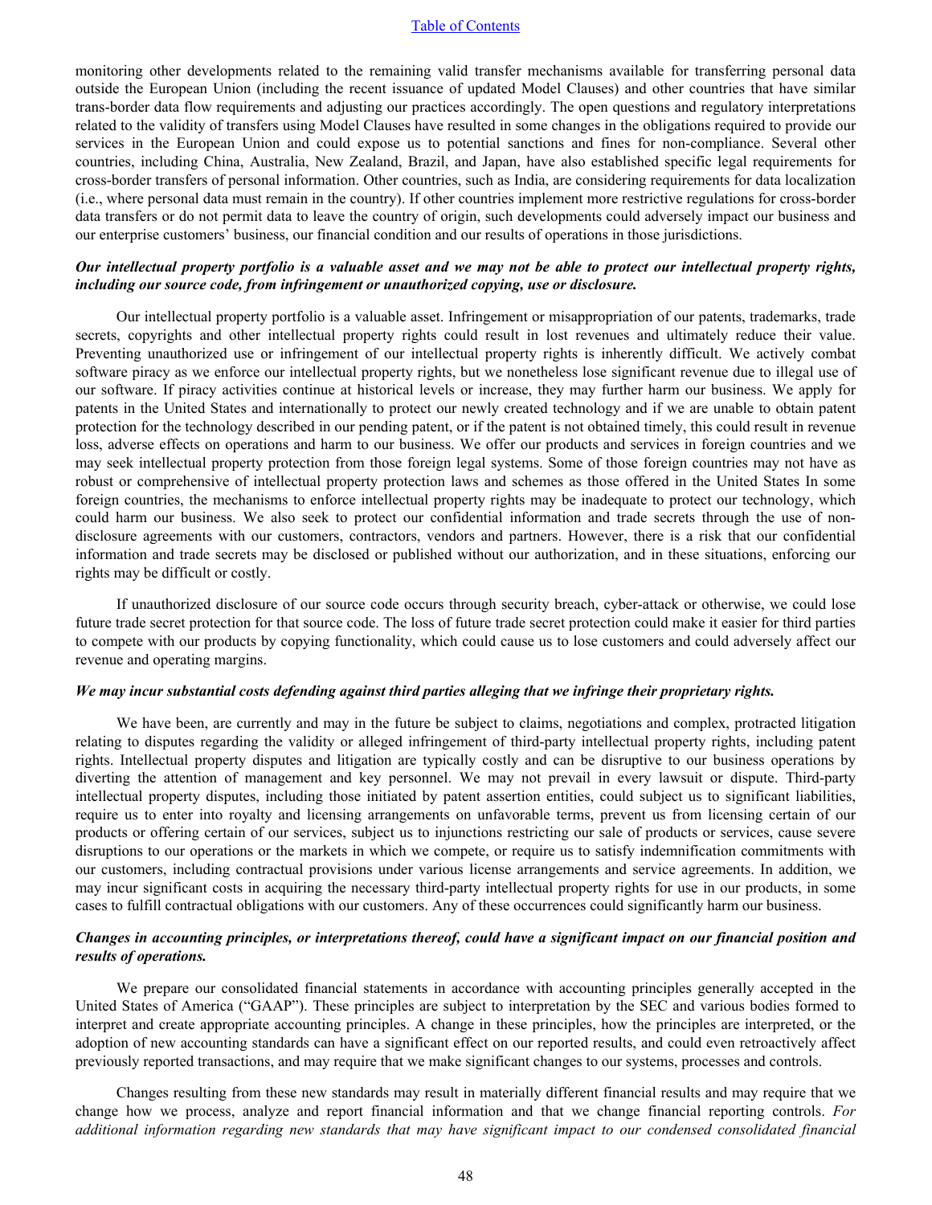monitoring other developments related to the remaining valid transfer mechanisms available for transferring personal data outside the European Union (including the recent issuance of updated Model Clauses) and other countries that have similar trans-border data flow requirements and adjusting our practices accordingly. The open questions and regulatory interpretations related to the validity of transfers using Model Clauses have resulted in some changes in the obligations required to provide our services in the European Union and could expose us to potential sanctions and fines for non-compliance. Several other countries, including China, Australia, New Zealand, Brazil, and Japan, have also established specific legal requirements for cross-border transfers of personal information. Other countries, such as India, are considering requirements for data localization (i.e., where personal data must remain in the country). If other countries implement more restrictive regulations for cross-border data transfers or do not permit data to leave the country of origin, such developments could adversely impact our business and our enterprise customers' business, our financial condition and our results of operations in those jurisdictions.

***Our intellectual property portfolio is a valuable asset and we may not be able to protect our intellectual property rights, including our source code, from infringement or unauthorized copying, use or disclosure.***

Our intellectual property portfolio is a valuable asset. Infringement or misappropriation of our patents, trademarks, trade secrets, copyrights and other intellectual property rights could result in lost revenues and ultimately reduce their value. Preventing unauthorized use or infringement of our intellectual property rights is inherently difficult. We actively combat software piracy as we enforce our intellectual property rights, but we nonetheless lose significant revenue due to illegal use of our software. If piracy activities continue at historical levels or increase, they may further harm our business. We apply for patents in the United States and internationally to protect our newly created technology and if we are unable to obtain patent protection for the technology described in our pending patent, or if the patent is not obtained timely, this could result in revenue loss, adverse effects on operations and harm to our business. We offer our products and services in foreign countries and we may seek intellectual property protection from those foreign legal systems. Some of those foreign countries may not have as robust or comprehensive of intellectual property protection laws and schemes as those offered in the United States In some foreign countries, the mechanisms to enforce intellectual property rights may be inadequate to protect our technology, which could harm our business. We also seek to protect our confidential information and trade secrets through the use of non-disclosure agreements with our customers, contractors, vendors and partners. However, there is a risk that our confidential information and trade secrets may be disclosed or published without our authorization, and in these situations, enforcing our rights may be difficult or costly.

If unauthorized disclosure of our source code occurs through security breach, cyber-attack or otherwise, we could lose future trade secret protection for that source code. The loss of future trade secret protection could make it easier for third parties to compete with our products by copying functionality, which could cause us to lose customers and could adversely affect our revenue and operating margins.

***We may incur substantial costs defending against third parties alleging that we infringe their proprietary rights.***

We have been, are currently and may in the future be subject to claims, negotiations and complex, protracted litigation relating to disputes regarding the validity or alleged infringement of third-party intellectual property rights, including patent rights. Intellectual property disputes and litigation are typically costly and can be disruptive to our business operations by diverting the attention of management and key personnel. We may not prevail in every lawsuit or dispute. Third-party intellectual property disputes, including those initiated by patent assertion entities, could subject us to significant liabilities, require us to enter into royalty and licensing arrangements on unfavorable terms, prevent us from licensing certain of our products or offering certain of our services, subject us to injunctions restricting our sale of products or services, cause severe disruptions to our operations or the markets in which we compete, or require us to satisfy indemnification commitments with our customers, including contractual provisions under various license arrangements and service agreements. In addition, we may incur significant costs in acquiring the necessary third-party intellectual property rights for use in our products, in some cases to fulfill contractual obligations with our customers. Any of these occurrences could significantly harm our business.

***Changes in accounting principles, or interpretations thereof, could have a significant impact on our financial position and results of operations.***

We prepare our consolidated financial statements in accordance with accounting principles generally accepted in the United States of America ("GAAP"). These principles are subject to interpretation by the SEC and various bodies formed to interpret and create appropriate accounting principles. A change in these principles, how the principles are interpreted, or the adoption of new accounting standards can have a significant effect on our reported results, and could even retroactively affect previously reported transactions, and may require that we make significant changes to our systems, processes and controls.

Changes resulting from these new standards may result in materially different financial results and may require that we change how we process, analyze and report financial information and that we change financial reporting controls. *For additional information regarding new standards that may have significant impact to our condensed consolidated financial*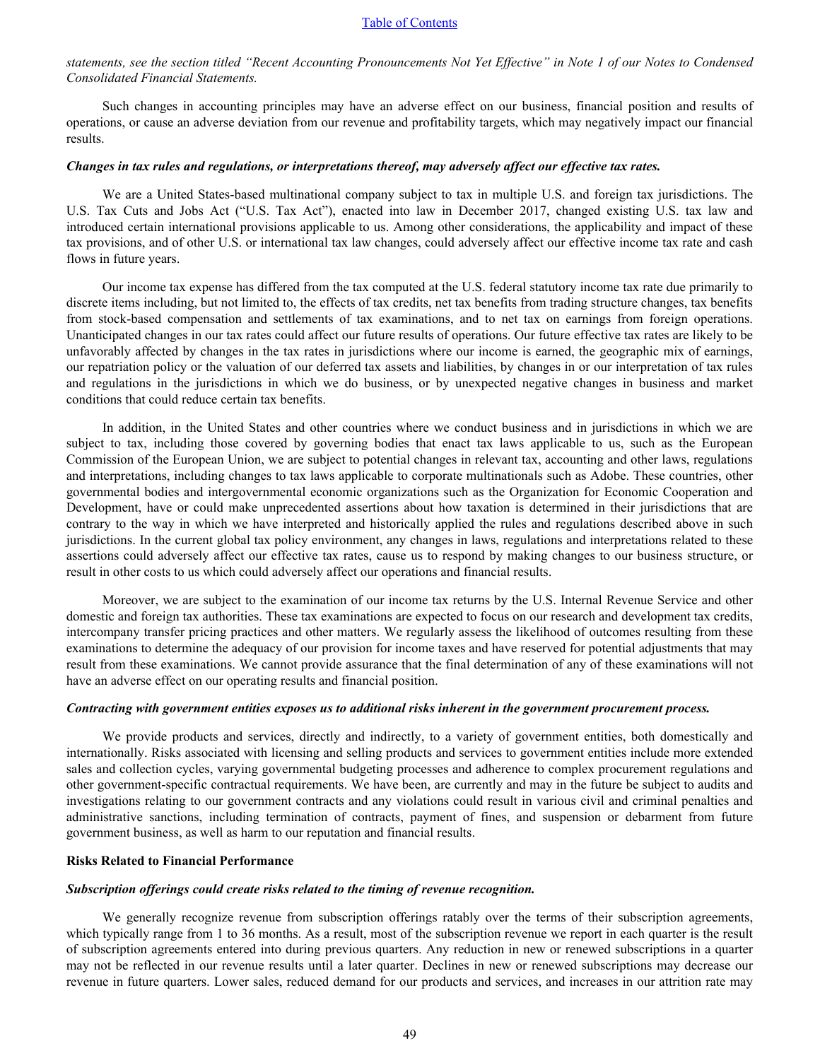*statements, see the section titled "Recent Accounting Pronouncements Not Yet Effective" in Note 1 of our Notes to Condensed Consolidated Financial Statements.*

Such changes in accounting principles may have an adverse effect on our business, financial position and results of operations, or cause an adverse deviation from our revenue and profitability targets, which may negatively impact our financial results.

***Changes in tax rules and regulations, or interpretations thereof, may adversely affect our effective tax rates.***

We are a United States-based multinational company subject to tax in multiple U.S. and foreign tax jurisdictions. The U.S. Tax Cuts and Jobs Act ("U.S. Tax Act"), enacted into law in December 2017, changed existing U.S. tax law and introduced certain international provisions applicable to us. Among other considerations, the applicability and impact of these tax provisions, and of other U.S. or international tax law changes, could adversely affect our effective income tax rate and cash flows in future years.

Our income tax expense has differed from the tax computed at the U.S. federal statutory income tax rate due primarily to discrete items including, but not limited to, the effects of tax credits, net tax benefits from trading structure changes, tax benefits from stock-based compensation and settlements of tax examinations, and to net tax on earnings from foreign operations. Unanticipated changes in our tax rates could affect our future results of operations. Our future effective tax rates are likely to be unfavorably affected by changes in the tax rates in jurisdictions where our income is earned, the geographic mix of earnings, our repatriation policy or the valuation of our deferred tax assets and liabilities, by changes in or our interpretation of tax rules and regulations in the jurisdictions in which we do business, or by unexpected negative changes in business and market conditions that could reduce certain tax benefits.

In addition, in the United States and other countries where we conduct business and in jurisdictions in which we are subject to tax, including those covered by governing bodies that enact tax laws applicable to us, such as the European Commission of the European Union, we are subject to potential changes in relevant tax, accounting and other laws, regulations and interpretations, including changes to tax laws applicable to corporate multinationals such as Adobe. These countries, other governmental bodies and intergovernmental economic organizations such as the Organization for Economic Cooperation and Development, have or could make unprecedented assertions about how taxation is determined in their jurisdictions that are contrary to the way in which we have interpreted and historically applied the rules and regulations described above in such jurisdictions. In the current global tax policy environment, any changes in laws, regulations and interpretations related to these assertions could adversely affect our effective tax rates, cause us to respond by making changes to our business structure, or result in other costs to us which could adversely affect our operations and financial results.

Moreover, we are subject to the examination of our income tax returns by the U.S. Internal Revenue Service and other domestic and foreign tax authorities. These tax examinations are expected to focus on our research and development tax credits, intercompany transfer pricing practices and other matters. We regularly assess the likelihood of outcomes resulting from these examinations to determine the adequacy of our provision for income taxes and have reserved for potential adjustments that may result from these examinations. We cannot provide assurance that the final determination of any of these examinations will not have an adverse effect on our operating results and financial position.

***Contracting with government entities exposes us to additional risks inherent in the government procurement process.***

We provide products and services, directly and indirectly, to a variety of government entities, both domestically and internationally. Risks associated with licensing and selling products and services to government entities include more extended sales and collection cycles, varying governmental budgeting processes and adherence to complex procurement regulations and other government-specific contractual requirements. We have been, are currently and may in the future be subject to audits and investigations relating to our government contracts and any violations could result in various civil and criminal penalties and administrative sanctions, including termination of contracts, payment of fines, and suspension or debarment from future government business, as well as harm to our reputation and financial results.

**Risks Related to Financial Performance**

***Subscription offerings could create risks related to the timing of revenue recognition.***

We generally recognize revenue from subscription offerings ratably over the terms of their subscription agreements, which typically range from 1 to 36 months. As a result, most of the subscription revenue we report in each quarter is the result of subscription agreements entered into during previous quarters. Any reduction in new or renewed subscriptions in a quarter may not be reflected in our revenue results until a later quarter. Declines in new or renewed subscriptions may decrease our revenue in future quarters. Lower sales, reduced demand for our products and services, and increases in our attrition rate may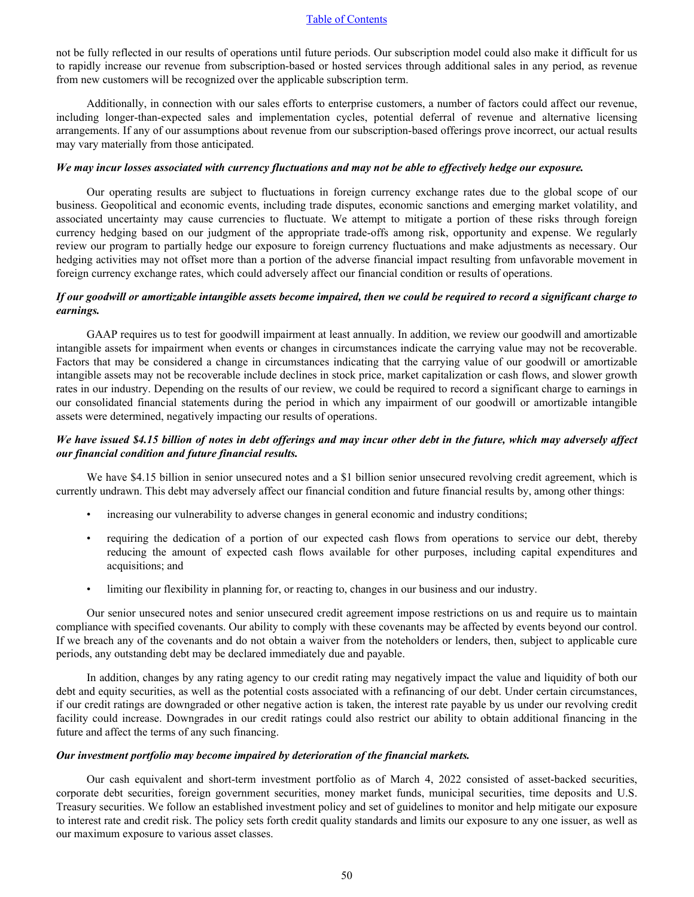not be fully reflected in our results of operations until future periods. Our subscription model could also make it difficult for us to rapidly increase our revenue from subscription-based or hosted services through additional sales in any period, as revenue from new customers will be recognized over the applicable subscription term.

Additionally, in connection with our sales efforts to enterprise customers, a number of factors could affect our revenue, including longer-than-expected sales and implementation cycles, potential deferral of revenue and alternative licensing arrangements. If any of our assumptions about revenue from our subscription-based offerings prove incorrect, our actual results may vary materially from those anticipated.

***We may incur losses associated with currency fluctuations and may not be able to effectively hedge our exposure.***

Our operating results are subject to fluctuations in foreign currency exchange rates due to the global scope of our business. Geopolitical and economic events, including trade disputes, economic sanctions and emerging market volatility, and associated uncertainty may cause currencies to fluctuate. We attempt to mitigate a portion of these risks through foreign currency hedging based on our judgment of the appropriate trade-offs among risk, opportunity and expense. We regularly review our program to partially hedge our exposure to foreign currency fluctuations and make adjustments as necessary. Our hedging activities may not offset more than a portion of the adverse financial impact resulting from unfavorable movement in foreign currency exchange rates, which could adversely affect our financial condition or results of operations.

***If our goodwill or amortizable intangible assets become impaired, then we could be required to record a significant charge to earnings.***

GAAP requires us to test for goodwill impairment at least annually. In addition, we review our goodwill and amortizable intangible assets for impairment when events or changes in circumstances indicate the carrying value may not be recoverable. Factors that may be considered a change in circumstances indicating that the carrying value of our goodwill or amortizable intangible assets may not be recoverable include declines in stock price, market capitalization or cash flows, and slower growth rates in our industry. Depending on the results of our review, we could be required to record a significant charge to earnings in our consolidated financial statements during the period in which any impairment of our goodwill or amortizable intangible assets were determined, negatively impacting our results of operations.

***We have issued $4.15 billion of notes in debt offerings and may incur other debt in the future, which may adversely affect our financial condition and future financial results.***

We have $4.15 billion in senior unsecured notes and a $1 billion senior unsecured revolving credit agreement, which is currently undrawn. This debt may adversely affect our financial condition and future financial results by, among other things:

- increasing our vulnerability to adverse changes in general economic and industry conditions;
- requiring the dedication of a portion of our expected cash flows from operations to service our debt, thereby reducing the amount of expected cash flows available for other purposes, including capital expenditures and acquisitions; and
- limiting our flexibility in planning for, or reacting to, changes in our business and our industry.

Our senior unsecured notes and senior unsecured credit agreement impose restrictions on us and require us to maintain compliance with specified covenants. Our ability to comply with these covenants may be affected by events beyond our control. If we breach any of the covenants and do not obtain a waiver from the noteholders or lenders, then, subject to applicable cure periods, any outstanding debt may be declared immediately due and payable.

In addition, changes by any rating agency to our credit rating may negatively impact the value and liquidity of both our debt and equity securities, as well as the potential costs associated with a refinancing of our debt. Under certain circumstances, if our credit ratings are downgraded or other negative action is taken, the interest rate payable by us under our revolving credit facility could increase. Downgrades in our credit ratings could also restrict our ability to obtain additional financing in the future and affect the terms of any such financing.

***Our investment portfolio may become impaired by deterioration of the financial markets.***

Our cash equivalent and short-term investment portfolio as of March 4, 2022 consisted of asset-backed securities, corporate debt securities, foreign government securities, money market funds, municipal securities, time deposits and U.S. Treasury securities. We follow an established investment policy and set of guidelines to monitor and help mitigate our exposure to interest rate and credit risk. The policy sets forth credit quality standards and limits our exposure to any one issuer, as well as our maximum exposure to various asset classes.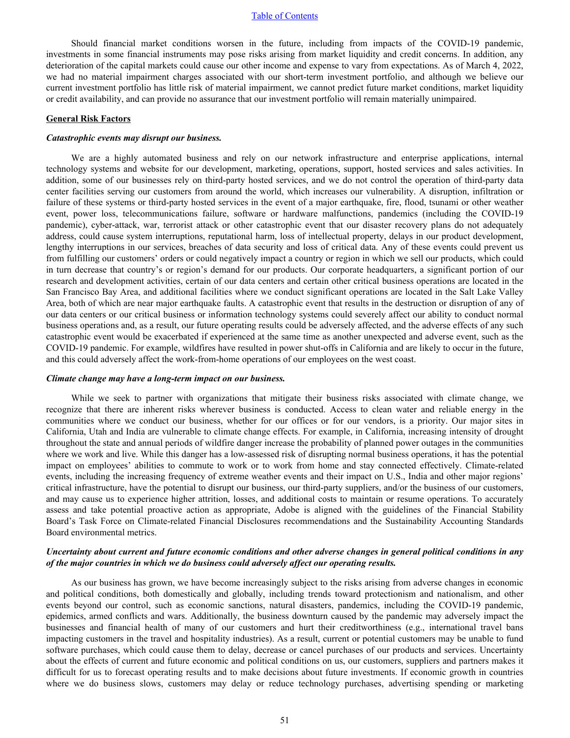Should financial market conditions worsen in the future, including from impacts of the COVID-19 pandemic, investments in some financial instruments may pose risks arising from market liquidity and credit concerns. In addition, any deterioration of the capital markets could cause our other income and expense to vary from expectations. As of March 4, 2022, we had no material impairment charges associated with our short-term investment portfolio, and although we believe our current investment portfolio has little risk of material impairment, we cannot predict future market conditions, market liquidity or credit availability, and can provide no assurance that our investment portfolio will remain materially unimpaired.

**General Risk Factors**

***Catastrophic events may disrupt our business.***

We are a highly automated business and rely on our network infrastructure and enterprise applications, internal technology systems and website for our development, marketing, operations, support, hosted services and sales activities. In addition, some of our businesses rely on third-party hosted services, and we do not control the operation of third-party data center facilities serving our customers from around the world, which increases our vulnerability. A disruption, infiltration or failure of these systems or third-party hosted services in the event of a major earthquake, fire, flood, tsunami or other weather event, power loss, telecommunications failure, software or hardware malfunctions, pandemics (including the COVID-19 pandemic), cyber-attack, war, terrorist attack or other catastrophic event that our disaster recovery plans do not adequately address, could cause system interruptions, reputational harm, loss of intellectual property, delays in our product development, lengthy interruptions in our services, breaches of data security and loss of critical data. Any of these events could prevent us from fulfilling our customers' orders or could negatively impact a country or region in which we sell our products, which could in turn decrease that country's or region's demand for our products. Our corporate headquarters, a significant portion of our research and development activities, certain of our data centers and certain other critical business operations are located in the San Francisco Bay Area, and additional facilities where we conduct significant operations are located in the Salt Lake Valley Area, both of which are near major earthquake faults. A catastrophic event that results in the destruction or disruption of any of our data centers or our critical business or information technology systems could severely affect our ability to conduct normal business operations and, as a result, our future operating results could be adversely affected, and the adverse effects of any such catastrophic event would be exacerbated if experienced at the same time as another unexpected and adverse event, such as the COVID-19 pandemic. For example, wildfires have resulted in power shut-offs in California and are likely to occur in the future, and this could adversely affect the work-from-home operations of our employees on the west coast.

***Climate change may have a long-term impact on our business.***

While we seek to partner with organizations that mitigate their business risks associated with climate change, we recognize that there are inherent risks wherever business is conducted. Access to clean water and reliable energy in the communities where we conduct our business, whether for our offices or for our vendors, is a priority. Our major sites in California, Utah and India are vulnerable to climate change effects. For example, in California, increasing intensity of drought throughout the state and annual periods of wildfire danger increase the probability of planned power outages in the communities where we work and live. While this danger has a low-assessed risk of disrupting normal business operations, it has the potential impact on employees' abilities to commute to work or to work from home and stay connected effectively. Climate-related events, including the increasing frequency of extreme weather events and their impact on U.S., India and other major regions' critical infrastructure, have the potential to disrupt our business, our third-party suppliers, and/or the business of our customers, and may cause us to experience higher attrition, losses, and additional costs to maintain or resume operations. To accurately assess and take potential proactive action as appropriate, Adobe is aligned with the guidelines of the Financial Stability Board's Task Force on Climate-related Financial Disclosures recommendations and the Sustainability Accounting Standards Board environmental metrics.

***Uncertainty about current and future economic conditions and other adverse changes in general political conditions in any of the major countries in which we do business could adversely affect our operating results.***

As our business has grown, we have become increasingly subject to the risks arising from adverse changes in economic and political conditions, both domestically and globally, including trends toward protectionism and nationalism, and other events beyond our control, such as economic sanctions, natural disasters, pandemics, including the COVID-19 pandemic, epidemics, armed conflicts and wars. Additionally, the business downturn caused by the pandemic may adversely impact the businesses and financial health of many of our customers and hurt their creditworthiness (e.g., international travel bans impacting customers in the travel and hospitality industries). As a result, current or potential customers may be unable to fund software purchases, which could cause them to delay, decrease or cancel purchases of our products and services. Uncertainty about the effects of current and future economic and political conditions on us, our customers, suppliers and partners makes it difficult for us to forecast operating results and to make decisions about future investments. If economic growth in countries where we do business slows, customers may delay or reduce technology purchases, advertising spending or marketing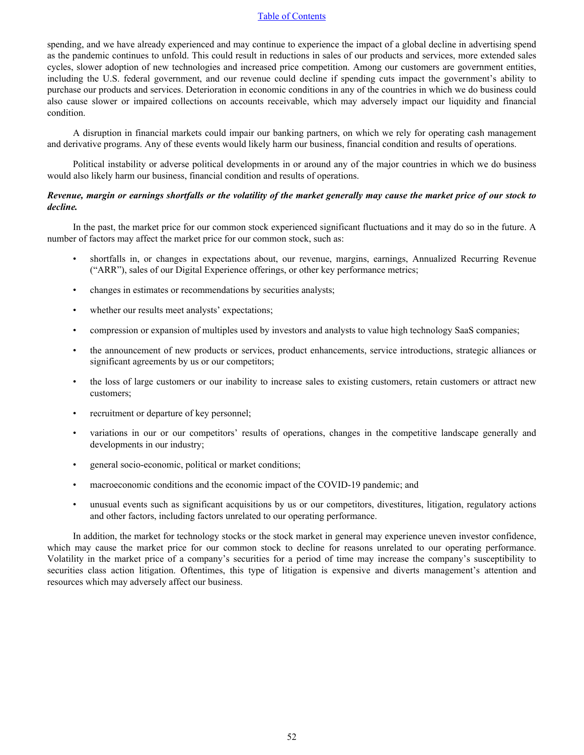spending, and we have already experienced and may continue to experience the impact of a global decline in advertising spend as the pandemic continues to unfold. This could result in reductions in sales of our products and services, more extended sales cycles, slower adoption of new technologies and increased price competition. Among our customers are government entities, including the U.S. federal government, and our revenue could decline if spending cuts impact the government's ability to purchase our products and services. Deterioration in economic conditions in any of the countries in which we do business could also cause slower or impaired collections on accounts receivable, which may adversely impact our liquidity and financial condition.

A disruption in financial markets could impair our banking partners, on which we rely for operating cash management and derivative programs. Any of these events would likely harm our business, financial condition and results of operations.

Political instability or adverse political developments in or around any of the major countries in which we do business would also likely harm our business, financial condition and results of operations.

***Revenue, margin or earnings shortfalls or the volatility of the market generally may cause the market price of our stock to decline.***

In the past, the market price for our common stock experienced significant fluctuations and it may do so in the future. A number of factors may affect the market price for our common stock, such as:

- shortfalls in, or changes in expectations about, our revenue, margins, earnings, Annualized Recurring Revenue ("ARR"), sales of our Digital Experience offerings, or other key performance metrics;
- changes in estimates or recommendations by securities analysts;
- whether our results meet analysts' expectations;
- compression or expansion of multiples used by investors and analysts to value high technology SaaS companies;
- the announcement of new products or services, product enhancements, service introductions, strategic alliances or significant agreements by us or our competitors;
- the loss of large customers or our inability to increase sales to existing customers, retain customers or attract new customers;
- recruitment or departure of key personnel;
- variations in our or our competitors' results of operations, changes in the competitive landscape generally and developments in our industry;
- general socio-economic, political or market conditions;
- macroeconomic conditions and the economic impact of the COVID-19 pandemic; and
- unusual events such as significant acquisitions by us or our competitors, divestitures, litigation, regulatory actions and other factors, including factors unrelated to our operating performance.

In addition, the market for technology stocks or the stock market in general may experience uneven investor confidence, which may cause the market price for our common stock to decline for reasons unrelated to our operating performance. Volatility in the market price of a company's securities for a period of time may increase the company's susceptibility to securities class action litigation. Oftentimes, this type of litigation is expensive and diverts management's attention and resources which may adversely affect our business.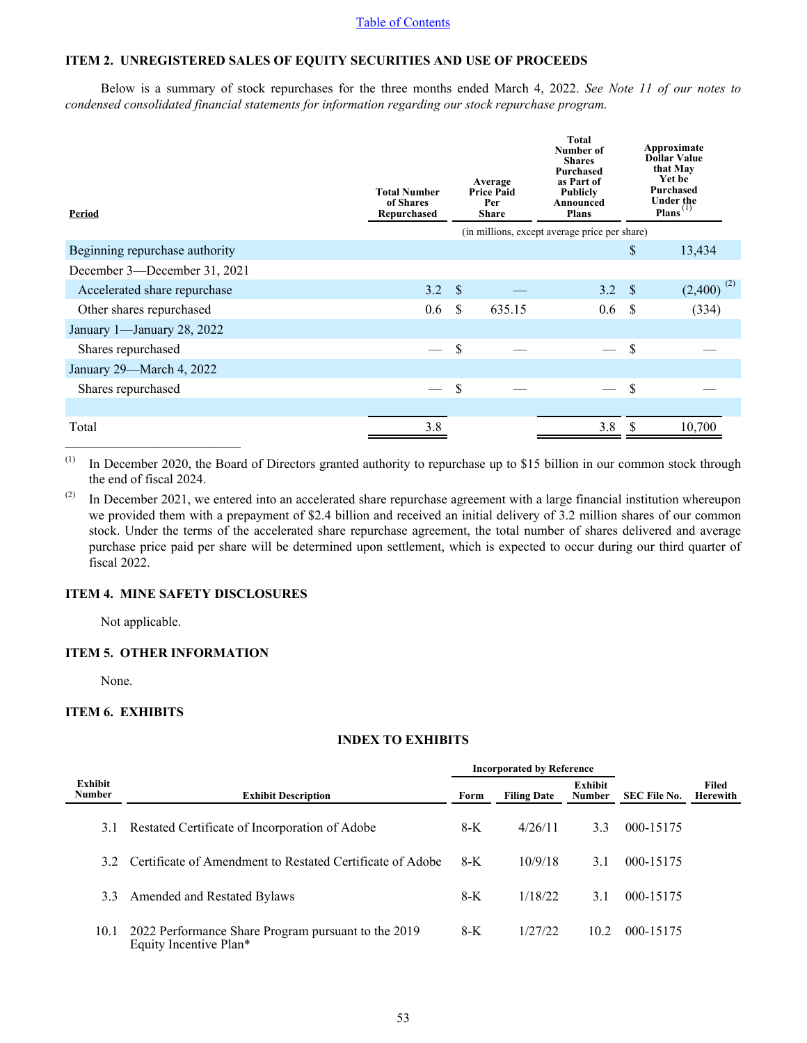### ITEM 2. UNREGISTERED SALES OF EQUITY SECURITIES AND USE OF PROCEEDS

Below is a summary of stock repurchases for the three months ended March 4, 2022. *See Note 11 of our notes to condensed consolidated financial statements for information regarding our stock repurchase program.*

| Period | Total Number of Shares Repurchased | Average Price Paid Per Share | Total Number of Shares Purchased as Part of Publicly Announced Plans | Approximate Dollar Value that May Yet be Purchased Under the Plans [(1)] |
|---|---|---|---|---|
| | (in millions, except average price per share) | | | |
| Beginning repurchase authority | | | | $ 13,434 |
| December 3—December 31, 2021 | | | | |
| Accelerated share repurchase | 3.2 | $ — | 3.2 | $ (2,400) [(2)] |
| Other shares repurchased | 0.6 | $ 635.15 | 0.6 | $ (334) |
| January 1—January 28, 2022 | | | | |
| Shares repurchased | — | $ — | — | $ — |
| January 29—March 4, 2022 | | | | |
| Shares repurchased | — | $ — | — | $ — |
| Total | 3.8 | | 3.8 | $ 10,700 |

(1) In December 2020, the Board of Directors granted authority to repurchase up to $15 billion in our common stock through the end of fiscal 2024.

(2) In December 2021, we entered into an accelerated share repurchase agreement with a large financial institution whereupon we provided them with a prepayment of $2.4 billion and received an initial delivery of 3.2 million shares of our common stock. Under the terms of the accelerated share repurchase agreement, the total number of shares delivered and average purchase price paid per share will be determined upon settlement, which is expected to occur during our third quarter of fiscal 2022.

### ITEM 4. MINE SAFETY DISCLOSURES

Not applicable.

### ITEM 5. OTHER INFORMATION

None.

### ITEM 6. EXHIBITS

#### INDEX TO EXHIBITS

| Exhibit Number | Exhibit Description | Incorporated by Reference | | | | Filed Herewith |
|---|---|---|---|---|---|---|
| | | Form | Filing Date | Exhibit Number | SEC File No. | |
| 3.1 | Restated Certificate of Incorporation of Adobe | 8-K | 4/26/11 | 3.3 | 000-15175 | |
| 3.2 | Certificate of Amendment to Restated Certificate of Adobe | 8-K | 10/9/18 | 3.1 | 000-15175 | |
| 3.3 | Amended and Restated Bylaws | 8-K | 1/18/22 | 3.1 | 000-15175 | |
| 10.1 | 2022 Performance Share Program pursuant to the 2019 Equity Incentive Plan* | 8-K | 1/27/22 | 10.2 | 000-15175 | |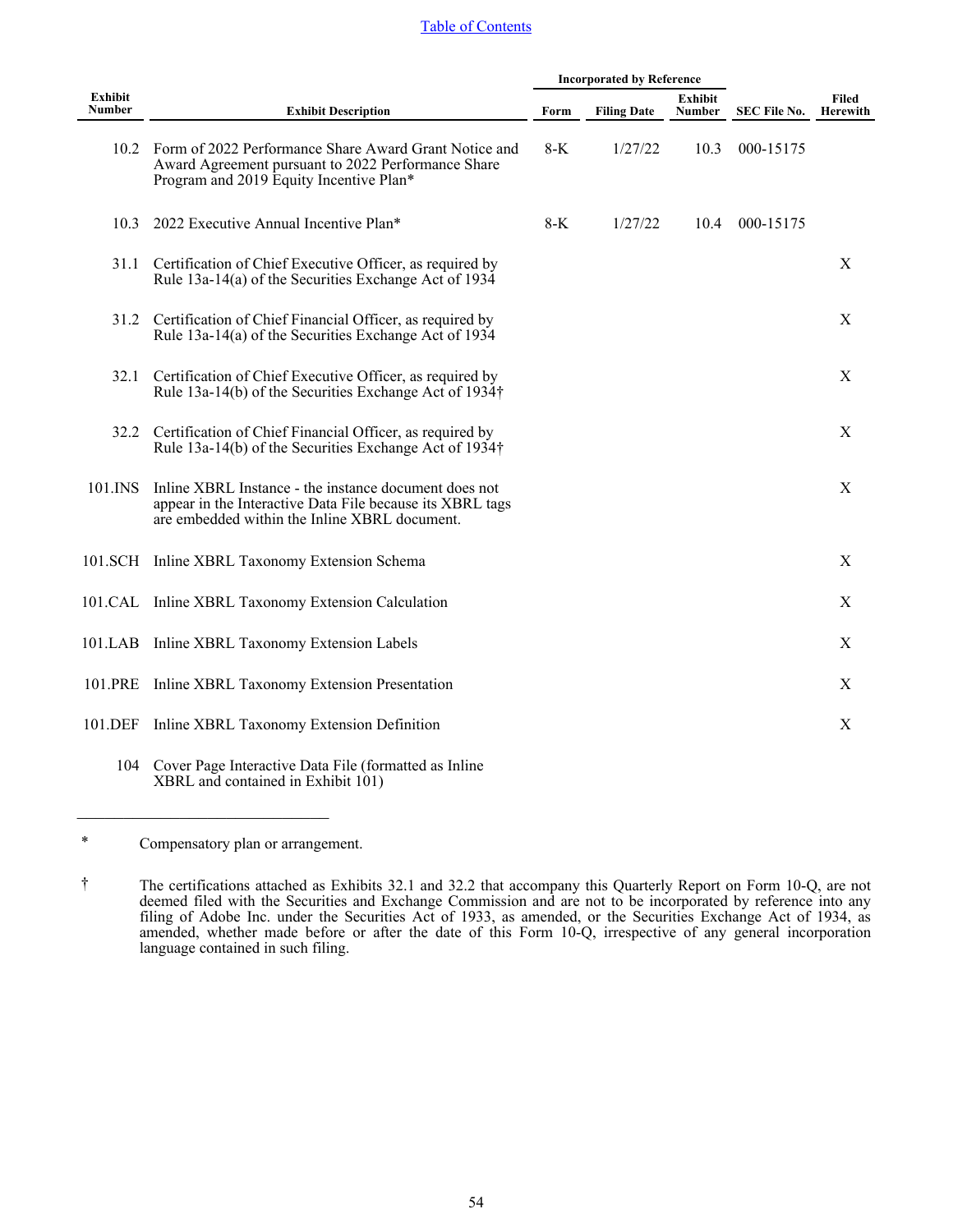[Table of Contents](#)

| Exhibit Number | Exhibit Description | Incorporated by Reference | | | | Filed Herewith |
|---|---|---|---|---|---|---|
| | | Form | Filing Date | Exhibit Number | SEC File No. | |
| 10.2 | Form of 2022 Performance Share Award Grant Notice and Award Agreement pursuant to 2022 Performance Share Program and 2019 Equity Incentive Plan* | 8-K | 1/27/22 | 10.3 | 000-15175 | |
| 10.3 | 2022 Executive Annual Incentive Plan* | 8-K | 1/27/22 | 10.4 | 000-15175 | |
| 31.1 | Certification of Chief Executive Officer, as required by Rule 13a-14(a) of the Securities Exchange Act of 1934 | | | | | X |
| 31.2 | Certification of Chief Financial Officer, as required by Rule 13a-14(a) of the Securities Exchange Act of 1934 | | | | | X |
| 32.1 | Certification of Chief Executive Officer, as required by Rule 13a-14(b) of the Securities Exchange Act of 1934† | | | | | X |
| 32.2 | Certification of Chief Financial Officer, as required by Rule 13a-14(b) of the Securities Exchange Act of 1934† | | | | | X |
| 101.INS | Inline XBRL Instance - the instance document does not appear in the Interactive Data File because its XBRL tags are embedded within the Inline XBRL document. | | | | | X |
| 101.SCH | Inline XBRL Taxonomy Extension Schema | | | | | X |
| 101.CAL | Inline XBRL Taxonomy Extension Calculation | | | | | X |
| 101.LAB | Inline XBRL Taxonomy Extension Labels | | | | | X |
| 101.PRE | Inline XBRL Taxonomy Extension Presentation | | | | | X |
| 101.DEF | Inline XBRL Taxonomy Extension Definition | | | | | X |
| 104 | Cover Page Interactive Data File (formatted as Inline XBRL and contained in Exhibit 101) | | | | | |

---

\* Compensatory plan or arrangement.

† The certifications attached as Exhibits 32.1 and 32.2 that accompany this Quarterly Report on Form 10-Q, are not deemed filed with the Securities and Exchange Commission and are not to be incorporated by reference into any filing of Adobe Inc. under the Securities Act of 1933, as amended, or the Securities Exchange Act of 1934, as amended, whether made before or after the date of this Form 10-Q, irrespective of any general incorporation language contained in such filing.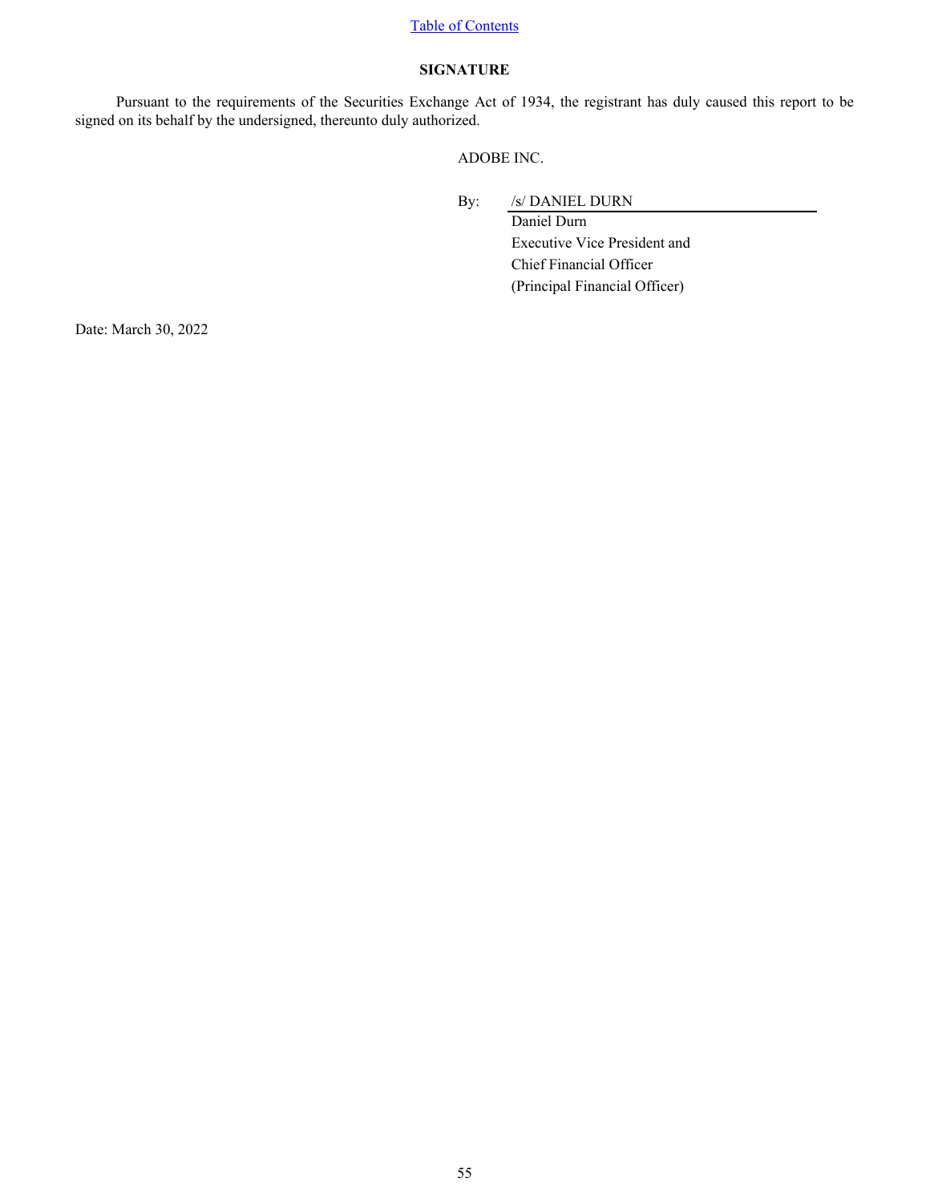## SIGNATURE

Pursuant to the requirements of the Securities Exchange Act of 1934, the registrant has duly caused this report to be signed on its behalf by the undersigned, thereunto duly authorized.

ADOBE INC.

By: /s/ DANIEL DURN

Daniel Durn
Executive Vice President and
Chief Financial Officer
(Principal Financial Officer)

Date: March 30, 2022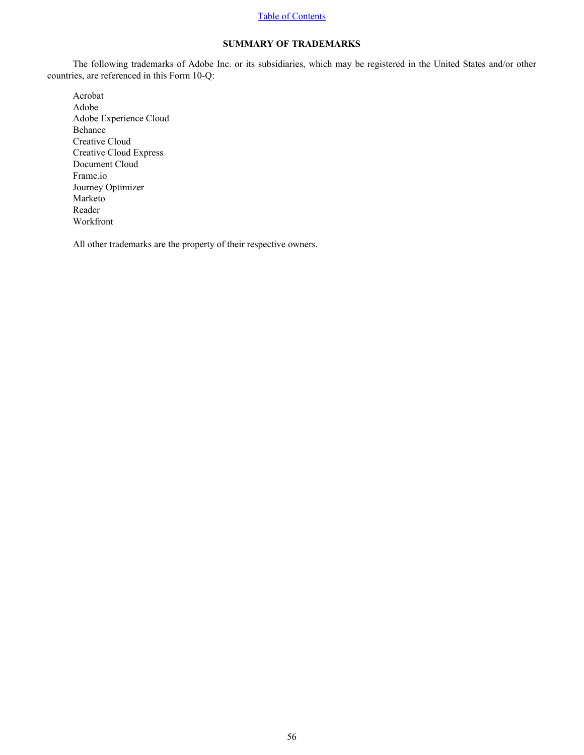## SUMMARY OF TRADEMARKS

The following trademarks of Adobe Inc. or its subsidiaries, which may be registered in the United States and/or other countries, are referenced in this Form 10-Q:

Acrobat
Adobe
Adobe Experience Cloud
Behance
Creative Cloud
Creative Cloud Express
Document Cloud
Frame.io
Journey Optimizer
Marketo
Reader
Workfront

All other trademarks are the property of their respective owners.